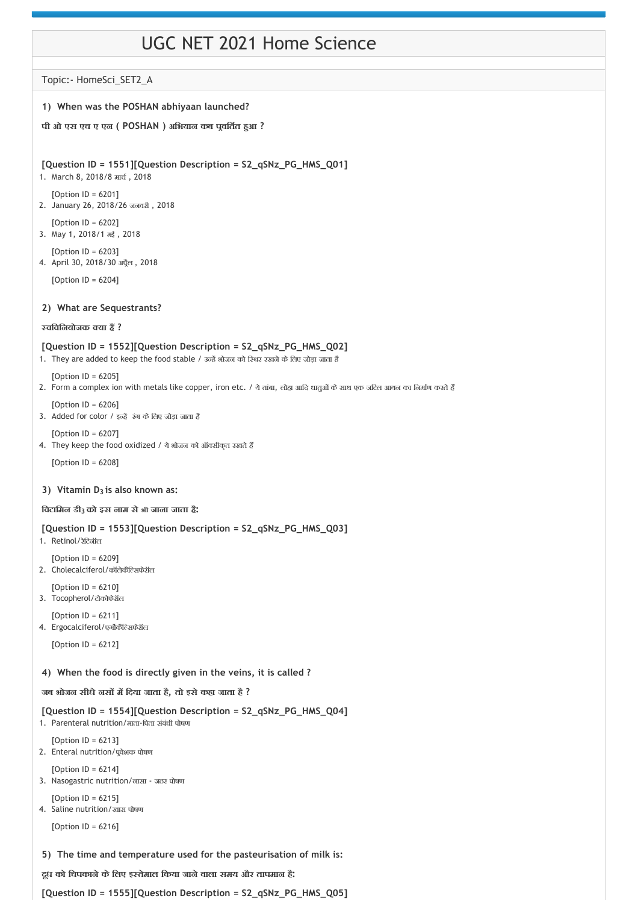# UGC NET 2021 Home Science

Topic:- HomeSci_SET2_A

**1) When was the POSHAN abhiyaan launched?**

**पी ओ एस एच ए एन ( POSHAN ) अभियान कब प्रवर्तित हुआ ?**

**[Question ID = 1551][Question Description = S2_qSNz_PG_HMS_Q01]**

1. March 8, 2018/8 मार्च , 2018

   [Option ID = 6201]
2. January 26, 2018/26 जनवरी , 2018

   [Option ID = 6202]
3. May 1, 2018/1 मई , 2018

   [Option ID = 6203]
4. April 30, 2018/30 अप्रैल , 2018

   [Option ID = 6204]

**2) What are Sequestrants?**

**स्वविनियोजक क्या हैं ?**

**[Question ID = 1552][Question Description = S2_qSNz_PG_HMS_Q02]**

1. They are added to keep the food stable / उन्हें भोजन को स्थिर रखने के लिए जोड़ा जाता है

   [Option ID = 6205]
2. Form a complex ion with metals like copper, iron etc. / ये तांबा, लोहा आदि धातुओं के साथ एक जटिल आयन का निर्माण करते हैं

   [Option ID = 6206]
3. Added for color / इन्हें रंग के लिए जोड़ा जाता है

   [Option ID = 6207]
4. They keep the food oxidized / ये भोजन को ऑक्सीकृत रखते हैं

   [Option ID = 6208]

**3) Vitamin $D_3$ is also known as:**

**विटामिन डी3 को इस नाम से भी जाना जाता है:**

**[Question ID = 1553][Question Description = S2_qSNz_PG_HMS_Q03]**

1. Retinol/रेटिनॉल

   [Option ID = 6209]
2. Cholecalciferol/कॉलेकैल्सिफेरॉल

   [Option ID = 6210]
3. Tocopherol/टोकोफेरॉल

   [Option ID = 6211]
4. Ergocalciferol/एर्गोकैल्सिफेरॉल

   [Option ID = 6212]

**4) When the food is directly given in the veins, it is called ?**

**जब भोजन सीधे नसों में दिया जाता है, तो इसे कहा जाता है ?**

**[Question ID = 1554][Question Description = S2_qSNz_PG_HMS_Q04]**

1. Parenteral nutrition/माता-पिता संबंधी पोषण

   [Option ID = 6213]
2. Enteral nutrition/प्रवेशक पोषण

   [Option ID = 6214]
3. Nasogastric nutrition/नासा - जठर पोषण

   [Option ID = 6215]
4. Saline nutrition/क्षार पोषण

   [Option ID = 6216]

**5) The time and temperature used for the pasteurisation of milk is:**

**दूध को चिपकाने के लिए इस्तेमाल किया जाने वाला समय और तापमान है:**

**[Question ID = 1555][Question Description = S2_qSNz_PG_HMS_Q05]**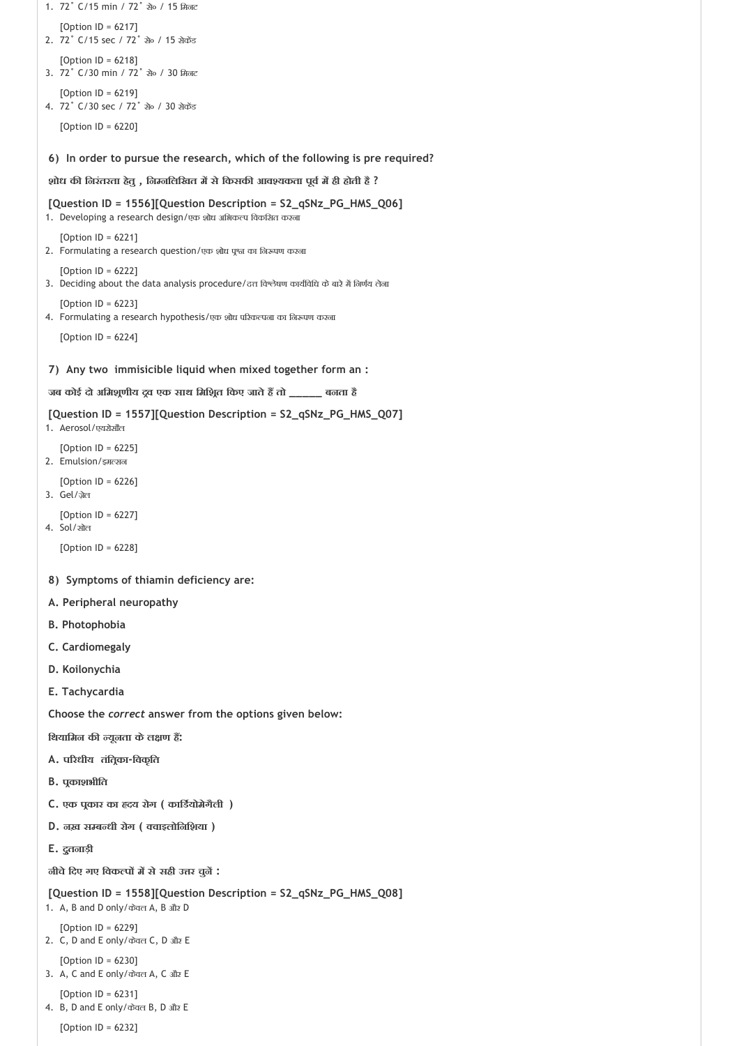1. 72˚ C/15 min / 72˚ से० / 15 मिनट

   [Option ID = 6217]
2. 72˚ C/15 sec / 72˚ से० / 15 सेकेंड

   [Option ID = 6218]
3. 72˚ C/30 min / 72˚ से० / 30 मिनट

   [Option ID = 6219]
4. 72˚ C/30 sec / 72˚ से० / 30 सेकेंड

   [Option ID = 6220]

**6) In order to pursue the research, which of the following is pre required?**

**शोध की निरंतरता हेतु , निम्नलिखित में से किसकी आवश्यकता पूर्व में ही होती है ?**

**[Question ID = 1556][Question Description = S2_qSNz_PG_HMS_Q06]**

1. Developing a research design/एक शोध अभिकल्प विकसित करना

   [Option ID = 6221]
2. Formulating a research question/एक शोध प्रश्न का निरूपण करना

   [Option ID = 6222]
3. Deciding about the data analysis procedure/दत्त विश्लेषण कार्यविधि के बारे में निर्णय लेना

   [Option ID = 6223]
4. Formulating a research hypothesis/एक शोध परिकल्पना का निरूपण करना

   [Option ID = 6224]

**7) Any two immisicible liquid when mixed together form an :**

**जब कोई दो अमिश्रणीय द्रव एक साथ मिश्रित किए जाते हैं तो ______ बनता है**

**[Question ID = 1557][Question Description = S2_qSNz_PG_HMS_Q07]**

1. Aerosol/एरोसॉल

   [Option ID = 6225]
2. Emulsion/इमल्सन

   [Option ID = 6226]
3. Gel/ज़ेल

   [Option ID = 6227]
4. Sol/सोल

   [Option ID = 6228]

**8) Symptoms of thiamin deficiency are:**

**A. Peripheral neuropathy**

**B. Photophobia**

**C. Cardiomegaly**

**D. Koilonychia**

**E. Tachycardia**

**Choose the *correct* answer from the options given below:**

**थियामिन की न्यूनता के लक्षण हैं:**

**A. परिधीय तंत्रिका-विकृति**

**B. प्रकाशभीति**

**C. एक प्रकार का हृदय रोग ( कार्डियोमेगैली )**

**D. नख सम्बन्धी रोग ( क्वाइलोनिशिया )**

**E. द्रुतनाड़ी**

**नीचे दिए गए विकल्पों में से सही उत्तर चुनें :**

**[Question ID = 1558][Question Description = S2_qSNz_PG_HMS_Q08]**

1. A, B and D only/केवल A, B और D

   [Option ID = 6229]
2. C, D and E only/केवल C, D और E

   [Option ID = 6230]
3. A, C and E only/केवल A, C और E

   [Option ID = 6231]
4. B, D and E only/केवल B, D और E

   [Option ID = 6232]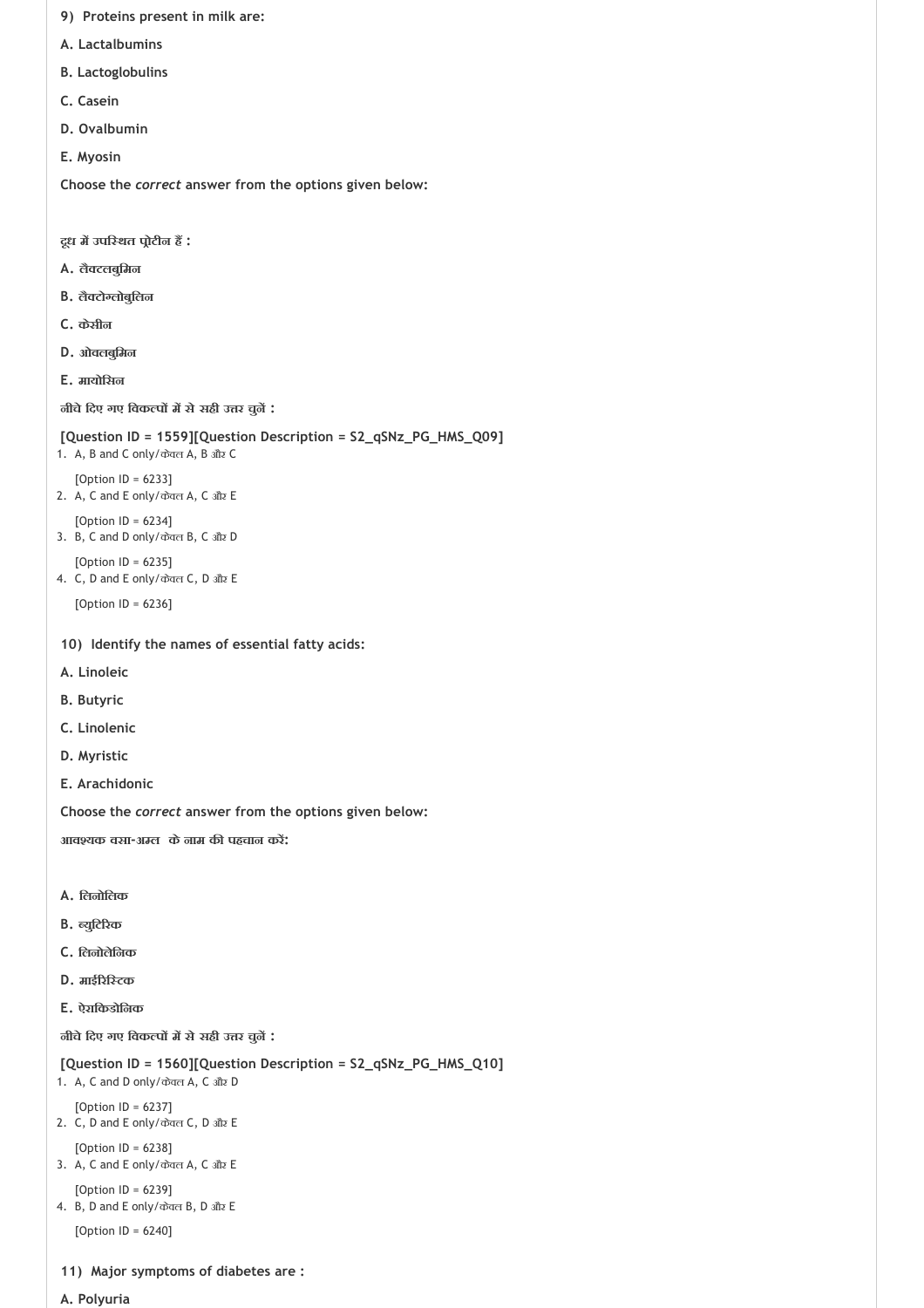**9) Proteins present in milk are:**

**A. Lactalbumins**

**B. Lactoglobulins**

**C. Casein**

**D. Ovalbumin**

**E. Myosin**

**Choose the *correct* answer from the options given below:**

**दूध में उपस्थित प्रोटीन हैं :**

**A. लैक्टलबुमिन**

**B. लैक्टोग्लोबुलिन**

**C. केसीन**

**D. ओवलबुमिन**

**E. मायोसिन**

**नीचे दिए गए विकल्पों में से सही उत्तर चुनें :**

**[Question ID = 1559][Question Description = S2_qSNz_PG_HMS_Q09]**

1. A, B and C only/केवल A, B और C

   [Option ID = 6233]
2. A, C and E only/केवल A, C और E

   [Option ID = 6234]
3. B, C and D only/केवल B, C और D

   [Option ID = 6235]
4. C, D and E only/केवल C, D और E

   [Option ID = 6236]

**10) Identify the names of essential fatty acids:**

**A. Linoleic**

**B. Butyric**

**C. Linolenic**

**D. Myristic**

**E. Arachidonic**

**Choose the *correct* answer from the options given below:**

**आवश्यक वसा-अम्ल के नाम की पहचान करें:**

**A. लिनोलिक**

**B. ब्युटिरिक**

**C. लिनोलेनिक**

**D. माईरिस्टिक**

**E. ऐराकिडोनिक**

**नीचे दिए गए विकल्पों में से सही उत्तर चुनें :**

**[Question ID = 1560][Question Description = S2_qSNz_PG_HMS_Q10]**

1. A, C and D only/केवल A, C और D

   [Option ID = 6237]
2. C, D and E only/केवल C, D और E

   [Option ID = 6238]
3. A, C and E only/केवल A, C और E

   [Option ID = 6239]
4. B, D and E only/केवल B, D और E

   [Option ID = 6240]

**11) Major symptoms of diabetes are :**

**A. Polyuria**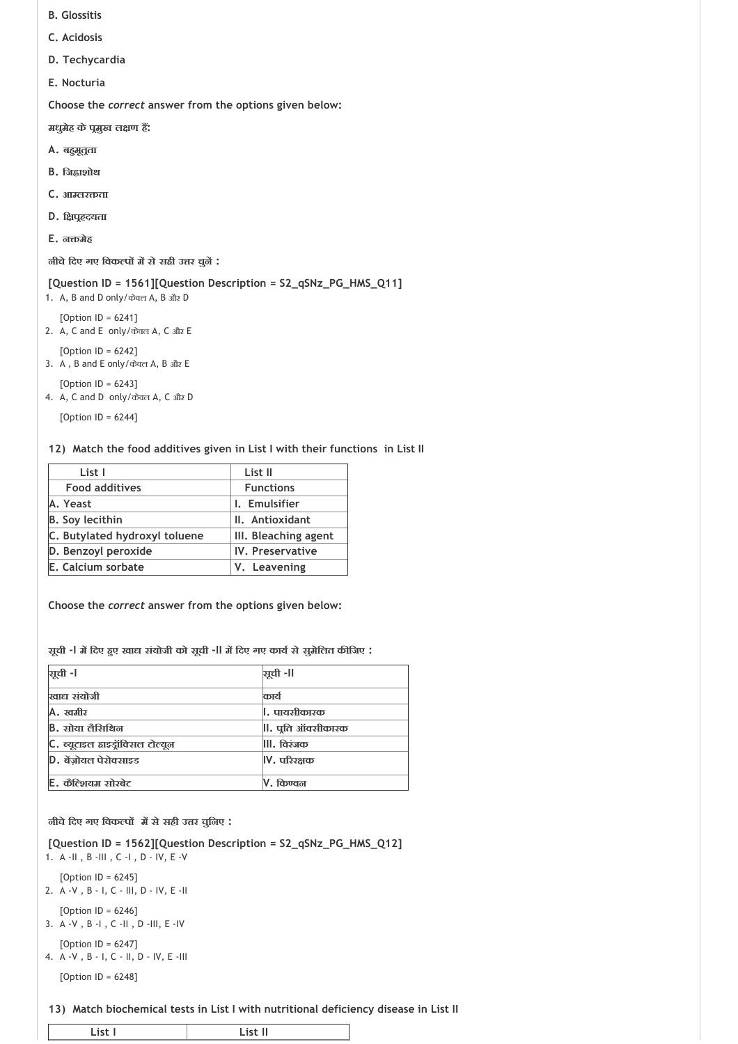**B. Glossitis**

**C. Acidosis**

**D. Techycardia**

**E. Nocturia**

**Choose the *correct* answer from the options given below:**

**मधुमेह के प्रमुख लक्षण हैं:**

**A. बहुमूत्रता**

**B. जिह्वाशोथ**

**C. आम्लरक्तता**

**D. क्षिप्रहृदयता**

**E. नक्तमेह**

**नीचे दिए गए विकल्पों में से सही उत्तर चुनें :**

**[Question ID = 1561][Question Description = S2_qSNz_PG_HMS_Q11]**

1. A, B and D only/केवल A, B और D

   [Option ID = 6241]
2. A, C and E only/केवल A, C और E

   [Option ID = 6242]
3. A , B and E only/केवल A, B और E

   [Option ID = 6243]
4. A, C and D only/केवल A, C और D

   [Option ID = 6244]

**12) Match the food additives given in List I with their functions in List II**

| List I | List II |
|---|---|
| Food additives | Functions |
| A. Yeast | I. Emulsifier |
| B. Soy lecithin | II. Antioxidant |
| C. Butylated hydroxyl toluene | III. Bleaching agent |
| D. Benzoyl peroxide | IV. Preservative |
| E. Calcium sorbate | V. Leavening |

**Choose the *correct* answer from the options given below:**

**सूची -I में दिए हुए खाद्य संयोजी को सूची -II में दिए गए कार्य से सुमेलित कीजिए :**

| सूची -I | सूची -II |
|---|---|
| खाद्य संयोजी | कार्य |
| A. खमीर | I. पायसीकारक |
| B. सोया लैसिथिन | II. प्रति ऑक्सीकारक |
| C. ब्यूटाइल हाइड्रॉक्सिल टोल्यून | III. विरंजक |
| D. बेंज़ोयल पेरोक्साइड | IV. परिरक्षक |
| E. कैल्शियम सोरबेट | V. किण्वन |

**नीचे दिए गए विकल्पों में से सही उत्तर चुनिए :**

**[Question ID = 1562][Question Description = S2_qSNz_PG_HMS_Q12]**

1. A -II , B -III , C -I , D - IV, E -V

   [Option ID = 6245]
2. A -V , B - I, C - III, D - IV, E -II

   [Option ID = 6246]
3. A -V , B -I , C -II , D -III, E -IV

   [Option ID = 6247]
4. A -V , B - I, C - II, D - IV, E -III

   [Option ID = 6248]

**13) Match biochemical tests in List I with nutritional deficiency disease in List II**

| List I | List II |
|---|---|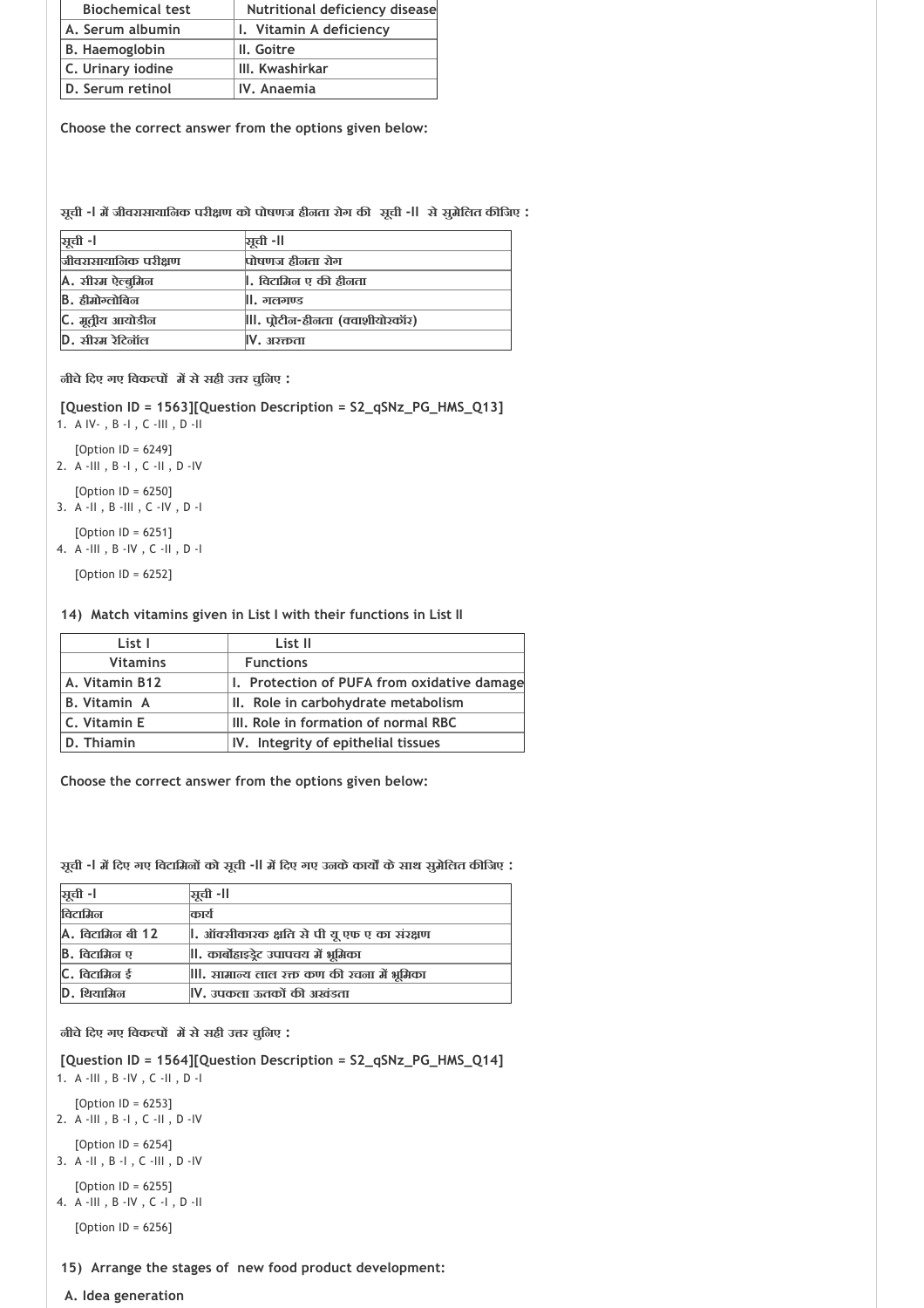| Biochemical test | Nutritional deficiency disease |
|---|---|
| A. Serum albumin | I. Vitamin A deficiency |
| B. Haemoglobin | II. Goitre |
| C. Urinary iodine | III. Kwashirkar |
| D. Serum retinol | IV. Anaemia |

Choose the correct answer from the options given below:

सूची -I में जीवरासायानिक परीक्षण को पोषणज हीनता रोग की सूची -II से सुमेलित कीजिए :

| सूची -I | सूची -II |
|---|---|
| जीवरासायानिक परीक्षण | पोषणज हीनता रोग |
| A. सीरम ऐल्बुमिन | I. विटामिन ए की हीनता |
| B. हीमोग्लोबिन | II. गलगण्ड |
| C. मूत्रीय आयोडीन | III. प्रोटीन-हीनता (क्वाशीयोरकॉर) |
| D. सीरम रेटिनॉल | IV. अरक्तता |

नीचे दिए गए विकल्पों में से सही उत्तर चुनिए :

**[Question ID = 1563][Question Description = S2_qSNz_PG_HMS_Q13]**

1. A IV- , B -I , C -III , D -II

   [Option ID = 6249]
2. A -III , B -I , C -II , D -IV

   [Option ID = 6250]
3. A -II , B -III , C -IV , D -I

   [Option ID = 6251]
4. A -III , B -IV , C -II , D -I

   [Option ID = 6252]

**14) Match vitamins given in List I with their functions in List II**

| List I | List II |
|---|---|
| Vitamins | Functions |
| A. Vitamin B12 | I. Protection of PUFA from oxidative damage |
| B. Vitamin A | II. Role in carbohydrate metabolism |
| C. Vitamin E | III. Role in formation of normal RBC |
| D. Thiamin | IV. Integrity of epithelial tissues |

Choose the correct answer from the options given below:

सूची -I में दिए गए विटामिनों को सूची -II में दिए गए उनके कार्यों के साथ सुमेलित कीजिए :

| सूची -I | सूची -II |
|---|---|
| विटामिन | कार्य |
| A. विटामिन बी 12 | I. ऑक्सीकारक क्षति से पी यू एफ ए का संरक्षण |
| B. विटामिन ए | II. कार्बोहाइड्रेट उपापचय में भूमिका |
| C. विटामिन ई | III. सामान्य लाल रक्त कण की रचना में भूमिका |
| D. थियामिन | IV. उपकला ऊतकों की अखंडता |

नीचे दिए गए विकल्पों में से सही उत्तर चुनिए :

**[Question ID = 1564][Question Description = S2_qSNz_PG_HMS_Q14]**

1. A -III , B -IV , C -II , D -I

   [Option ID = 6253]
2. A -III , B -I , C -II , D -IV

   [Option ID = 6254]
3. A -II , B -I , C -III , D -IV

   [Option ID = 6255]
4. A -III , B -IV , C -I , D -II

   [Option ID = 6256]

**15) Arrange the stages of new food product development:**

**A. Idea generation**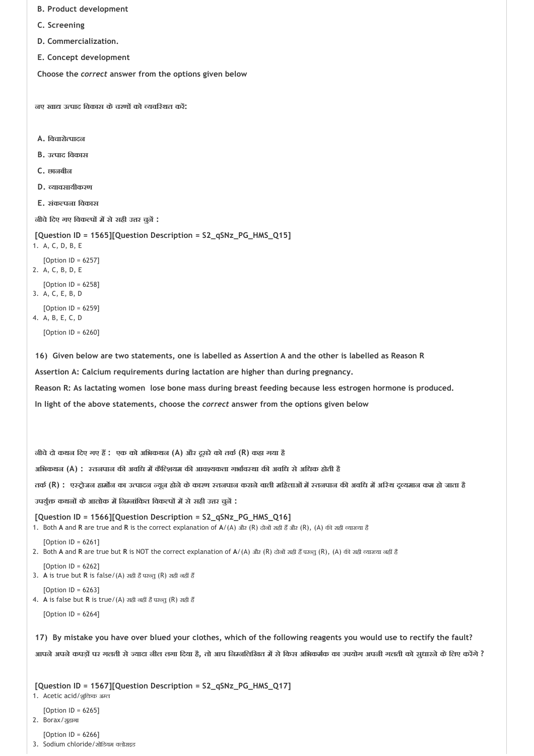B. Product development

C. Screening

D. Commercialization.

E. Concept development

Choose the *correct* answer from the options given below

नए खाद्य उत्पाद विकास के चरणों को व्यवस्थित करें:

A. विचारोत्पादन

B. उत्पाद विकास

C. छानबीन

D. व्यावसायीकरण

E. संकल्पना विकास

नीचे दिए गए विकल्पों में से सही उत्तर चुनें :

**[Question ID = 1565][Question Description = S2_qSNz_PG_HMS_Q15]**

1. A, C, D, B, E

   [Option ID = 6257]
2. A, C, B, D, E

   [Option ID = 6258]
3. A, C, E, B, D

   [Option ID = 6259]
4. A, B, E, C, D

   [Option ID = 6260]

**16) Given below are two statements, one is labelled as Assertion A and the other is labelled as Reason R**

**Assertion A: Calcium requirements during lactation are higher than during pregnancy.**

**Reason R: As lactating women lose bone mass during breast feeding because less estrogen hormone is produced.**

**In light of the above statements, choose the *correct* answer from the options given below**

नीचे दो कथन दिए गए हैं : एक को अभिकथन (A) और दूसरे को तर्क (R) कहा गया है

अभिकथन (A) : स्तनपान की अवधि में कैल्शियम की आवश्यकता गर्भावस्था की अवधि से अधिक होती है

तर्क (R) : एस्ट्रोजन हार्मोन का उत्पादन न्यून होने के कारण स्तनपान कराने वाली महिलाओं में स्तनपान की अवधि में अस्थि द्रव्यमान कम हो जाता है

उपर्युक्त कथनों के आलोक में निम्नांकित विकल्पों में से सही उत्तर चुनें :

**[Question ID = 1566][Question Description = S2_qSNz_PG_HMS_Q16]**

1. Both **A** and **R** are true and **R** is the correct explanation of **A**/(A) और (R) दोनों सही हैं और (R), (A) की सही व्याख्या है

   [Option ID = 6261]
2. Both **A** and **R** are true but **R** is NOT the correct explanation of **A**/(A) और (R) दोनों सही हैं परन्तु (R), (A) की सही व्याख्या नहीं है

   [Option ID = 6262]
3. **A** is true but **R** is false/(A) सही है परन्तु (R) सही नहीं है

   [Option ID = 6263]
4. **A** is false but **R** is true/(A) सही नहीं है परन्तु (R) सही है

   [Option ID = 6264]

**17) By mistake you have over blued your clothes, which of the following reagents you would use to rectify the fault?**

**आपने अपने कपड़ों पर गलती से ज्यादा नील लगा दिया है, तो आप निम्नलिखित में से किस अभिकर्मक का उपयोग अपनी गलती को सुधारने के लिए करेंगे ?**

**[Question ID = 1567][Question Description = S2_qSNz_PG_HMS_Q17]**

1. Acetic acid/शुक्तिक अम्ल

   [Option ID = 6265]
2. Borax/सुहागा

   [Option ID = 6266]
3. Sodium chloride/सोडियम क्लोराइड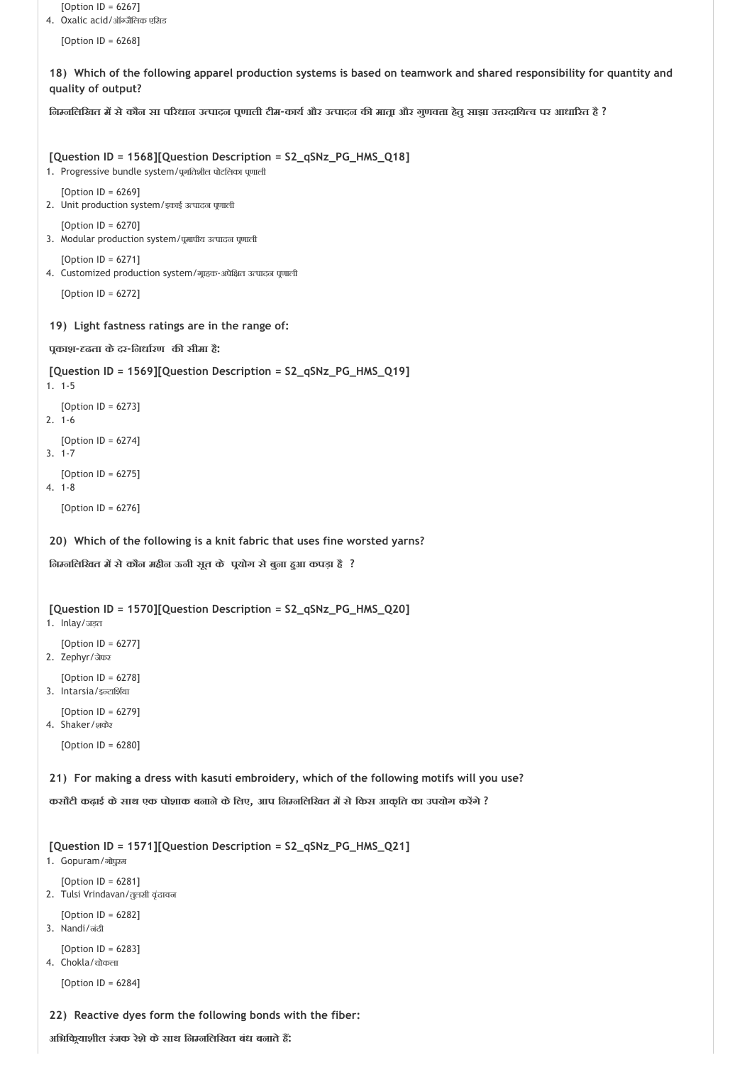[Option ID = 6267]
4. Oxalic acid/ऑक्जैलिक एसिड

[Option ID = 6268]

**18) Which of the following apparel production systems is based on teamwork and shared responsibility for quantity and quality of output?**

**निम्नलिखित में से कौन सा परिधान उत्पादन प्रणाली टीम-कार्य और उत्पादन की मात्रा और गुणवत्ता हेतु साझा उत्तरदायित्व पर आधारित है ?**

**[Question ID = 1568][Question Description = S2_qSNz_PG_HMS_Q18]**

1. Progressive bundle system/प्रगतिशील पोटलिका प्रणाली

[Option ID = 6269]
2. Unit production system/इकाई उत्पादन प्रणाली

[Option ID = 6270]
3. Modular production system/प्रमापीय उत्पादन प्रणाली

[Option ID = 6271]
4. Customized production system/ग्राहक-अपेक्षित उत्पादन प्रणाली

[Option ID = 6272]

**19) Light fastness ratings are in the range of:**

**प्रकाश-दृढ़ता के दर-निर्धारण की सीमा है:**

**[Question ID = 1569][Question Description = S2_qSNz_PG_HMS_Q19]**

1. 1-5

[Option ID = 6273]
2. 1-6

[Option ID = 6274]
3. 1-7

[Option ID = 6275]
4. 1-8

[Option ID = 6276]

**20) Which of the following is a knit fabric that uses fine worsted yarns?**

**निम्नलिखित में से कौन महीन ऊनी सूत के प्रयोग से बुना हुआ कपड़ा है ?**

**[Question ID = 1570][Question Description = S2_qSNz_PG_HMS_Q20]**

1. Inlay/जड़त

[Option ID = 6277]
2. Zephyr/जेफर

[Option ID = 6278]
3. Intarsia/इन्टार्शिया

[Option ID = 6279]
4. Shaker/शकेर

[Option ID = 6280]

**21) For making a dress with kasuti embroidery, which of the following motifs will you use?**

**कसौटी कढ़ाई के साथ एक पोशाक बनाने के लिए, आप निम्नलिखित में से किस आकृति का उपयोग करेंगे ?**

**[Question ID = 1571][Question Description = S2_qSNz_PG_HMS_Q21]**

1. Gopuram/गोपुरम

[Option ID = 6281]
2. Tulsi Vrindavan/तुलसी वृंदावन

[Option ID = 6282]
3. Nandi/नंदी

[Option ID = 6283]
4. Chokla/चोकला

[Option ID = 6284]

**22) Reactive dyes form the following bonds with the fiber:**

**अभिक्रियाशील रंजक रेशे के साथ निम्नलिखित बंध बनाते हैं:**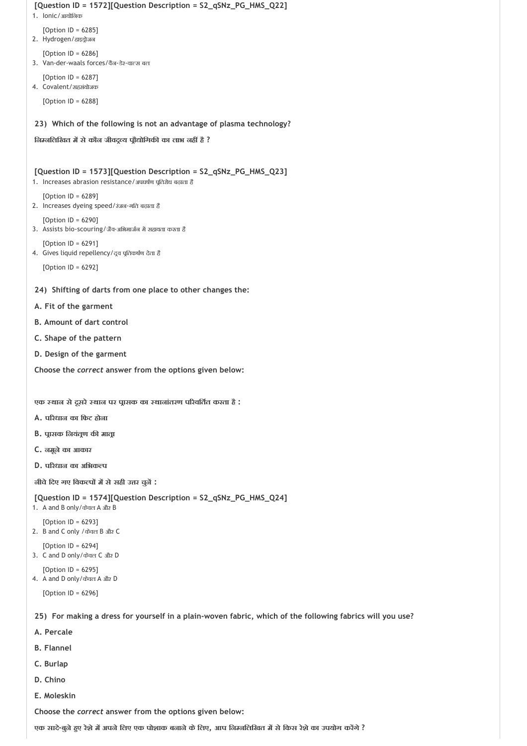**[Question ID = 1572][Question Description = S2_qSNz_PG_HMS_Q22]**

1. Ionic/आयोनिक

   [Option ID = 6285]
2. Hydrogen/हाइड्रोजन

   [Option ID = 6286]
3. Van-der-waals forces/वैन-डेर-वाल्स बल

   [Option ID = 6287]
4. Covalent/सहसंयोजक

   [Option ID = 6288]

**23) Which of the following is not an advantage of plasma technology?**

**निम्नलिखित में से कौन जीवद्रव्य प्रौद्योगिकी का लाभ नहीं है ?**

**[Question ID = 1573][Question Description = S2_qSNz_PG_HMS_Q23]**

1. Increases abrasion resistance/अपघर्षण प्रतिरोध बढ़ाता है

   [Option ID = 6289]
2. Increases dyeing speed/रंजन-गति बढ़ाता है

   [Option ID = 6290]
3. Assists bio-scouring/जैव-अभिमार्जन में सहायता करता है

   [Option ID = 6291]
4. Gives liquid repellency/द्रव प्रतिकर्षण देता है

   [Option ID = 6292]

**24) Shifting of darts from one place to other changes the:**

**A. Fit of the garment**

**B. Amount of dart control**

**C. Shape of the pattern**

**D. Design of the garment**

**Choose the *correct* answer from the options given below:**

**एक स्थान से दूसरे स्थान पर प्रासक का स्थानांतरण परिवर्तित करता है :**

**A. परिधान का फिट होना**

**B. प्रासक नियंत्रण की मात्रा**

**C. नमूने का आकार**

**D. परिधान का अभिकल्प**

**नीचे दिए गए विकल्पों में से सही उत्तर चुनें :**

**[Question ID = 1574][Question Description = S2_qSNz_PG_HMS_Q24]**

1. A and B only/केवल A और B

   [Option ID = 6293]
2. B and C only /केवल B और C

   [Option ID = 6294]
3. C and D only/केवल C और D

   [Option ID = 6295]
4. A and D only/केवल A और D

   [Option ID = 6296]

**25) For making a dress for yourself in a plain-woven fabric, which of the following fabrics will you use?**

**A. Percale**

**B. Flannel**

**C. Burlap**

**D. Chino**

**E. Moleskin**

**Choose the *correct* answer from the options given below:**

**एक सादे-बुने हुए रेशे में अपने लिए एक पोशाक बनाने के लिए, आप निम्नलिखित में से किस रेशे का उपयोग करेंगे ?**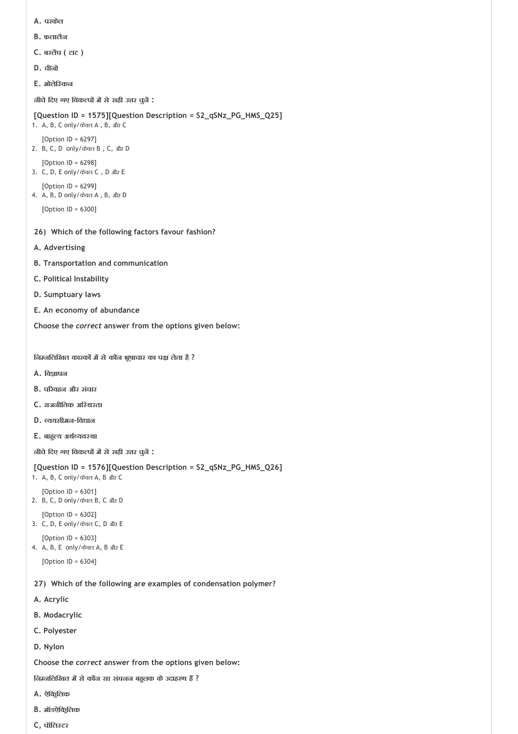A. परकेल

B. फलालैन

C. बरलैप ( टाट )

D. चीनो

E. मोलेस्किन

नीचे दिए गए विकल्पों में से सही उत्तर चुनें :

**[Question ID = 1575][Question Description = S2_qSNz_PG_HMS_Q25]**

1. A, B, C only/केवल A , B, और C

   [Option ID = 6297]
2. B, C, D only/केवल B , C, और D

   [Option ID = 6298]
3. C, D, E only/केवल C , D और E

   [Option ID = 6299]
4. A, B, D only/केवल A , B, और D

   [Option ID = 6300]

**26) Which of the following factors favour fashion?**

**A. Advertising**

**B. Transportation and communication**

**C. Political Instability**

**D. Sumptuary laws**

**E. An economy of abundance**

**Choose the *correct* answer from the options given below:**

निम्नलिखित कारकों में से कौन भूषाचार का पक्ष लेता है ?

A. विज्ञापन

B. परिवहन और संचार

C. राजनीतिक अस्थिरता

D. व्ययसीमन-विधान

E. बाहुल्य अर्थव्यवस्था

नीचे दिए गए विकल्पों में से सही उत्तर चुनें :

**[Question ID = 1576][Question Description = S2_qSNz_PG_HMS_Q26]**

1. A, B, C only/केवल A, B और C

   [Option ID = 6301]
2. B, C, D only/केवल B, C और D

   [Option ID = 6302]
3. C, D, E only/केवल C, D और E

   [Option ID = 6303]
4. A, B, E only/केवल A, B और E

   [Option ID = 6304]

**27) Which of the following are examples of condensation polymer?**

**A. Acrylic**

**B. Modacrylic**

**C. Polyester**

**D. Nylon**

**Choose the *correct* answer from the options given below:**

निम्नलिखित में से कौन सा संघनन बहुलक के उदाहरण हैं ?

A. ऐक्रिलिक

B. मॉडऐक्रिलिक

C, पॉलिस्टर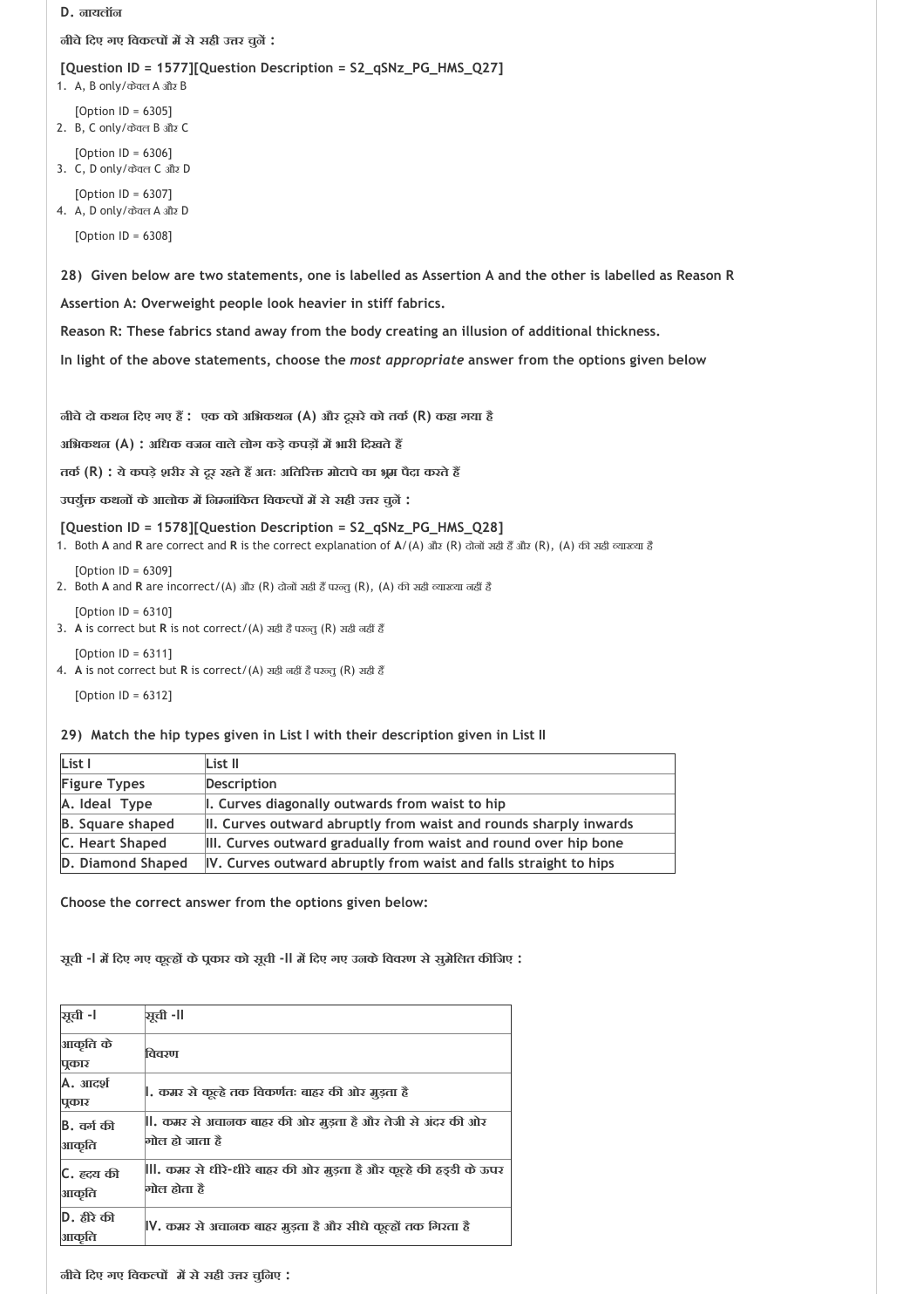D. नायलॉन

नीचे दिए गए विकल्पों में से सही उत्तर चुनें :

**[Question ID = 1577][Question Description = S2_qSNz_PG_HMS_Q27]**

1. A, B only/केवल A और B

   [Option ID = 6305]
2. B, C only/केवल B और C

   [Option ID = 6306]
3. C, D only/केवल C और D

   [Option ID = 6307]
4. A, D only/केवल A और D

   [Option ID = 6308]

**28) Given below are two statements, one is labelled as Assertion A and the other is labelled as Reason R**

**Assertion A: Overweight people look heavier in stiff fabrics.**

**Reason R: These fabrics stand away from the body creating an illusion of additional thickness.**

**In light of the above statements, choose the *most appropriate* answer from the options given below**

**नीचे दो कथन दिए गए हैं : एक को अभिकथन (A) और दूसरे को तर्क (R) कहा गया है**

**अभिकथन (A) : अधिक वजन वाले लोग कड़े कपड़ों में भारी दिखते हैं**

**तर्क (R) : ये कपड़े शरीर से दूर रहते हैं अतः अतिरिक्त मोटापे का भ्रम पैदा करते हैं**

**उपर्युक्त कथनों के आलोक में निम्नांकित विकल्पों में से सही उत्तर चुनें :**

**[Question ID = 1578][Question Description = S2_qSNz_PG_HMS_Q28]**

1. Both **A** and **R** are correct and **R** is the correct explanation of **A**/(A) और (R) दोनों सही हैं और (R), (A) की सही व्याख्या है

   [Option ID = 6309]
2. Both **A** and **R** are incorrect/(A) और (R) दोनों सही हैं परन्तु (R), (A) की सही व्याख्या नहीं है

   [Option ID = 6310]
3. **A** is correct but **R** is not correct/(A) सही है परन्तु (R) सही नहीं है

   [Option ID = 6311]
4. **A** is not correct but **R** is correct/(A) सही नहीं है परन्तु (R) सही है

   [Option ID = 6312]

**29) Match the hip types given in List I with their description given in List II**

| List I | List II |
|---|---|
| Figure Types | Description |
| A. Ideal Type | I. Curves diagonally outwards from waist to hip |
| B. Square shaped | II. Curves outward abruptly from waist and rounds sharply inwards |
| C. Heart Shaped | III. Curves outward gradually from waist and round over hip bone |
| D. Diamond Shaped | IV. Curves outward abruptly from waist and falls straight to hips |

**Choose the correct answer from the options given below:**

**सूची -I में दिए गए कूल्हों के प्रकार को सूची -II में दिए गए उनके विवरण से सुमेलित कीजिए :**

| सूची -I | सूची -II |
|---|---|
| आकृति के प्रकार | विवरण |
| A. आदर्श प्रकार | I. कमर से कूल्हे तक विकर्णतः बाहर की ओर मुड़ता है |
| B. वर्ग की आकृति | II. कमर से अचानक बाहर की ओर मुड़ता है और तेजी से अंदर की ओर गोल हो जाता है |
| C. हृदय की आकृति | III. कमर से धीरे-धीरे बाहर की ओर मुड़ता है और कूल्हे की हड्डी के ऊपर गोल होता है |
| D. हीरे की आकृति | IV. कमर से अचानक बाहर मुड़ता है और सीधे कूल्हों तक गिरता है |

**नीचे दिए गए विकल्पों में से सही उत्तर चुनिए :**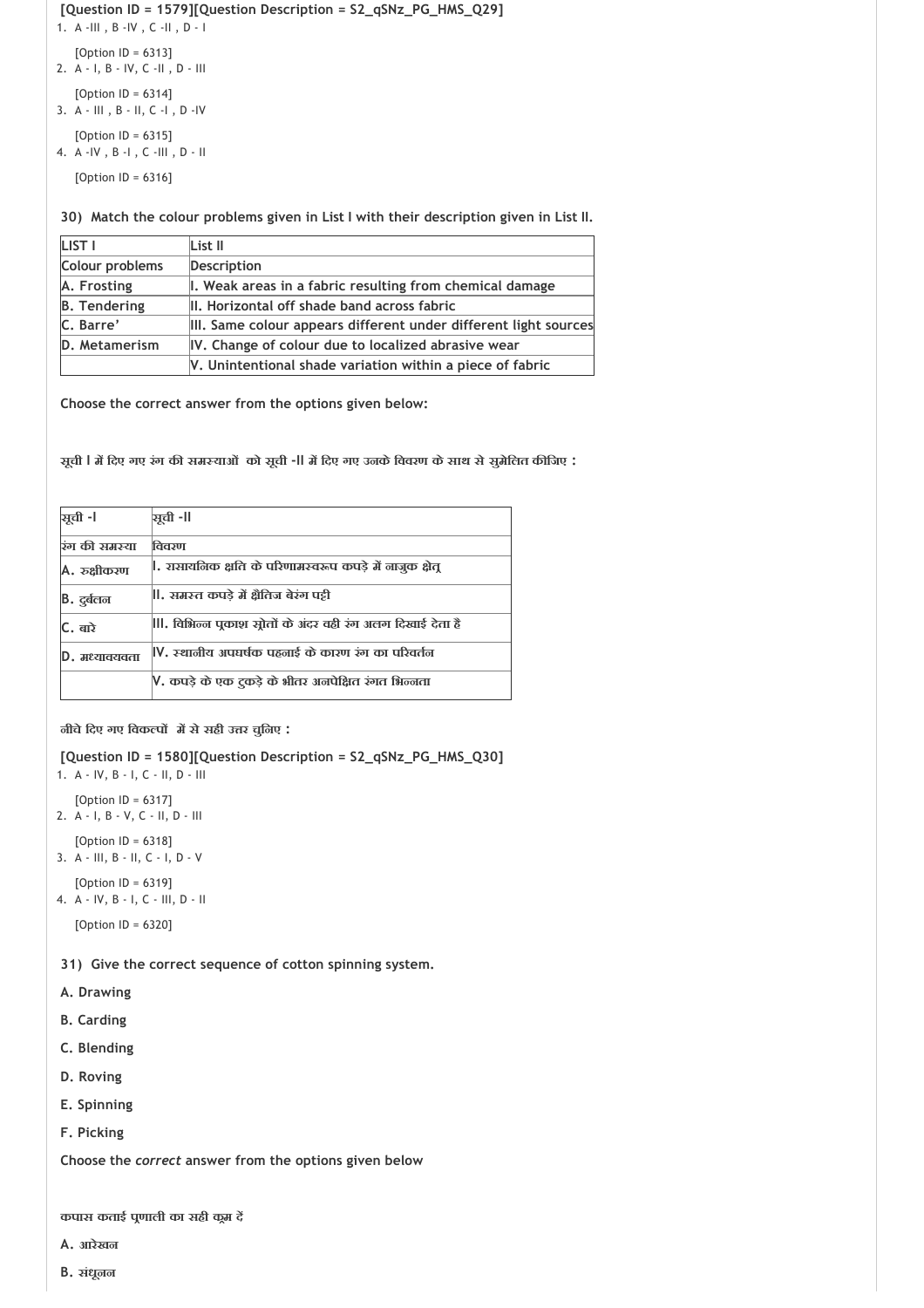**[Question ID = 1579][Question Description = S2_qSNz_PG_HMS_Q29]**

1. A -III , B -IV , C -II , D - I

   [Option ID = 6313]
2. A - I, B - IV, C -II , D - III

   [Option ID = 6314]
3. A - III , B - II, C -I , D -IV

   [Option ID = 6315]
4. A -IV , B -I , C -III , D - II

   [Option ID = 6316]

**30) Match the colour problems given in List I with their description given in List II.**

| LIST I | List II |
|---|---|
| Colour problems | Description |
| A. Frosting | I. Weak areas in a fabric resulting from chemical damage |
| B. Tendering | II. Horizontal off shade band across fabric |
| C. Barre' | III. Same colour appears different under different light sources |
| D. Metamerism | IV. Change of colour due to localized abrasive wear |
| | V. Unintentional shade variation within a piece of fabric |

**Choose the correct answer from the options given below:**

**सूची I में दिए गए रंग की समस्याओं को सूची -II में दिए गए उनके विवरण के साथ से सुमेलित कीजिए :**

| सूची -I | सूची -II |
|---|---|
| रंग की समस्या | विवरण |
| A. रुक्षीकरण | I. रासायनिक क्षति के परिणामस्वरूप कपड़े में नाजुक क्षेत्र |
| B. दुर्बलन | II. समस्त कपड़े में क्षैतिज बेरंग पट्टी |
| C. बारे | III. विभिन्न प्रकाश स्रोतों के अंदर वही रंग अलग दिखाई देता है |
| D. मध्यावयवता | IV. स्थानीय अपघर्षक पहनाई के कारण रंग का परिवर्तन |
| | V. कपड़े के एक टुकड़े के भीतर अनपेक्षित रंगत भिन्नता |

**नीचे दिए गए विकल्पों में से सही उत्तर चुनिए :**

**[Question ID = 1580][Question Description = S2_qSNz_PG_HMS_Q30]**

1. A - IV, B - I, C - II, D - III

   [Option ID = 6317]
2. A - I, B - V, C - II, D - III

   [Option ID = 6318]
3. A - III, B - II, C - I, D - V

   [Option ID = 6319]
4. A - IV, B - I, C - III, D - II

   [Option ID = 6320]

**31) Give the correct sequence of cotton spinning system.**

**A. Drawing**

**B. Carding**

**C. Blending**

**D. Roving**

**E. Spinning**

**F. Picking**

**Choose the *correct* answer from the options given below**

**कपास कताई प्रणाली का सही क्रम दें**

**A. आरेखन**

**B. संधूलन**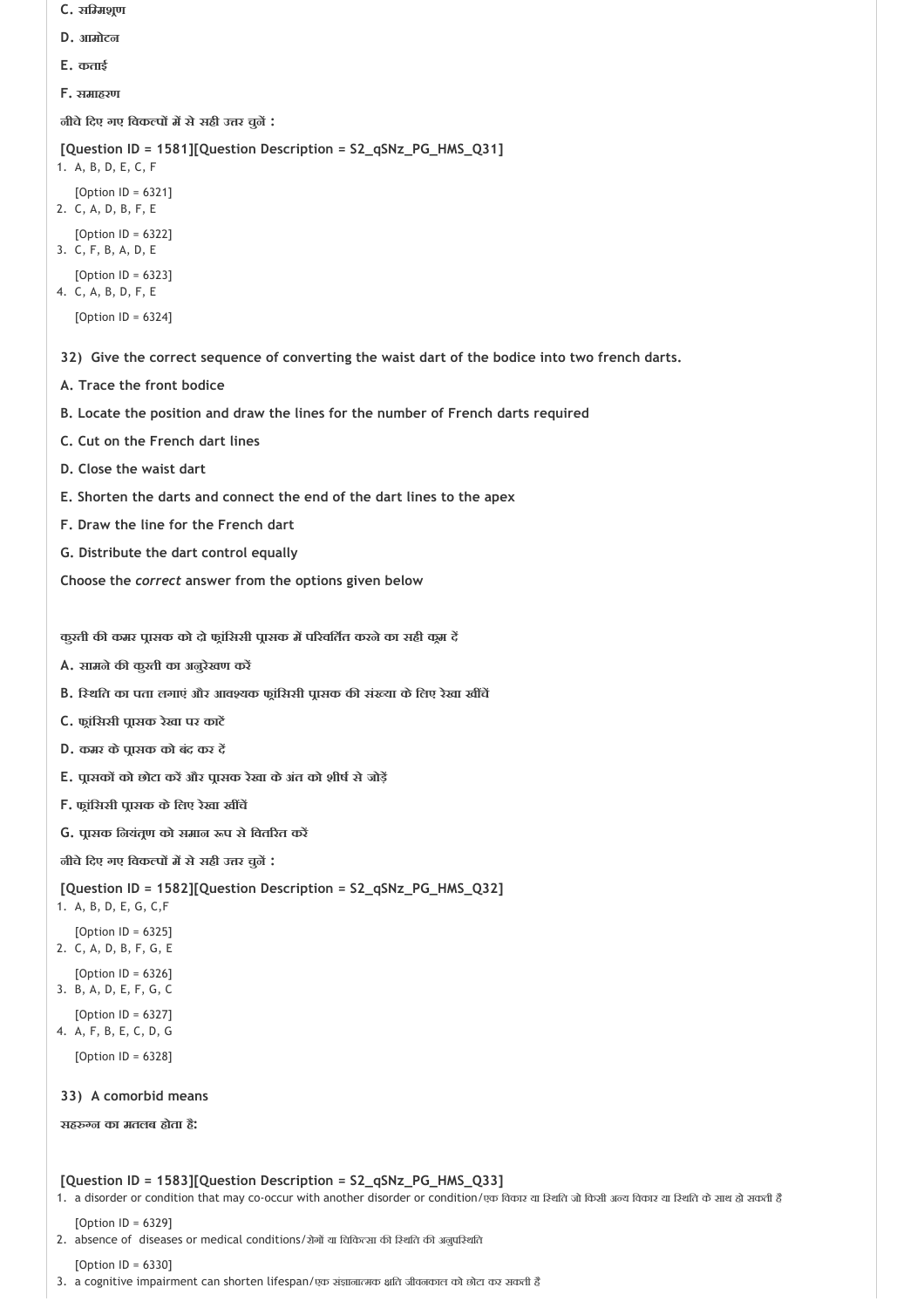C. सम्मिश्रण

D. आमोटन

E. कताई

F. समाहरण

नीचे दिए गए विकल्पों में से सही उत्तर चुनें :

**[Question ID = 1581][Question Description = S2_qSNz_PG_HMS_Q31]**

1. A, B, D, E, C, F

   [Option ID = 6321]
2. C, A, D, B, F, E

   [Option ID = 6322]
3. C, F, B, A, D, E

   [Option ID = 6323]
4. C, A, B, D, F, E

   [Option ID = 6324]

**32) Give the correct sequence of converting the waist dart of the bodice into two french darts.**

**A. Trace the front bodice**

**B. Locate the position and draw the lines for the number of French darts required**

**C. Cut on the French dart lines**

**D. Close the waist dart**

**E. Shorten the darts and connect the end of the dart lines to the apex**

**F. Draw the line for the French dart**

**G. Distribute the dart control equally**

**Choose the *correct* answer from the options given below**

कुर्ती की कमर प्रासक को दो फ्रांसिसी प्रासक में परिवर्तित करने का सही क्रम दें

A. सामने की कुर्ती का अनुरेखण करें

B. स्थिति का पता लगाएं और आवश्यक फ्रांसिसी प्रासक की संख्या के लिए रेखा खींचें

C. फ्रांसिसी प्रासक रेखा पर काटें

D. कमर के प्रासक को बंद कर दें

E. प्रासकों को छोटा करें और प्रासक रेखा के अंत को शीर्ष से जोड़ें

F. फ्रांसिसी प्रासक के लिए रेखा खींचें

G. प्रासक नियंत्रण को समान रूप से वितरित करें

नीचे दिए गए विकल्पों में से सही उत्तर चुनें :

**[Question ID = 1582][Question Description = S2_qSNz_PG_HMS_Q32]**

1. A, B, D, E, G, C,F

   [Option ID = 6325]
2. C, A, D, B, F, G, E

   [Option ID = 6326]
3. B, A, D, E, F, G, C

   [Option ID = 6327]
4. A, F, B, E, C, D, G

   [Option ID = 6328]

**33) A comorbid means**

सहरुग्न का मतलब होता है:

**[Question ID = 1583][Question Description = S2_qSNz_PG_HMS_Q33]**

1. a disorder or condition that may co-occur with another disorder or condition/एक विकार या स्थिति जो किसी अन्य विकार या स्थिति के साथ हो सकती है

   [Option ID = 6329]
2. absence of diseases or medical conditions/रोगों या चिकित्सा की स्थिति की अनुपस्थिति

   [Option ID = 6330]
3. a cognitive impairment can shorten lifespan/एक संज्ञानात्मक क्षति जीवनकाल को छोटा कर सकती है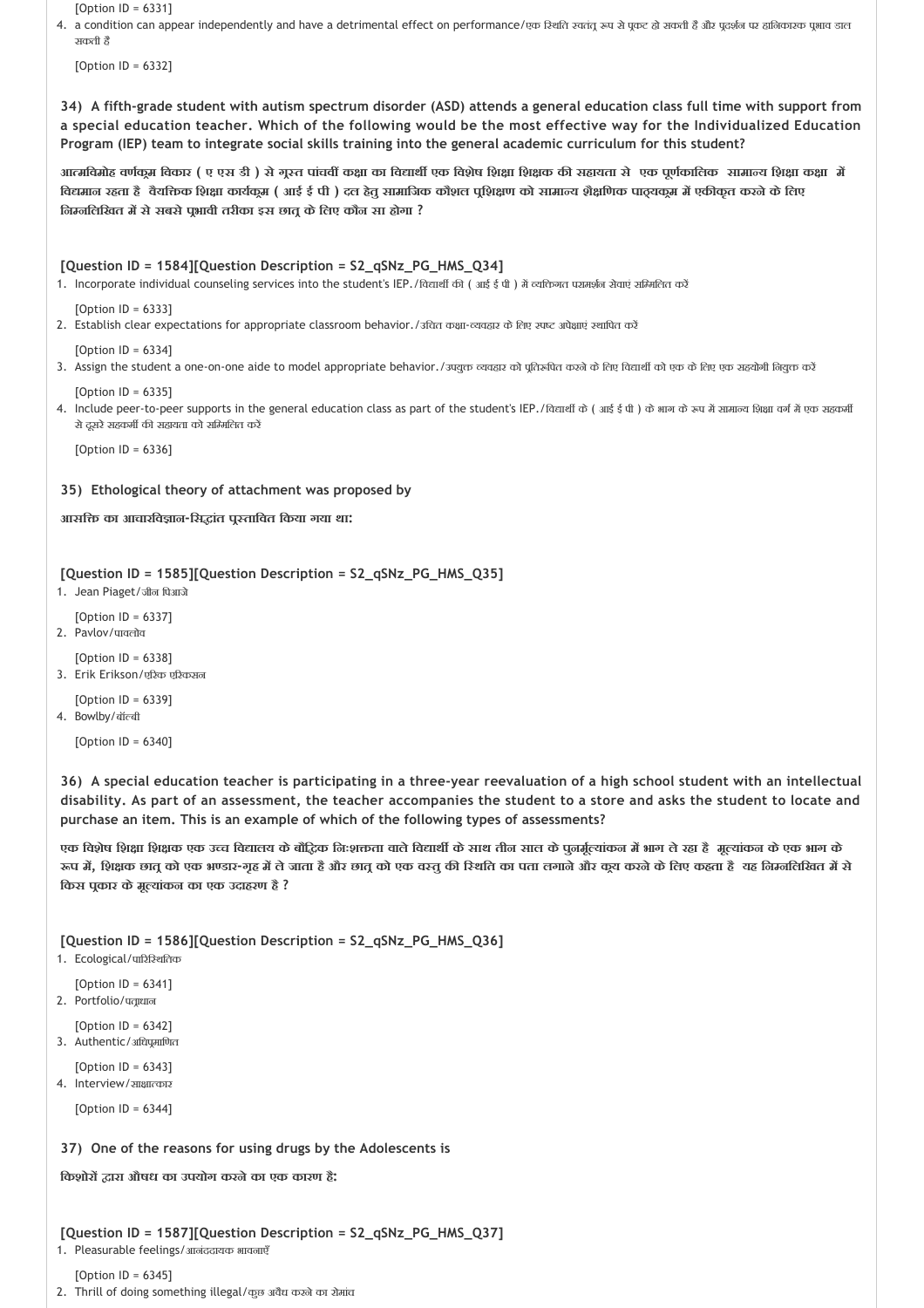[Option ID = 6331]

4. a condition can appear independently and have a detrimental effect on performance/एक स्थिति स्वतंत्र रूप से प्रकट हो सकती है और प्रदर्शन पर हानिकारक प्रभाव डाल सकती है

[Option ID = 6332]

**34) A fifth-grade student with autism spectrum disorder (ASD) attends a general education class full time with support from a special education teacher. Which of the following would be the most effective way for the Individualized Education Program (IEP) team to integrate social skills training into the general academic curriculum for this student?**

**आत्मविमोह वर्णक्रम विकार ( ए एस डी ) से ग्रस्त पांचवीं कक्षा का विद्यार्थी एक विशेष शिक्षा शिक्षक की सहायता से एक पूर्णकालिक सामान्य शिक्षा कक्षा में विद्यमान रहता है वैयक्तिक शिक्षा कार्यक्रम ( आई ई पी ) दल हेतु सामाजिक कौशल प्रशिक्षण को सामान्य शैक्षणिक पाठ्यक्रम में एकीकृत करने के लिए निम्नलिखित में से सबसे प्रभावी तरीका इस छात्र के लिए कौन सा होगा ?**

**[Question ID = 1584][Question Description = S2_qSNz_PG_HMS_Q34]**

1. Incorporate individual counseling services into the student's IEP./विद्यार्थी की ( आई ई पी ) में व्यक्तिगत परामर्शन सेवाएं सम्मिलित करें

[Option ID = 6333]

2. Establish clear expectations for appropriate classroom behavior./उचित कक्षा-व्यवहार के लिए स्पष्ट अपेक्षाएं स्थापित करें

[Option ID = 6334]

3. Assign the student a one-on-one aide to model appropriate behavior./उपयुक्त व्यवहार को प्रतिरूपित करने के लिए विद्यार्थी को एक के लिए एक सहयोगी नियुक्त करें

[Option ID = 6335]

4. Include peer-to-peer supports in the general education class as part of the student's IEP./विद्यार्थी के ( आई ई पी ) के भाग के रूप में सामान्य शिक्षा वर्ग में एक सहकर्मी से दूसरे सहकर्मी की सहायता को सम्मिलित करें

[Option ID = 6336]

**35) Ethological theory of attachment was proposed by**

**आसक्ति का आचारविज्ञान-सिद्धांत प्रस्तावित किया गया था:**

**[Question ID = 1585][Question Description = S2_qSNz_PG_HMS_Q35]**

1. Jean Piaget/जीन पिआजे

[Option ID = 6337]

2. Pavlov/पावलोव

[Option ID = 6338]

3. Erik Erikson/एरिक एरिकसन

[Option ID = 6339]

4. Bowlby/बॉल्बी

[Option ID = 6340]

**36) A special education teacher is participating in a three-year reevaluation of a high school student with an intellectual disability. As part of an assessment, the teacher accompanies the student to a store and asks the student to locate and purchase an item. This is an example of which of the following types of assessments?**

**एक विशेष शिक्षा शिक्षक एक उच्च विद्यालय के बौद्धिक निःशक्तता वाले विद्यार्थी के साथ तीन साल के पुनर्मूल्यांकन में भाग ले रहा है मूल्यांकन के एक भाग के रूप में, शिक्षक छात्र को एक भण्डार-गृह में ले जाता है और छात्र को एक वस्तु की स्थिति का पता लगाने और क्रय करने के लिए कहता है यह निम्नलिखित में से किस प्रकार के मूल्यांकन का एक उदाहरण है ?**

**[Question ID = 1586][Question Description = S2_qSNz_PG_HMS_Q36]**

1. Ecological/पारिस्थितिक

[Option ID = 6341]

2. Portfolio/पत्राधान

[Option ID = 6342]

3. Authentic/अधिप्रमाणित

[Option ID = 6343]

4. Interview/साक्षात्कार

[Option ID = 6344]

**37) One of the reasons for using drugs by the Adolescents is**

**किशोरों द्वारा औषध का उपयोग करने का एक कारण है:**

**[Question ID = 1587][Question Description = S2_qSNz_PG_HMS_Q37]**

1. Pleasurable feelings/आनंददायक भावनाएँ

[Option ID = 6345]

2. Thrill of doing something illegal/कुछ अवैध करने का रोमांच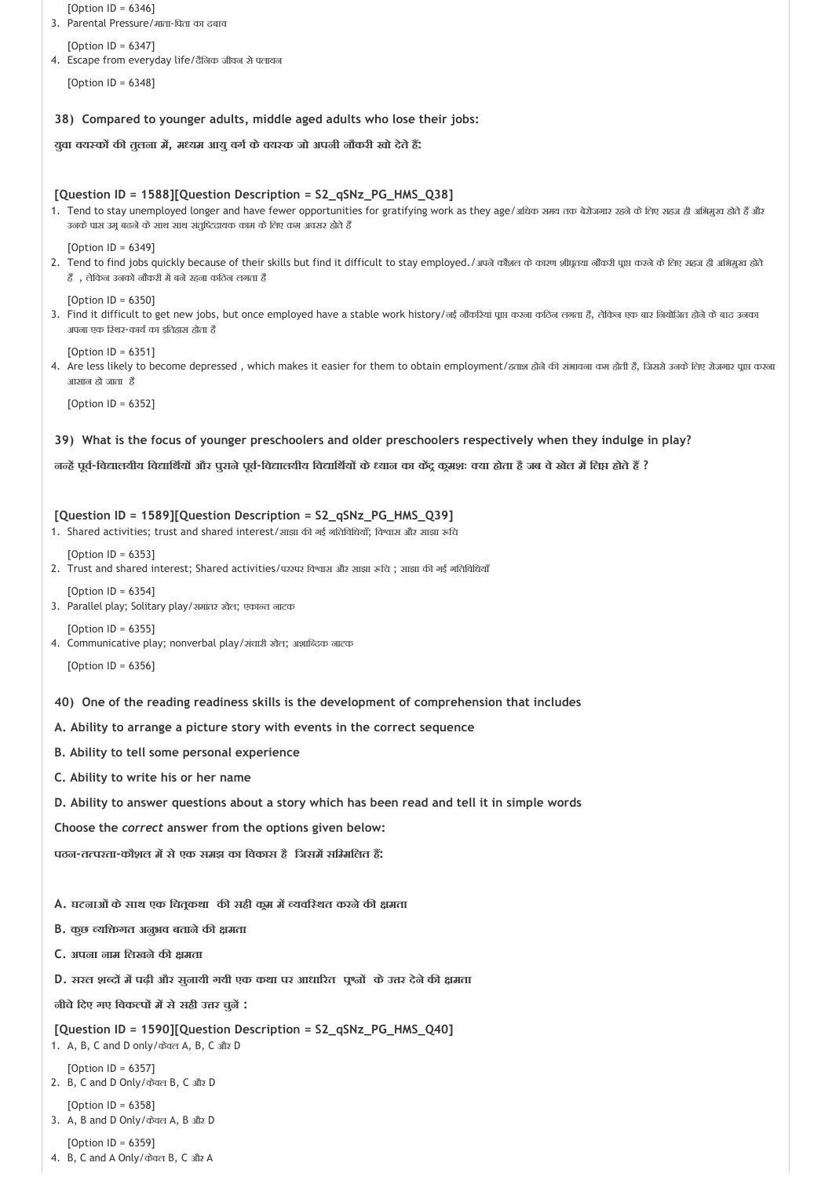[Option ID = 6346]
3. Parental Pressure/माता-पिता का दबाव

   [Option ID = 6347]
4. Escape from everyday life/दैनिक जीवन से पलायन

   [Option ID = 6348]

**38) Compared to younger adults, middle aged adults who lose their jobs:**

**युवा वयस्कों की तुलना में, मध्यम आयु वर्ग के वयस्क जो अपनी नौकरी खो देते हैं:**

**[Question ID = 1588][Question Description = S2_qSNz_PG_HMS_Q38]**
1. Tend to stay unemployed longer and have fewer opportunities for gratifying work as they age/अधिक समय तक बेरोजगार रहने के लिए सहज ही अभिमुख होते हैं और उनके पास उम्र बढ़ने के साथ साथ संतुष्टिदायक काम के लिए कम अवसर होते हैं

   [Option ID = 6349]
2. Tend to find jobs quickly because of their skills but find it difficult to stay employed./अपने कौशल के कारण शीघ्रतया नौकरी प्राप्त करने के लिए सहज ही अभिमुख होते हैं , लेकिन उनको नौकरी में बने रहना कठिन लगता है

   [Option ID = 6350]
3. Find it difficult to get new jobs, but once employed have a stable work history/नई नौकरियां प्राप्त करना कठिन लगता है, लेकिन एक बार नियोजित होने के बाद उनका अपना एक स्थिर-कार्य का इतिहास होता है

   [Option ID = 6351]
4. Are less likely to become depressed , which makes it easier for them to obtain employment/हताश होने की संभावना कम होती है, जिससे उनके लिए रोजगार प्राप्त करना आसान हो जाता है

   [Option ID = 6352]

**39) What is the focus of younger preschoolers and older preschoolers respectively when they indulge in play?**

**नन्हें पूर्व-विद्यालयीय विद्यार्थियों और पुराने पूर्व-विद्यालयीय विद्यार्थियों के ध्यान का केंद्र क्रमशः क्या होता है जब वे खेल में लिप्त होते हैं ?**

**[Question ID = 1589][Question Description = S2_qSNz_PG_HMS_Q39]**
1. Shared activities; trust and shared interest/साझा की गई गतिविधियाँ; विश्वास और साझा रूचि

   [Option ID = 6353]
2. Trust and shared interest; Shared activities/परस्पर विश्वास और साझा रूचि ; साझा की गई गतिविधियाँ

   [Option ID = 6354]
3. Parallel play; Solitary play/समांतर खेल; एकान्त नाटक

   [Option ID = 6355]
4. Communicative play; nonverbal play/संचारी खेल; अशाब्दिक नाटक

   [Option ID = 6356]

**40) One of the reading readiness skills is the development of comprehension that includes**

**A. Ability to arrange a picture story with events in the correct sequence**

**B. Ability to tell some personal experience**

**C. Ability to write his or her name**

**D. Ability to answer questions about a story which has been read and tell it in simple words**

**Choose the *correct* answer from the options given below:**

**पठन-तत्परता-कौशल में से एक समझ का विकास है जिसमें सम्मिलित हैं:**

**A. घटनाओं के साथ एक चित्रकथा की सही क्रम में व्यवस्थित करने की क्षमता**

**B. कुछ व्यक्तिगत अनुभव बताने की क्षमता**

**C. अपना नाम लिखने की क्षमता**

**D. सरल शब्दों में पढ़ी और सुनायी गयी एक कथा पर आधारित पृश्नों के उत्तर देने की क्षमता**

**नीचे दिए गए विकल्पों में से सही उत्तर चुनें :**

**[Question ID = 1590][Question Description = S2_qSNz_PG_HMS_Q40]**
1. A, B, C and D only/केवल A, B, C और D

   [Option ID = 6357]
2. B, C and D Only/केवल B, C और D

   [Option ID = 6358]
3. A, B and D Only/केवल A, B और D

   [Option ID = 6359]
4. B, C and A Only/केवल B, C और A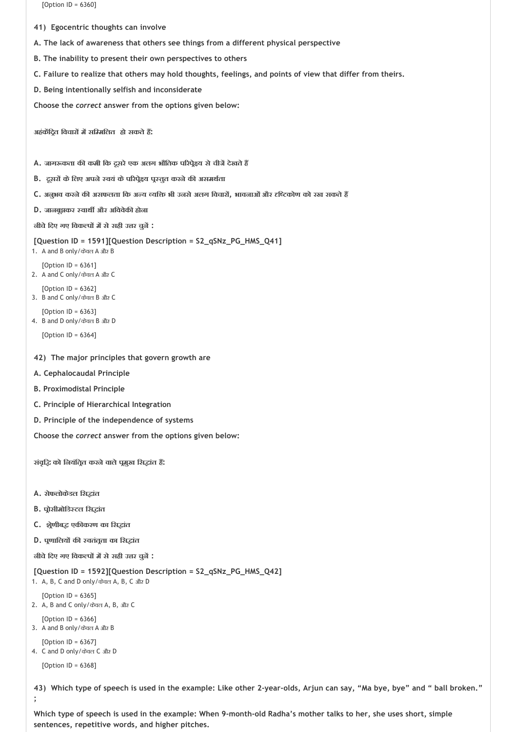[Option ID = 6360]

**41) Egocentric thoughts can involve**

**A. The lack of awareness that others see things from a different physical perspective**

**B. The inability to present their own perspectives to others**

**C. Failure to realize that others may hold thoughts, feelings, and points of view that differ from theirs.**

**D. Being intentionally selfish and inconsiderate**

**Choose the *correct* answer from the options given below:**

**अहंकेंद्रित विचारों में सम्मिलित हो सकते हैं:**

**A. जागरूकता की कमी कि दूसरे एक अलग भौतिक परिप्रेक्ष्य से चीजें देखते हैं**

**B. दूसरों के लिए अपने स्वयं के परिप्रेक्ष्य प्रस्तुत करने की असमर्थता**

**C. अनुभव करने की असफलता कि अन्य व्यक्ति भी उनसे अलग विचारों, भावनाओं और दृष्टिकोण को रख सकते हैं**

**D. जानबूझकर स्वार्थी और अविवेकी होना**

**नीचे दिए गए विकल्पों में से सही उत्तर चुनें :**

**[Question ID = 1591][Question Description = S2_qSNz_PG_HMS_Q41]**

1. A and B only/केवल A और B

   [Option ID = 6361]
2. A and C only/केवल A और C

   [Option ID = 6362]
3. B and C only/केवल B और C

   [Option ID = 6363]
4. B and D only/केवल B और D

   [Option ID = 6364]

**42) The major principles that govern growth are**

**A. Cephalocaudal Principle**

**B. Proximodistal Principle**

**C. Principle of Hierarchical Integration**

**D. Principle of the independence of systems**

**Choose the *correct* answer from the options given below:**

**संवृद्धि को नियंत्रित करने वाले प्रमुख सिद्धांत हैं:**

**A. सेफलोकेडल सिद्धांत**

**B. प्रोसीमोडिस्टल सिद्धांत**

**C. श्रेणीबद्ध एकीकरण का सिद्धांत**

**D. प्रणालियों की स्वतंत्रता का सिद्धांत**

**नीचे दिए गए विकल्पों में से सही उत्तर चुनें :**

**[Question ID = 1592][Question Description = S2_qSNz_PG_HMS_Q42]**

1. A, B, C and D only/केवल A, B, C और D

   [Option ID = 6365]
2. A, B and C only/केवल A, B, और C

   [Option ID = 6366]
3. A and B only/केवल A और B

   [Option ID = 6367]
4. C and D only/केवल C और D

   [Option ID = 6368]

**43) Which type of speech is used in the example: Like other 2-year-olds, Arjun can say, “Ma bye, bye” and “ ball broken.” ;**

**Which type of speech is used in the example: When 9-month-old Radha’s mother talks to her, she uses short, simple sentences, repetitive words, and higher pitches.**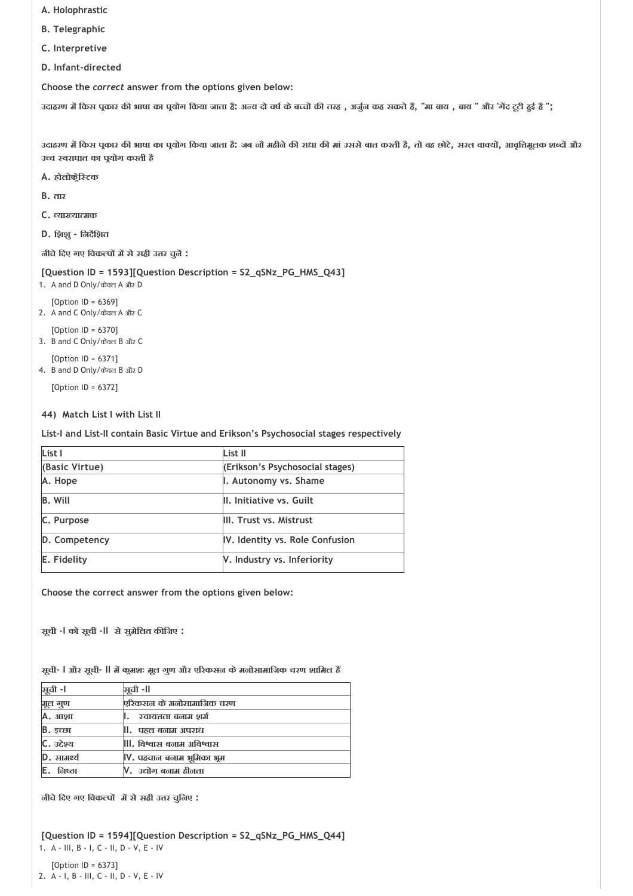A. Holophrastic

B. Telegraphic

C. Interpretive

D. Infant-directed

Choose the *correct* answer from the options given below:

उदाहरण में किस प्रकार की भाषा का प्रयोग किया जाता है: अन्य दो वर्ष के बच्चों की तरह , अर्जुन कह सकते हैं, "मा बाय , बाय " और 'गेंद टूटी हुई है ";

उदाहरण में किस प्रकार की भाषा का प्रयोग किया जाता है: जब नौ महीने की राधा की मां उससे बात करती है, तो वह छोटे, सरल वाक्यों, आवृत्तिमूलक शब्दों और उच्च स्वराघात का प्रयोग करती है

A. होलोफ्रेस्टिक

B. तार

C. व्याख्यात्मक

D. शिशु - निर्देशित

नीचे दिए गए विकल्पों में से सही उत्तर चुनें :

**[Question ID = 1593][Question Description = S2_qSNz_PG_HMS_Q43]**

1. A and D Only/केवल A और D

   [Option ID = 6369]
2. A and C Only/केवल A और C

   [Option ID = 6370]
3. B and C Only/केवल B और C

   [Option ID = 6371]
4. B and D Only/केवल B और D

   [Option ID = 6372]

**44) Match List I with List II**

**List-I and List-II contain Basic Virtue and Erikson's Psychosocial stages respectively**

| List I | List II |
|---|---|
| (Basic Virtue) | (Erikson's Psychosocial stages) |
| A. Hope | I. Autonomy vs. Shame |
| B. Will | II. Initiative vs. Guilt |
| C. Purpose | III. Trust vs. Mistrust |
| D. Competency | IV. Identity vs. Role Confusion |
| E. Fidelity | V. Industry vs. Inferiority |

**Choose the correct answer from the options given below:**

**सूची -I को सूची -II से सुमेलित कीजिए :**

**सूची- I और सूची- II में क्रमशः मूल गुण और एरिकसन के मनोसामाजिक चरण शामिल हैं**

| सूची -I | सूची -II |
|---|---|
| मूल गुण | एरिकसन के मनोसामाजिक चरण |
| A. आशा | I. स्वायत्तता बनाम शर्म |
| B. इच्छा | II. पहल बनाम अपराध |
| C. उद्देश्य | III. विश्वास बनाम अविश्वास |
| D. सामर्थ्य | IV. पहचान बनाम भूमिका भ्रम |
| E. निष्ठा | V. उद्योग बनाम हीनता |

**नीचे दिए गए विकल्पों में से सही उत्तर चुनिए :**

**[Question ID = 1594][Question Description = S2_qSNz_PG_HMS_Q44]**

1. A - III, B - I, C - II, D - V, E - IV

   [Option ID = 6373]
2. A - I, B - III, C - II, D - V, E - IV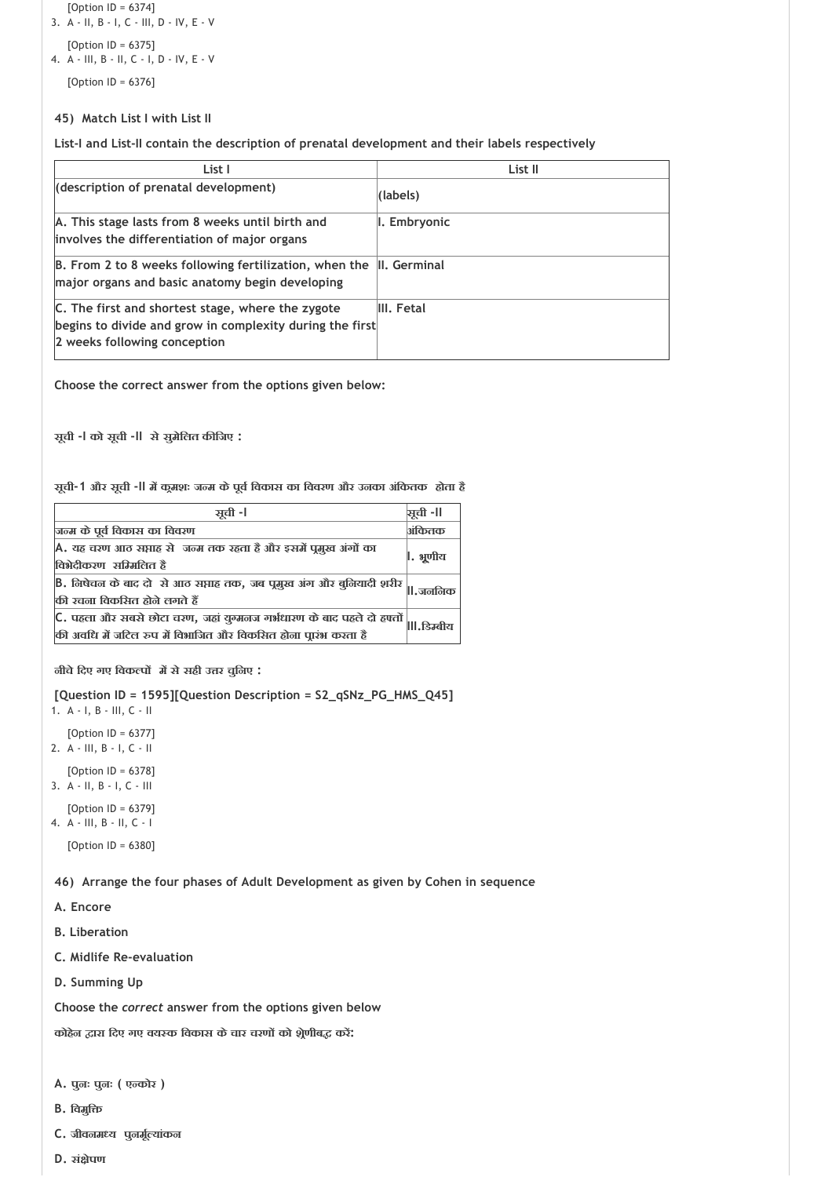[Option ID = 6374]

3. A - II, B - I, C - III, D - IV, E - V

   [Option ID = 6375]

4. A - III, B - II, C - I, D - IV, E - V

   [Option ID = 6376]

**45) Match List I with List II**

**List-I and List-II contain the description of prenatal development and their labels respectively**

| List I | List II |
|---|---|
| (description of prenatal development) | (labels) |
| A. This stage lasts from 8 weeks until birth and involves the differentiation of major organs | I. Embryonic |
| B. From 2 to 8 weeks following fertilization, when the major organs and basic anatomy begin developing | II. Germinal |
| C. The first and shortest stage, where the zygote begins to divide and grow in complexity during the first 2 weeks following conception | III. Fetal |

**Choose the correct answer from the options given below:**

**सूची -I को सूची -II से सुमेलित कीजिए :**

**सूची-1 और सूची -II में क्रमशः जन्म के पूर्व विकास का विवरण और उनका अंकितक होता है**

| सूची -I | सूची -II |
|---|---|
| जन्म के पूर्व विकास का विवरण | अंकितक |
| A. यह चरण आठ सप्ताह से जन्म तक रहता है और इसमें प्रमुख अंगों का विभेदीकरण सम्मिलित है | I. भ्रूणीय |
| B. निषेचन के बाद दो से आठ सप्ताह तक, जब प्रमुख अंग और बुनियादी शरीर की रचना विकसित होने लगते हैं | II.जननिक |
| C. पहला और सबसे छोटा चरण, जहां युग्मनज गर्भधारण के बाद पहले दो हफ्तों की अवधि में जटिल रुप में विभाजित और विकसित होना प्रारंभ करता है | III.डिम्बीय |

**नीचे दिए गए विकल्पों में से सही उत्तर चुनिए :**

**[Question ID = 1595][Question Description = S2_qSNz_PG_HMS_Q45]**

1. A - I, B - III, C - II

   [Option ID = 6377]

2. A - III, B - I, C - II

   [Option ID = 6378]

3. A - II, B - I, C - III

   [Option ID = 6379]

4. A - III, B - II, C - I

   [Option ID = 6380]

**46) Arrange the four phases of Adult Development as given by Cohen in sequence**

**A. Encore**

**B. Liberation**

**C. Midlife Re-evaluation**

**D. Summing Up**

**Choose the *correct* answer from the options given below**

**कोहेन द्वारा दिए गए वयस्क विकास के चार चरणों को श्रेणीबद्ध करें:**

**A. पुनः पुनः ( एन्कोर )**

**B. विमुक्ति**

**C. जीवनमध्य पुनर्मूल्यांकन**

**D. संक्षेपण**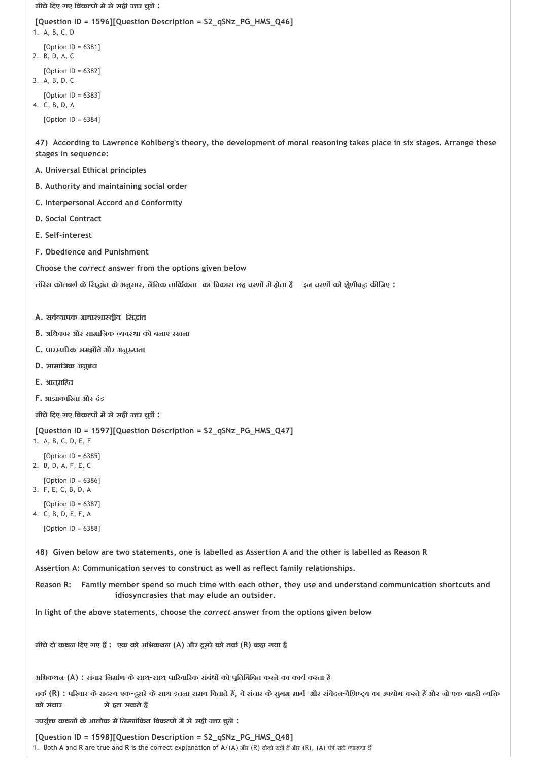नीचे दिए गए विकल्पों में से सही उत्तर चुनें :

**[Question ID = 1596][Question Description = S2_qSNz_PG_HMS_Q46]**

1. A, B, C, D

   [Option ID = 6381]
2. B, D, A, C

   [Option ID = 6382]
3. A, B, D, C

   [Option ID = 6383]
4. C, B, D, A

   [Option ID = 6384]

**47) According to Lawrence Kohlberg's theory, the development of moral reasoning takes place in six stages. Arrange these stages in sequence:**

**A. Universal Ethical principles**

**B. Authority and maintaining social order**

**C. Interpersonal Accord and Conformity**

**D. Social Contract**

**E. Self-interest**

**F. Obedience and Punishment**

**Choose the *correct* answer from the options given below**

लॉरेंस कोलबर्ग के सिद्धांत के अनुसार, नैतिक तार्किकता का विकास छह चरणों में होता है इन चरणों को श्रेणीबद्ध कीजिए :

A. सर्वव्यापक आचारशास्त्रीय सिद्धांत

B. अधिकार और सामाजिक व्यवस्था को बनाए रखना

C. पारस्परिक समझौते और अनुरूपता

D. सामाजिक अनुबंध

E. आत्महित

F. आज्ञाकारिता और दंड

नीचे दिए गए विकल्पों में से सही उत्तर चुनें :

**[Question ID = 1597][Question Description = S2_qSNz_PG_HMS_Q47]**

1. A, B, C, D, E, F

   [Option ID = 6385]
2. B, D, A, F, E, C

   [Option ID = 6386]
3. F, E, C, B, D, A

   [Option ID = 6387]
4. C, B, D, E, F, A

   [Option ID = 6388]

**48) Given below are two statements, one is labelled as Assertion A and the other is labelled as Reason R**

**Assertion A: Communication serves to construct as well as reflect family relationships.**

**Reason R: Family member spend so much time with each other, they use and understand communication shortcuts and idiosyncrasies that may elude an outsider.**

**In light of the above statements, choose the *correct* answer from the options given below**

नीचे दो कथन दिए गए हैं : एक को अभिकथन (A) और दूसरे को तर्क (R) कहा गया है

अभिकथन (A) : संचार निर्माण के साथ-साथ पारिवारिक संबंधों को प्रतिबिंबित करने का कार्य करता है

तर्क (R) : परिवार के सदस्य एक-दूसरे के साथ इतना समय बिताते हैं, वे संचार के सुगम मार्ग और संवेदन-वैशिष्ट्य का उपयोग करते हैं और जो एक बाहरी व्यक्ति को संचार से हटा सकते हैं

उपर्युक्त कथनों के आलोक में निम्नांकित विकल्पों में से सही उत्तर चुनें :

**[Question ID = 1598][Question Description = S2_qSNz_PG_HMS_Q48]**

1. Both A and R are true and R is the correct explanation of A/(A) और (R) दोनों सही हैं और (R), (A) की सही व्याख्या है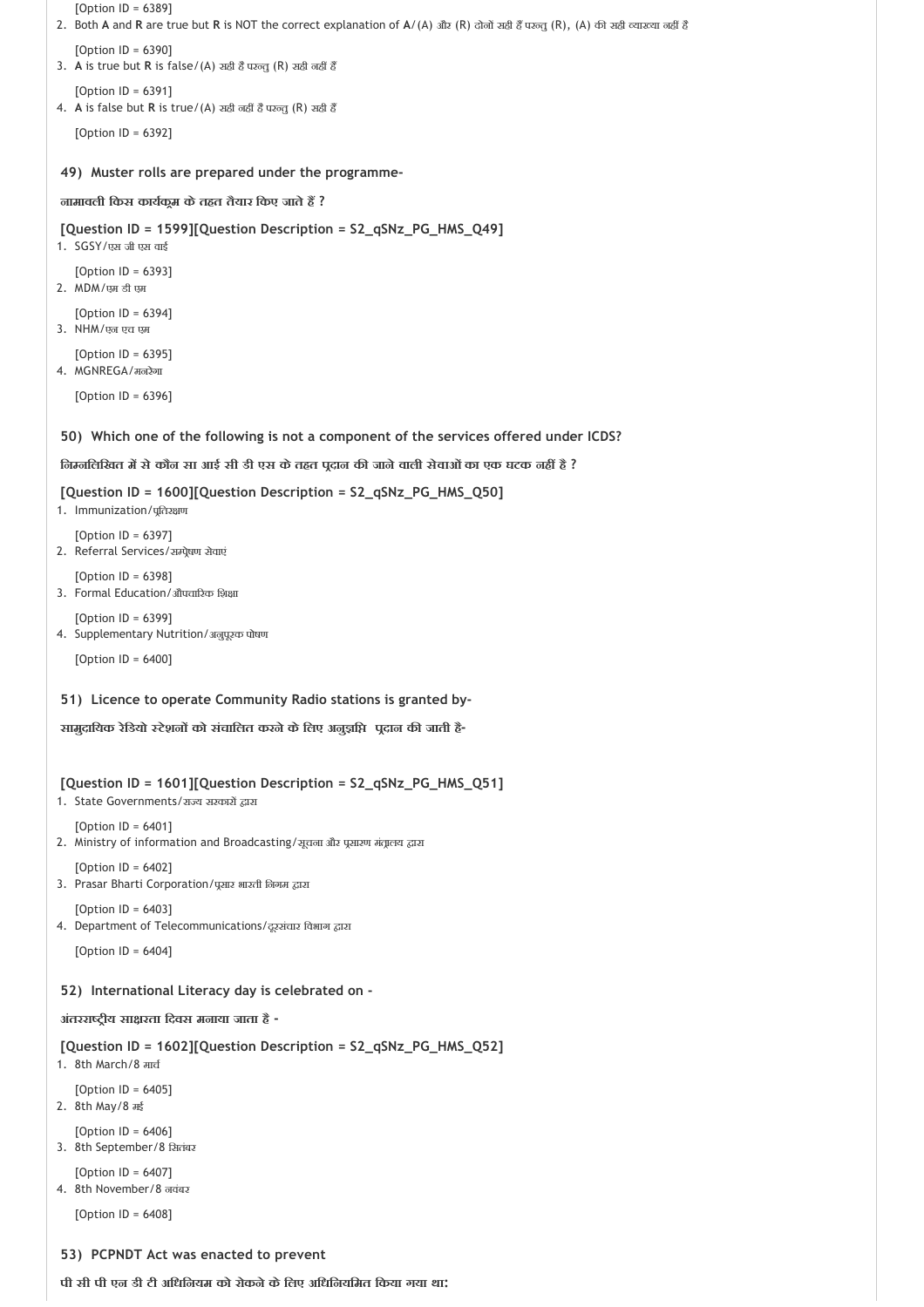[Option ID = 6389]
2. Both **A** and **R** are true but **R** is NOT the correct explanation of **A**/(A) और (R) दोनों सही हैं परन्तु (R), (A) की सही व्याख्या नहीं है

[Option ID = 6390]
3. **A** is true but **R** is false/(A) सही है परन्तु (R) सही नहीं हैं

[Option ID = 6391]
4. **A** is false but **R** is true/(A) सही नहीं है परन्तु (R) सही हैं

[Option ID = 6392]

**49) Muster rolls are prepared under the programme-**

**नामावली किस कार्यक्रम के तहत तैयार किए जाते हैं ?**

**[Question ID = 1599][Question Description = S2_qSNz_PG_HMS_Q49]**

1. SGSY/एस जी एस वाई

[Option ID = 6393]
2. MDM/एम डी एम

[Option ID = 6394]
3. NHM/एन एच एम

[Option ID = 6395]
4. MGNREGA/मनरेगा

[Option ID = 6396]

**50) Which one of the following is not a component of the services offered under ICDS?**

**निम्नलिखित में से कौन सा आई सी डी एस के तहत प्रदान की जाने वाली सेवाओं का एक घटक नहीं है ?**

**[Question ID = 1600][Question Description = S2_qSNz_PG_HMS_Q50]**

1. Immunization/प्रतिरक्षण

[Option ID = 6397]
2. Referral Services/सम्प्रेषण सेवाएं

[Option ID = 6398]
3. Formal Education/औपचारिक शिक्षा

[Option ID = 6399]
4. Supplementary Nutrition/अनुपूरक पोषण

[Option ID = 6400]

**51) Licence to operate Community Radio stations is granted by-**

**सामुदायिक रेडियो स्टेशनों को संचालित करने के लिए अनुज्ञप्ति प्रदान की जाती है-**

**[Question ID = 1601][Question Description = S2_qSNz_PG_HMS_Q51]**

1. State Governments/राज्य सरकारों द्वारा

[Option ID = 6401]
2. Ministry of information and Broadcasting/सूचना और प्रसारण मंत्रालय द्वारा

[Option ID = 6402]
3. Prasar Bharti Corporation/प्रसार भारती निगम द्वारा

[Option ID = 6403]
4. Department of Telecommunications/दूरसंचार विभाग द्वारा

[Option ID = 6404]

**52) International Literacy day is celebrated on -**

**अंतरराष्ट्रीय साक्षरता दिवस मनाया जाता है -**

**[Question ID = 1602][Question Description = S2_qSNz_PG_HMS_Q52]**

1. 8th March/8 मार्च

[Option ID = 6405]
2. 8th May/8 मई

[Option ID = 6406]
3. 8th September/8 सितंबर

[Option ID = 6407]
4. 8th November/8 नवंबर

[Option ID = 6408]

**53) PCPNDT Act was enacted to prevent**

**पी सी पी एन डी टी अधिनियम को रोकने के लिए अधिनियमित किया गया था:**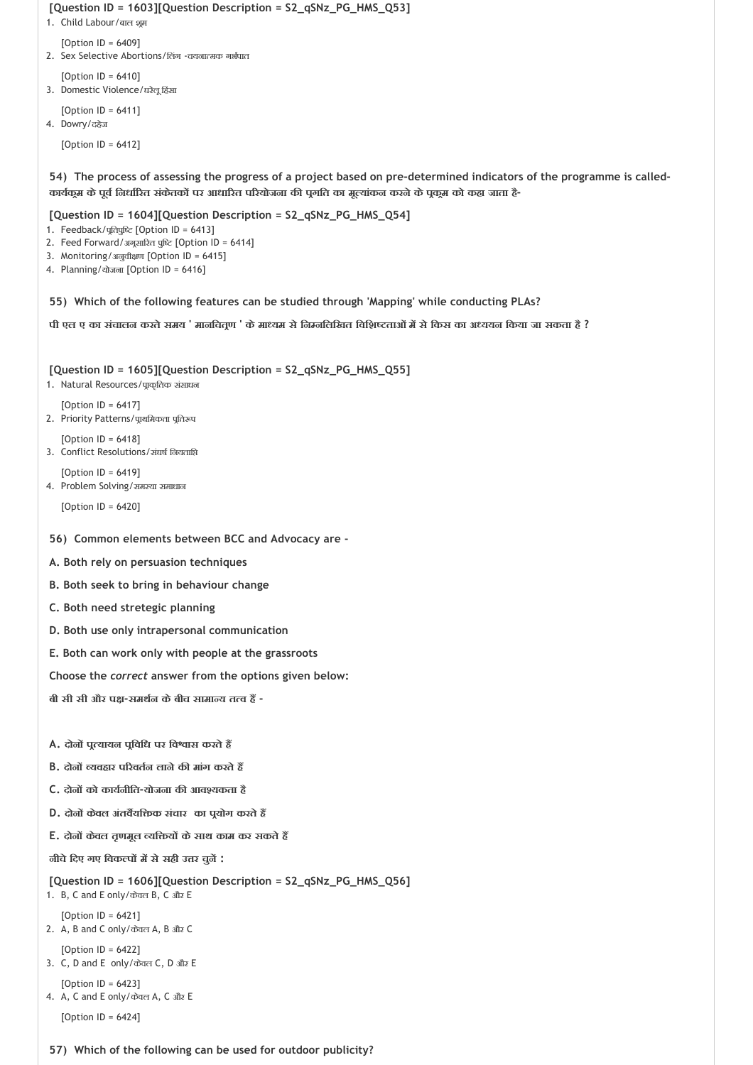[Question ID = 1603][Question Description = S2_qSNz_PG_HMS_Q53]

1. Child Labour/बाल श्रम

   [Option ID = 6409]
2. Sex Selective Abortions/लिंग -चयनात्मक गर्भपात

   [Option ID = 6410]
3. Domestic Violence/घरेलू हिंसा

   [Option ID = 6411]
4. Dowry/दहेज

   [Option ID = 6412]

**54) The process of assessing the progress of a project based on pre-determined indicators of the programme is called-**

**कार्यक्रम के पूर्व निर्धारित संकेतकों पर आधारित परियोजना की प्रगति का मूल्यांकन करने के प्रक्रम को कहा जाता है-**

**[Question ID = 1604][Question Description = S2_qSNz_PG_HMS_Q54]**

1. Feedback/प्रतिपुष्टि [Option ID = 6413]
2. Feed Forward/अग्रसारित पुष्टि [Option ID = 6414]
3. Monitoring/अनुवीक्षण [Option ID = 6415]
4. Planning/योजना [Option ID = 6416]

**55) Which of the following features can be studied through 'Mapping' while conducting PLAs?**

**पी एल ए का संचालन करते समय ' मानचित्रण ' के माध्यम से निम्नलिखित विशिष्टताओं में से किस का अध्ययन किया जा सकता है ?**

**[Question ID = 1605][Question Description = S2_qSNz_PG_HMS_Q55]**

1. Natural Resources/प्राकृतिक संसाधन

   [Option ID = 6417]
2. Priority Patterns/प्राथमिकता प्रतिरूप

   [Option ID = 6418]
3. Conflict Resolutions/संघर्ष निपटान

   [Option ID = 6419]
4. Problem Solving/समस्या समाधान

   [Option ID = 6420]

**56) Common elements between BCC and Advocacy are -**

**A. Both rely on persuasion techniques**

**B. Both seek to bring in behaviour change**

**C. Both need stretegic planning**

**D. Both use only intrapersonal communication**

**E. Both can work only with people at the grassroots**

**Choose the *correct* answer from the options given below:**

**बी सी सी और पक्ष-समर्थन के बीच सामान्य तत्व हैं -**

**A. दोनों प्रत्यायन प्रविधि पर विश्वास करते हैं**

**B. दोनों व्यवहार परिवर्तन लाने की मांग करते हैं**

**C. दोनों को कार्यनीति-योजना की आवश्यकता है**

**D. दोनों केवल अंतर्वैयक्तिक संचार का प्रयोग करते हैं**

**E. दोनों केवल तृणमूल व्यक्तियों के साथ काम कर सकते हैं**

**नीचे दिए गए विकल्पों में से सही उत्तर चुनें :**

**[Question ID = 1606][Question Description = S2_qSNz_PG_HMS_Q56]**

1. B, C and E only/केवल B, C और E

   [Option ID = 6421]
2. A, B and C only/केवल A, B और C

   [Option ID = 6422]
3. C, D and E only/केवल C, D और E

   [Option ID = 6423]
4. A, C and E only/केवल A, C और E

   [Option ID = 6424]

**57) Which of the following can be used for outdoor publicity?**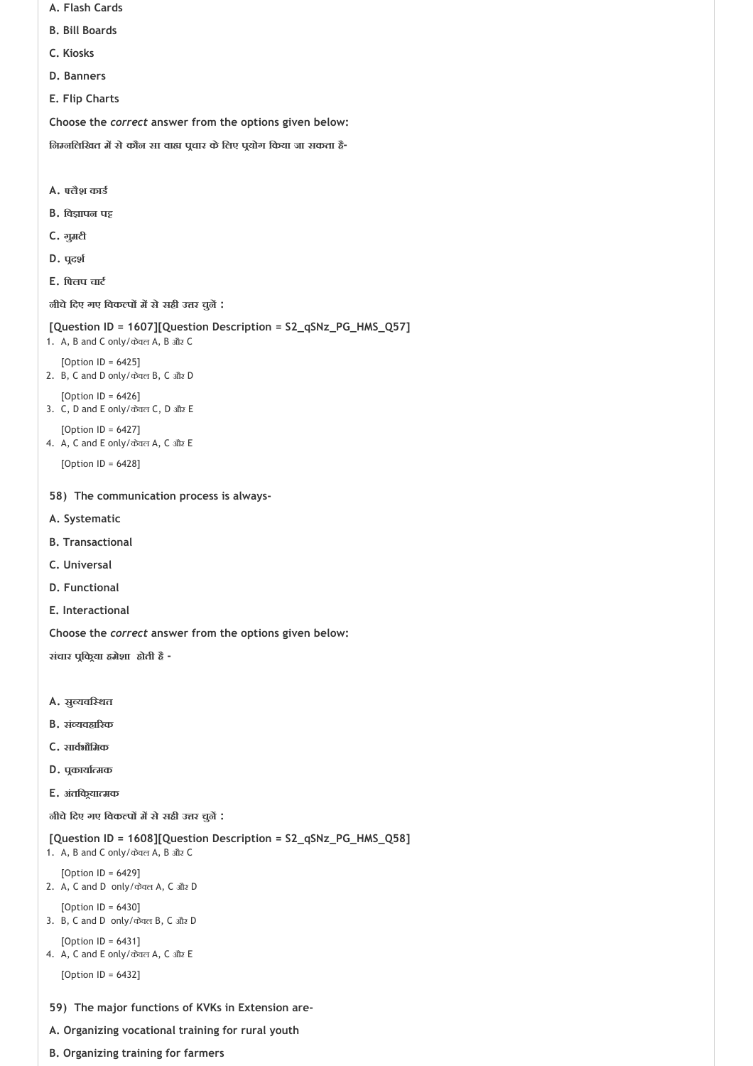**A. Flash Cards**

**B. Bill Boards**

**C. Kiosks**

**D. Banners**

**E. Flip Charts**

**Choose the *correct* answer from the options given below:**

**निम्नलिखित में से कौन सा वाह्य प्रचार के लिए प्रयोग किया जा सकता है-**

**A. फ्लैश कार्ड**

**B. विज्ञापन पट्ट**

**C. गुमटी**

**D. प्रदर्श**

**E. फ्लिप चार्ट**

**नीचे दिए गए विकल्पों में से सही उत्तर चुनें :**

**[Question ID = 1607][Question Description = S2_qSNz_PG_HMS_Q57]**

1. A, B and C only/केवल A, B और C

   [Option ID = 6425]
2. B, C and D only/केवल B, C और D

   [Option ID = 6426]
3. C, D and E only/केवल C, D और E

   [Option ID = 6427]
4. A, C and E only/केवल A, C और E

   [Option ID = 6428]

**58) The communication process is always-**

**A. Systematic**

**B. Transactional**

**C. Universal**

**D. Functional**

**E. Interactional**

**Choose the *correct* answer from the options given below:**

**संचार प्रक्रिया हमेशा होती है -**

**A. सुव्यवस्थित**

**B. संव्यवहारिक**

**C. सार्वभौमिक**

**D. प्रकार्यात्मक**

**E. अंतक्रियात्मक**

**नीचे दिए गए विकल्पों में से सही उत्तर चुनें :**

**[Question ID = 1608][Question Description = S2_qSNz_PG_HMS_Q58]**

1. A, B and C only/केवल A, B और C

   [Option ID = 6429]
2. A, C and D only/केवल A, C और D

   [Option ID = 6430]
3. B, C and D only/केवल B, C और D

   [Option ID = 6431]
4. A, C and E only/केवल A, C और E

   [Option ID = 6432]

**59) The major functions of KVKs in Extension are-**

**A. Organizing vocational training for rural youth**

**B. Organizing training for farmers**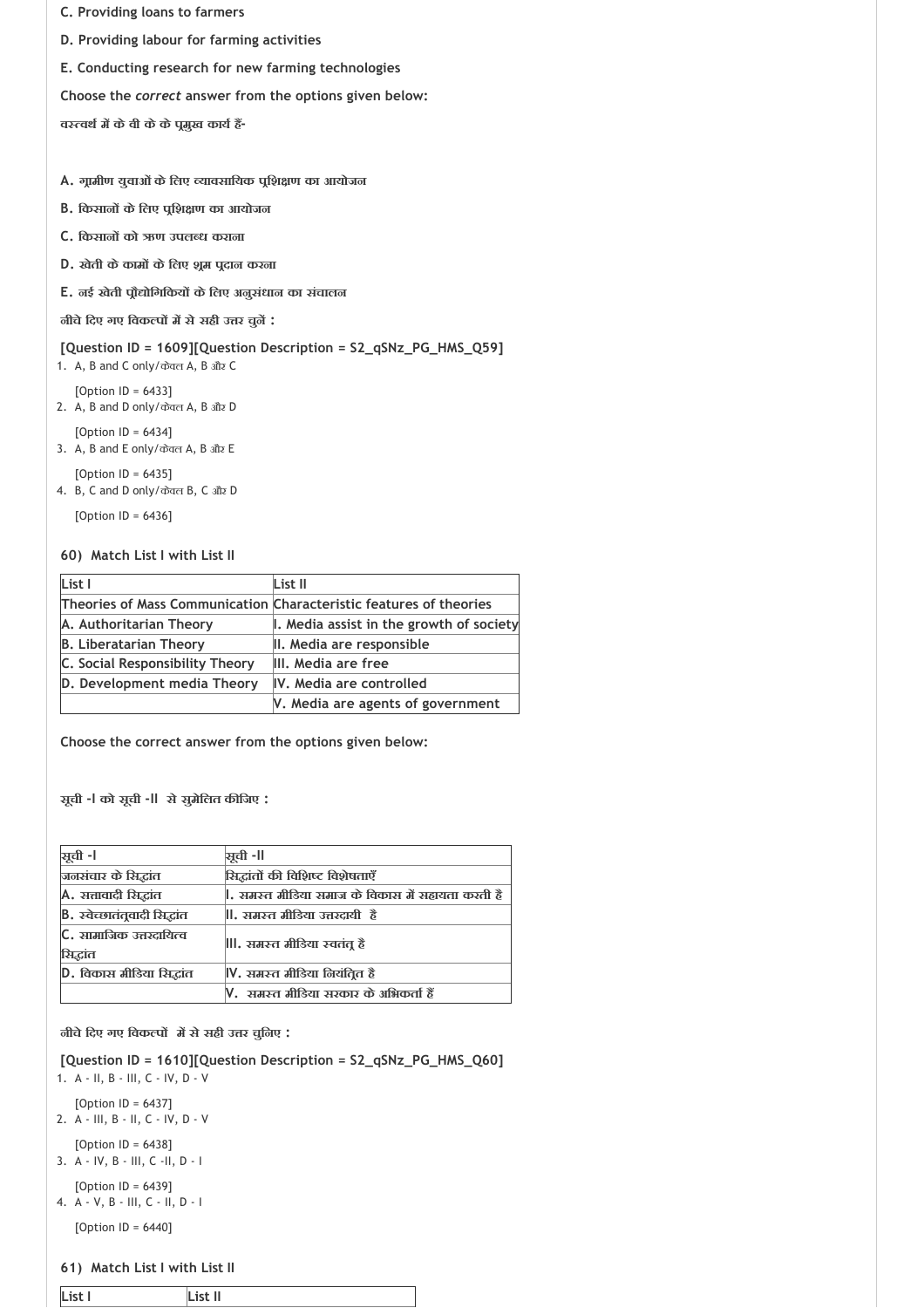**C. Providing loans to farmers**

**D. Providing labour for farming activities**

**E. Conducting research for new farming technologies**

**Choose the *correct* answer from the options given below:**

**वस्तवर्थ में के वी के के प्रमुख कार्य हैं-**

**A. ग्रामीण युवाओं के लिए व्यावसायिक प्रशिक्षण का आयोजन**

**B. किसानों के लिए प्रशिक्षण का आयोजन**

**C. किसानों को ऋण उपलब्ध कराना**

**D. खेती के कामों के लिए श्रम प्रदान करना**

**E. नई खेती प्रौद्योगिकियों के लिए अनुसंधान का संचालन**

**नीचे दिए गए विकल्पों में से सही उत्तर चुनें :**

**[Question ID = 1609][Question Description = S2_qSNz_PG_HMS_Q59]**

1. A, B and C only/केवल A, B और C

   [Option ID = 6433]
2. A, B and D only/केवल A, B और D

   [Option ID = 6434]
3. A, B and E only/केवल A, B और E

   [Option ID = 6435]
4. B, C and D only/केवल B, C और D

   [Option ID = 6436]

**60) Match List I with List II**

| List I | List II |
|---|---|
| Theories of Mass Communication | Characteristic features of theories |
| A. Authoritarian Theory | I. Media assist in the growth of society |
| B. Liberatarian Theory | II. Media are responsible |
| C. Social Responsibility Theory | III. Media are free |
| D. Development media Theory | IV. Media are controlled |
| | V. Media are agents of government |

**Choose the correct answer from the options given below:**

**सूची -I को सूची -II से सुमेलित कीजिए :**

| सूची -I | सूची -II |
|---|---|
| जनसंचार के सिद्धांत | सिद्धांतों की विशिष्ट विशेषताएँ |
| A. सत्तावादी सिद्धांत | I. समस्त मीडिया समाज के विकास में सहायता करती है |
| B. स्वेच्छातंत्रवादी सिद्धांत | II. समस्त मीडिया उत्तरदायी है |
| C. सामाजिक उत्तरदायित्व सिद्धांत | III. समस्त मीडिया स्वतंत्र है |
| D. विकास मीडिया सिद्धांत | IV. समस्त मीडिया नियंत्रित है |
| | V. समस्त मीडिया सरकार के अभिकर्ता हैं |

**नीचे दिए गए विकल्पों में से सही उत्तर चुनिए :**

**[Question ID = 1610][Question Description = S2_qSNz_PG_HMS_Q60]**

1. A - II, B - III, C - IV, D - V

   [Option ID = 6437]
2. A - III, B - II, C - IV, D - V

   [Option ID = 6438]
3. A - IV, B - III, C -II, D - I

   [Option ID = 6439]
4. A - V, B - III, C - II, D - I

   [Option ID = 6440]

**61) Match List I with List II**

| List I | List II |
|---|---|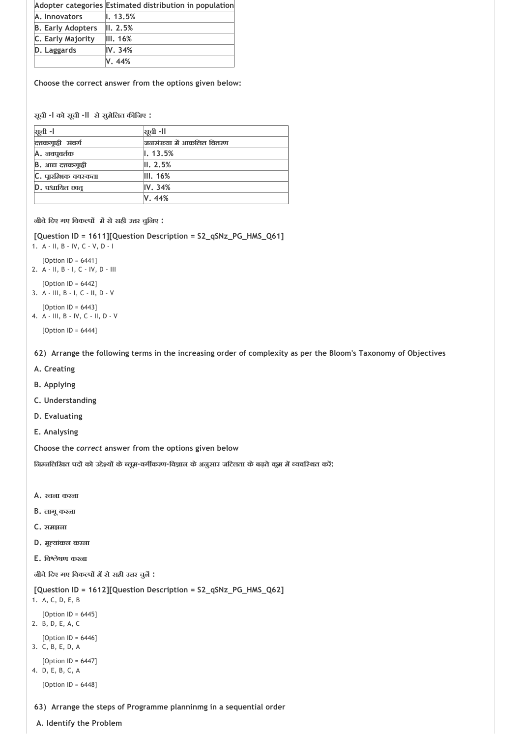| Adopter categories | Estimated distribution in population |
|---|---|
| A. Innovators | I. 13.5% |
| B. Early Adopters | II. 2.5% |
| C. Early Majority | III. 16% |
| D. Laggards | IV. 34% |
| | V. 44% |

**Choose the correct answer from the options given below:**

**सूची -I को सूची -II से सुमेलित कीजिए :**

| सूची -I | सूची -II |
|---|---|
| दत्तकग्राही संवर्ग | जनसंख्या में आकलित वितरण |
| A. नवप्रवर्तक | I. 13.5% |
| B. आद्य दत्तकग्राही | II. 2.5% |
| C. प्रारम्भिक वयस्कता | III. 16% |
| D. पश्चायित छात्र | IV. 34% |
| | V. 44% |

**नीचे दिए गए विकल्पों में से सही उत्तर चुनिए :**

**[Question ID = 1611][Question Description = S2_qSNz_PG_HMS_Q61]**

1. A - II, B - IV, C - V, D - I

   [Option ID = 6441]
2. A - II, B - I, C - IV, D - III

   [Option ID = 6442]
3. A - III, B - I, C - II, D - V

   [Option ID = 6443]
4. A - III, B - IV, C - II, D - V

   [Option ID = 6444]

**62) Arrange the following terms in the increasing order of complexity as per the Bloom's Taxonomy of Objectives**

**A. Creating**

**B. Applying**

**C. Understanding**

**D. Evaluating**

**E. Analysing**

**Choose the *correct* answer from the options given below**

**निम्नलिखित पदों को उद्देश्यों के ब्लूम-वर्गीकरण-विज्ञान के अनुसार जटिलता के बढ़ते क्रम में व्यवस्थित करें:**

**A. रचना करना**

**B. लागू करना**

**C. समझना**

**D. मूल्यांकन करना**

**E. विश्लेषण करना**

**नीचे दिए गए विकल्पों में से सही उत्तर चुनें :**

**[Question ID = 1612][Question Description = S2_qSNz_PG_HMS_Q62]**

1. A, C, D, E, B

   [Option ID = 6445]
2. B, D, E, A, C

   [Option ID = 6446]
3. C, B, E, D, A

   [Option ID = 6447]
4. D, E, B, C, A

   [Option ID = 6448]

**63) Arrange the steps of Programme planninmg in a sequential order**

**A. Identify the Problem**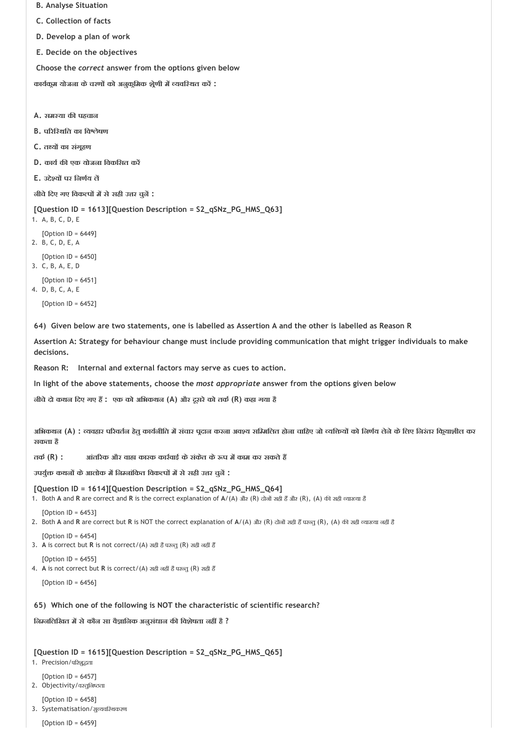B. Analyse Situation

C. Collection of facts

D. Develop a plan of work

E. Decide on the objectives

Choose the *correct* answer from the options given below

**कार्यक्रम योजना के चरणों को अनुक्रमिक श्रेणी में व्यवस्थित करें :**

**A. समस्या की पहचान**

**B. परिस्थिति का विश्लेषण**

**C. तथ्यों का संग्रहण**

**D. कार्य की एक योजना विकसित करें**

**E. उद्देश्यों पर निर्णय लें**

**नीचे दिए गए विकल्पों में से सही उत्तर चुनें :**

**[Question ID = 1613][Question Description = S2_qSNz_PG_HMS_Q63]**

1. A, B, C, D, E

   [Option ID = 6449]
2. B, C, D, E, A

   [Option ID = 6450]
3. C, B, A, E, D

   [Option ID = 6451]
4. D, B, C, A, E

   [Option ID = 6452]

**64) Given below are two statements, one is labelled as Assertion A and the other is labelled as Reason R**

**Assertion A: Strategy for behaviour change must include providing communication that might trigger individuals to make decisions.**

**Reason R: Internal and external factors may serve as cues to action.**

**In light of the above statements, choose the *most appropriate* answer from the options given below**

**नीचे दो कथन दिए गए हैं : एक को अभिकथन (A) और दूसरे को तर्क (R) कहा गया है**

**अभिकथन (A) : व्यवहार परिवर्तन हेतु कार्यनीति में संचार प्रदान करना अवश्य सम्मिलित होना चाहिए जो व्यक्तियों को निर्णय लेने के लिए निरंतर क्रियाशील कर सकता है**

**तर्क (R) : आंतरिक और वाह्य कारक कार्रवाई के संकेत के रूप में काम कर सकते हैं**

**उपर्युक्त कथनों के आलोक में निम्नांकित विकल्पों में से सही उत्तर चुनें :**

**[Question ID = 1614][Question Description = S2_qSNz_PG_HMS_Q64]**

1. Both **A** and **R** are correct and **R** is the correct explanation of **A**/(A) और (R) दोनों सही हैं और (R), (A) की सही व्याख्या है

   [Option ID = 6453]
2. Both **A** and **R** are correct but **R** is NOT the correct explanation of **A**/(A) और (R) दोनों सही हैं परन्तु (R), (A) की सही व्याख्या नहीं है

   [Option ID = 6454]
3. **A** is correct but **R** is not correct/(A) सही है परन्तु (R) सही नहीं हैं

   [Option ID = 6455]
4. **A** is not correct but **R** is correct/(A) सही नहीं है परन्तु (R) सही हैं

   [Option ID = 6456]

**65) Which one of the following is NOT the characteristic of scientific research?**

**निम्नलिखित में से कौन सा वैज्ञानिक अनुसंधान की विशेषता नहीं है ?**

**[Question ID = 1615][Question Description = S2_qSNz_PG_HMS_Q65]**

1. Precision/परिशुद्धता

   [Option ID = 6457]
2. Objectivity/वस्तुनिष्ठता

   [Option ID = 6458]
3. Systematisation/सुव्यवस्थिकरण

   [Option ID = 6459]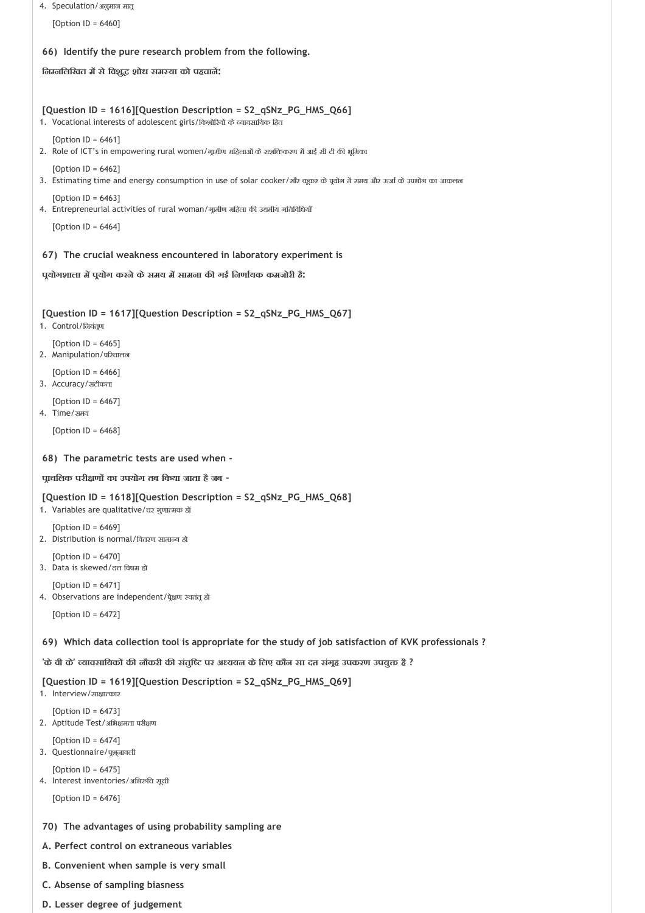4. Speculation/अनुमान मात्र

   [Option ID = 6460]

**66) Identify the pure research problem from the following.**

**निम्नलिखित में से विशुद्ध शोध समस्या को पहचानें:**

**[Question ID = 1616][Question Description = S2_qSNz_PG_HMS_Q66]**

1. Vocational interests of adolescent girls/किशोरियों के व्यावसायिक हित

   [Option ID = 6461]
2. Role of ICT's in empowering rural women/ग्रामीण महिलाओं के सशक्तिकरण में आई सी टी की भूमिका

   [Option ID = 6462]
3. Estimating time and energy consumption in use of solar cooker/सौर कूकर के प्रयोग में समय और ऊर्जा के उपभोग का आकलन

   [Option ID = 6463]
4. Entrepreneurial activities of rural woman/ग्रामीण महिला की उद्यमीय गतिविधियाँ

   [Option ID = 6464]

**67) The crucial weakness encountered in laboratory experiment is**

**प्रयोगशाला में प्रयोग करने के समय में सामना की गई निर्णायक कमजोरी है:**

**[Question ID = 1617][Question Description = S2_qSNz_PG_HMS_Q67]**

1. Control/नियंत्रण

   [Option ID = 6465]
2. Manipulation/परिचालन

   [Option ID = 6466]
3. Accuracy/सटीकता

   [Option ID = 6467]
4. Time/समय

   [Option ID = 6468]

**68) The parametric tests are used when -**

**प्राचलिक परीक्षणों का उपयोग तब किया जाता है जब -**

**[Question ID = 1618][Question Description = S2_qSNz_PG_HMS_Q68]**

1. Variables are qualitative/चर गुणात्मक हों

   [Option ID = 6469]
2. Distribution is normal/वितरण सामान्य हो

   [Option ID = 6470]
3. Data is skewed/दत्त विषम हो

   [Option ID = 6471]
4. Observations are independent/प्रेक्षण स्वतंत्र हों

   [Option ID = 6472]

**69) Which data collection tool is appropriate for the study of job satisfaction of KVK professionals ?**

**'के वी के' व्यावसायिकों की नौकरी की संतुष्टि पर अध्ययन के लिए कौन सा दत्त संग्रह उपकरण उपयुक्त है ?**

**[Question ID = 1619][Question Description = S2_qSNz_PG_HMS_Q69]**

1. Interview/साक्षात्कार

   [Option ID = 6473]
2. Aptitude Test/अभिक्षमता परीक्षण

   [Option ID = 6474]
3. Questionnaire/प्रश्नावली

   [Option ID = 6475]
4. Interest inventories/अभिरुचि सूची

   [Option ID = 6476]

**70) The advantages of using probability sampling are**

**A. Perfect control on extraneous variables**

**B. Convenient when sample is very small**

**C. Absense of sampling biasness**

**D. Lesser degree of judgement**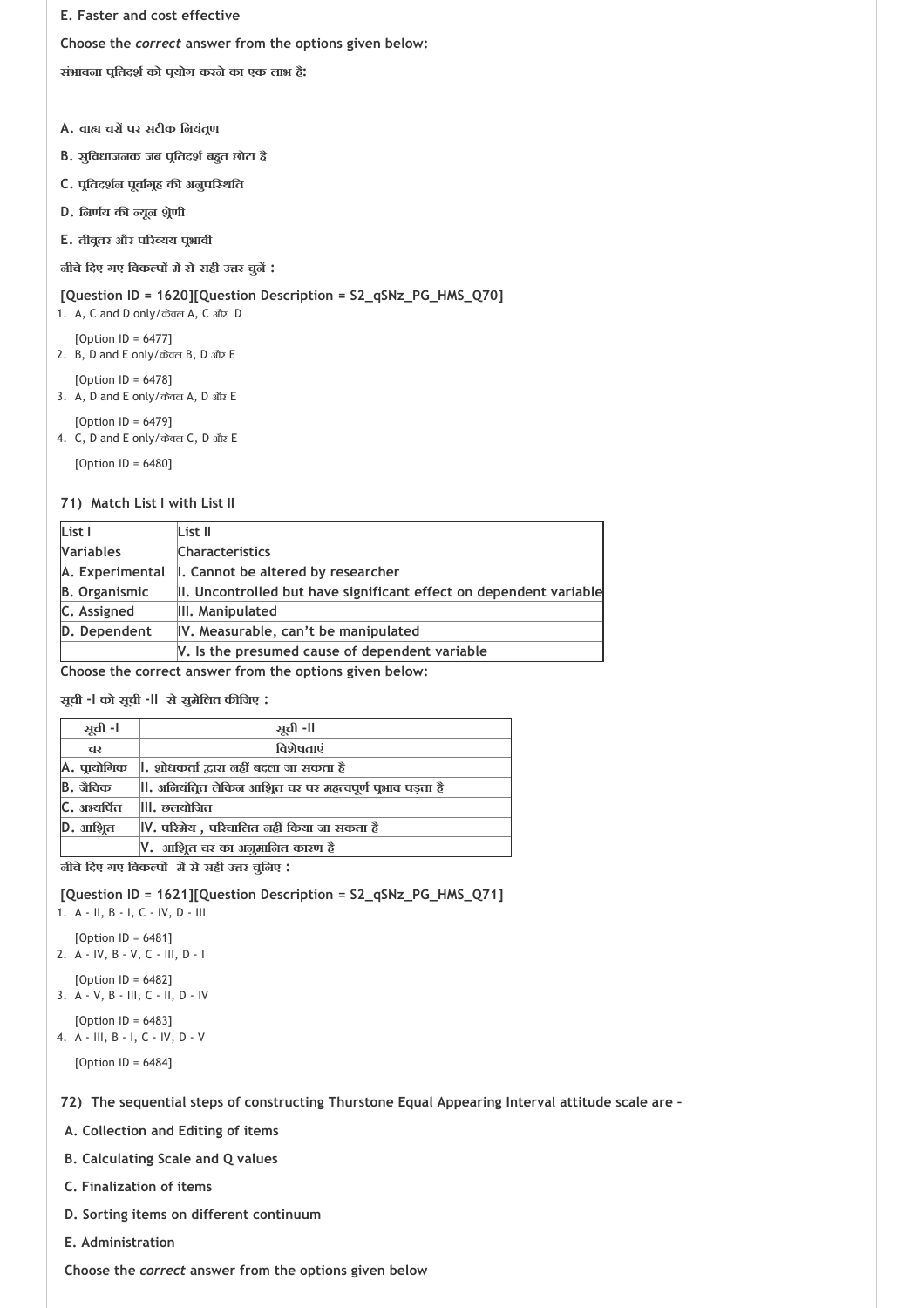**E. Faster and cost effective**

**Choose the *correct* answer from the options given below:**

**संभावना प्रतिदर्श को प्रयोग करने का एक लाभ है:**

**A. वाह्य चरों पर सटीक नियंत्रण**

**B. सुविधाजनक जब प्रतिदर्श बहुत छोटा है**

**C. प्रतिदर्शन पूर्वाग्रह की अनुपस्थिति**

**D. निर्णय की न्यून श्रेणी**

**E. तीव्रतर और परिव्यय प्रभावी**

**नीचे दिए गए विकल्पों में से सही उत्तर चुनें :**

**[Question ID = 1620][Question Description = S2_qSNz_PG_HMS_Q70]**

1. A, C and D only/केवल A, C और D

   [Option ID = 6477]
2. B, D and E only/केवल B, D और E

   [Option ID = 6478]
3. A, D and E only/केवल A, D और E

   [Option ID = 6479]
4. C, D and E only/केवल C, D और E

   [Option ID = 6480]

**71) Match List I with List II**

| List I | List II |
|---|---|
| Variables | Characteristics |
| A. Experimental | I. Cannot be altered by researcher |
| B. Organismic | II. Uncontrolled but have significant effect on dependent variable |
| C. Assigned | III. Manipulated |
| D. Dependent | IV. Measurable, can't be manipulated |
| | V. Is the presumed cause of dependent variable |

**Choose the correct answer from the options given below:**

**सूची -I को सूची -II से सुमेलित कीजिए :**

| सूची -I | सूची -II |
|---|---|
| चर | विशेषताएं |
| A. प्रायोगिक | I. शोधकर्ता द्वारा नहीं बदला जा सकता है |
| B. जैविक | II. अनियंत्रित लेकिन आश्रित चर पर महत्वपूर्ण प्रभाव पड़ता है |
| C. अभ्यर्पित | III. छलयोजित |
| D. आश्रित | IV. परिमेय , परिचालित नहीं किया जा सकता है |
| | V. आश्रित चर का अनुमानित कारण है |

**नीचे दिए गए विकल्पों में से सही उत्तर चुनिए :**

**[Question ID = 1621][Question Description = S2_qSNz_PG_HMS_Q71]**

1. A - II, B - I, C - IV, D - III

   [Option ID = 6481]
2. A - IV, B - V, C - III, D - I

   [Option ID = 6482]
3. A - V, B - III, C - II, D - IV

   [Option ID = 6483]
4. A - III, B - I, C - IV, D - V

   [Option ID = 6484]

**72) The sequential steps of constructing Thurstone Equal Appearing Interval attitude scale are -**

**A. Collection and Editing of items**

**B. Calculating Scale and Q values**

**C. Finalization of items**

**D. Sorting items on different continuum**

**E. Administration**

**Choose the *correct* answer from the options given below**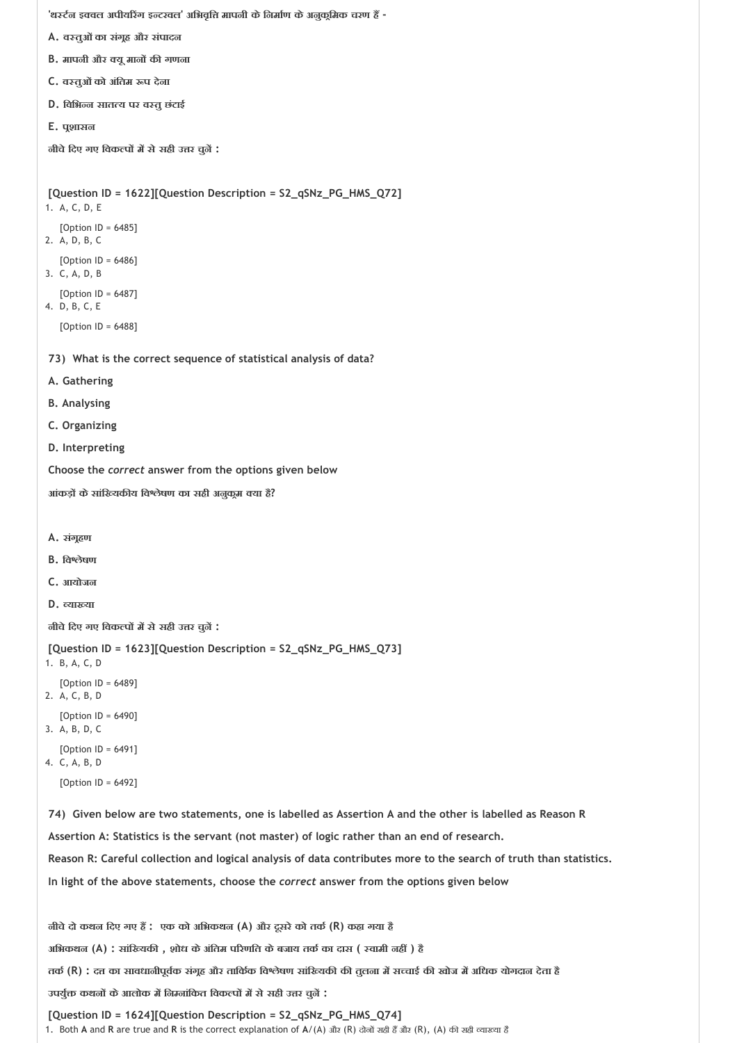'थर्स्टन इक्वल अपीयरिंग इन्टरवल' अभिवृत्ति मापनी के निर्माण के अनुक्रमिक चरण हैं -

A. वस्तुओं का संग्रह और संपादन

B. मापनी और क्यू मानों की गणना

C. वस्तुओं को अंतिम रूप देना

D. विभिन्न सातत्य पर वस्तु छंटाई

E. प्रशासन

नीचे दिए गए विकल्पों में से सही उत्तर चुनें :

[Question ID = 1622][Question Description = S2_qSNz_PG_HMS_Q72]

1. A, C, D, E

   [Option ID = 6485]
2. A, D, B, C

   [Option ID = 6486]
3. C, A, D, B

   [Option ID = 6487]
4. D, B, C, E

   [Option ID = 6488]

73) What is the correct sequence of statistical analysis of data?

A. Gathering

B. Analysing

C. Organizing

D. Interpreting

Choose the *correct* answer from the options given below

आंकड़ों के सांख्यिकीय विश्लेषण का सही अनुक्रम क्या है?

A. संग्रहण

B. विश्लेषण

C. आयोजन

D. व्याख्या

नीचे दिए गए विकल्पों में से सही उत्तर चुनें :

[Question ID = 1623][Question Description = S2_qSNz_PG_HMS_Q73]

1. B, A, C, D

   [Option ID = 6489]
2. A, C, B, D

   [Option ID = 6490]
3. A, B, D, C

   [Option ID = 6491]
4. C, A, B, D

   [Option ID = 6492]

74) Given below are two statements, one is labelled as Assertion A and the other is labelled as Reason R

Assertion A: Statistics is the servant (not master) of logic rather than an end of research.

Reason R: Careful collection and logical analysis of data contributes more to the search of truth than statistics.

In light of the above statements, choose the *correct* answer from the options given below

नीचे दो कथन दिए गए हैं : एक को अभिकथन (A) और दूसरे को तर्क (R) कहा गया है

अभिकथन (A) : सांख्यिकी , शोध के अंतिम परिणति के बजाय तर्क का दास ( स्वामी नहीं ) है

तर्क (R) : दत्त का सावधानीपूर्वक संग्रह और तार्किक विश्लेषण सांख्यिकी की तुलना में सच्चाई की खोज में अधिक योगदान देता है

उपर्युक्त कथनों के आलोक में निम्नांकित विकल्पों में से सही उत्तर चुनें :

[Question ID = 1624][Question Description = S2_qSNz_PG_HMS_Q74]

1. Both A and R are true and R is the correct explanation of A/(A) और (R) दोनों सही हैं और (R), (A) की सही व्याख्या है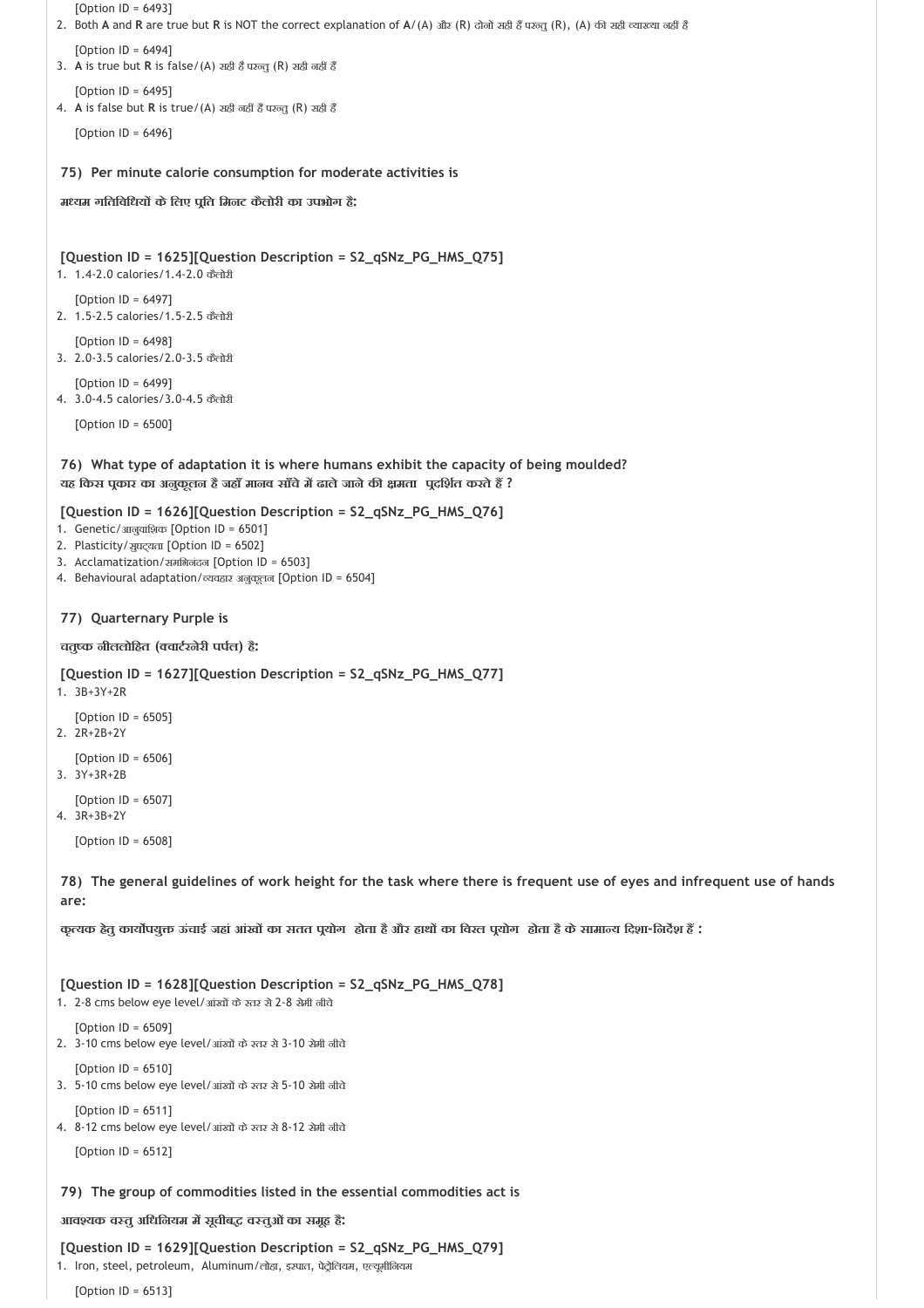[Option ID = 6493]

2. Both **A** and **R** are true but **R** is NOT the correct explanation of **A**/(A) और (R) दोनों सही हैं परन्तु (R), (A) की सही व्याख्या नहीं है

   [Option ID = 6494]

3. **A** is true but **R** is false/(A) सही है परन्तु (R) सही नहीं हैं

   [Option ID = 6495]

4. **A** is false but **R** is true/(A) सही नहीं है परन्तु (R) सही हैं

   [Option ID = 6496]

**75) Per minute calorie consumption for moderate activities is**

**मध्यम गतिविधियों के लिए प्रति मिनट कैलोरी का उपभोग है:**

**[Question ID = 1625][Question Description = S2_qSNz_PG_HMS_Q75]**

1. 1.4-2.0 calories/1.4-2.0 कैलोरी

   [Option ID = 6497]

2. 1.5-2.5 calories/1.5-2.5 कैलोरी

   [Option ID = 6498]

3. 2.0-3.5 calories/2.0-3.5 कैलोरी

   [Option ID = 6499]

4. 3.0-4.5 calories/3.0-4.5 कैलोरी

   [Option ID = 6500]

**76) What type of adaptation it is where humans exhibit the capacity of being moulded?**
**यह किस प्रकार का अनुकूलन है जहाँ मानव साँचे में ढाले जाने की क्षमता प्रदर्शित करते हैं ?**

**[Question ID = 1626][Question Description = S2_qSNz_PG_HMS_Q76]**

1. Genetic/आनुवांशिक [Option ID = 6501]
2. Plasticity/सुघट्यता [Option ID = 6502]
3. Acclamatization/समभिनंदन [Option ID = 6503]
4. Behavioural adaptation/व्यवहार अनुकूलन [Option ID = 6504]

**77) Quarternary Purple is**

**चतुष्क नीललोहित (क्वार्टरनेरी पर्पल) है:**

**[Question ID = 1627][Question Description = S2_qSNz_PG_HMS_Q77]**

1. 3B+3Y+2R

   [Option ID = 6505]

2. 2R+2B+2Y

   [Option ID = 6506]

3. 3Y+3R+2B

   [Option ID = 6507]

4. 3R+3B+2Y

   [Option ID = 6508]

**78) The general guidelines of work height for the task where there is frequent use of eyes and infrequent use of hands are:**

**कृत्यक हेतु कार्योपयुक्त ऊंचाई जहां आंखों का सतत प्रयोग होता है और हाथों का विरल प्रयोग होता है के सामान्य दिशा-निर्देश हैं :**

**[Question ID = 1628][Question Description = S2_qSNz_PG_HMS_Q78]**

1. 2-8 cms below eye level/आंखों के स्तर से 2-8 सेमी नीचे

   [Option ID = 6509]

2. 3-10 cms below eye level/आंखों के स्तर से 3-10 सेमी नीचे

   [Option ID = 6510]

3. 5-10 cms below eye level/आंखों के स्तर से 5-10 सेमी नीचे

   [Option ID = 6511]

4. 8-12 cms below eye level/आंखों के स्तर से 8-12 सेमी नीचे

   [Option ID = 6512]

**79) The group of commodities listed in the essential commodities act is**

**आवश्यक वस्तु अधिनियम में सूचीबद्ध वस्तुओं का समूह है:**

**[Question ID = 1629][Question Description = S2_qSNz_PG_HMS_Q79]**

1. Iron, steel, petroleum, Aluminum/लोहा, इस्पात, पेट्रोलियम, एल्यूमीनियम

   [Option ID = 6513]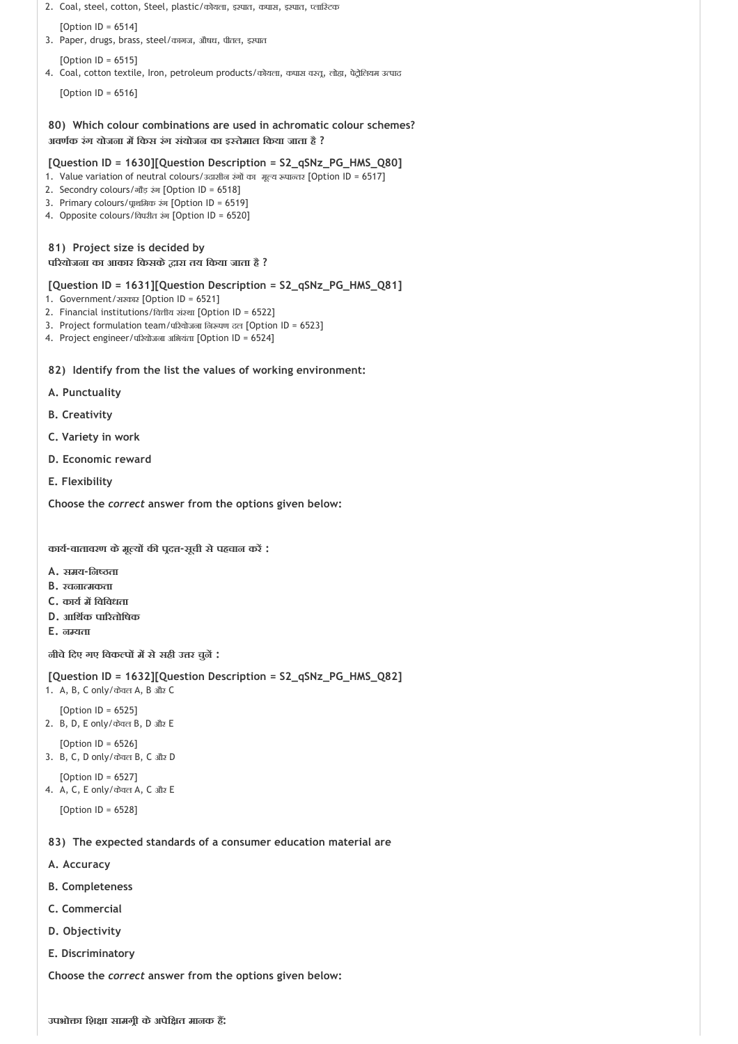2. Coal, steel, cotton, Steel, plastic/कोयला, इस्पात, कपास, इस्पात, प्लास्टिक

   [Option ID = 6514]
3. Paper, drugs, brass, steel/कागज, औषध, पीतल, इस्पात

   [Option ID = 6515]
4. Coal, cotton textile, Iron, petroleum products/कोयला, कपास वस्तु, लोहा, पेट्रोलियम उत्पाद

   [Option ID = 6516]

**80) Which colour combinations are used in achromatic colour schemes?**
**अवर्णक रंग योजना में किस रंग संयोजन का इस्तेमाल किया जाता है ?**

**[Question ID = 1630][Question Description = S2_qSNz_PG_HMS_Q80]**
1. Value variation of neutral colours/उदासीन रंगों का मूल्य रूपान्तर [Option ID = 6517]
2. Secondry colours/गौड़ रंग [Option ID = 6518]
3. Primary colours/प्राथमिक रंग [Option ID = 6519]
4. Opposite colours/विपरीत रंग [Option ID = 6520]

**81) Project size is decided by**
**परियोजना का आकार किसके द्वारा तय किया जाता है ?**

**[Question ID = 1631][Question Description = S2_qSNz_PG_HMS_Q81]**
1. Government/सरकार [Option ID = 6521]
2. Financial institutions/वित्तीय संस्था [Option ID = 6522]
3. Project formulation team/परियोजना निरूपण दल [Option ID = 6523]
4. Project engineer/परियोजना अभियंता [Option ID = 6524]

**82) Identify from the list the values of working environment:**

**A. Punctuality**

**B. Creativity**

**C. Variety in work**

**D. Economic reward**

**E. Flexibility**

**Choose the *correct* answer from the options given below:**

**कार्य-वातावरण के मूल्यों की प्रदत्त-सूची से पहचान करें :**

**A. समय-निष्ठता**
**B. रचनात्मकता**
**C. कार्य में विविधता**
**D. आर्थिक पारितोषिक**
**E. नम्यता**

**नीचे दिए गए विकल्पों में से सही उत्तर चुनें :**

**[Question ID = 1632][Question Description = S2_qSNz_PG_HMS_Q82]**
1. A, B, C only/केवल A, B और C

   [Option ID = 6525]
2. B, D, E only/केवल B, D और E

   [Option ID = 6526]
3. B, C, D only/केवल B, C और D

   [Option ID = 6527]
4. A, C, E only/केवल A, C और E

   [Option ID = 6528]

**83) The expected standards of a consumer education material are**

**A. Accuracy**

**B. Completeness**

**C. Commercial**

**D. Objectivity**

**E. Discriminatory**

**Choose the *correct* answer from the options given below:**

**उपभोक्ता शिक्षा सामग्री के अपेक्षित मानक हैं:**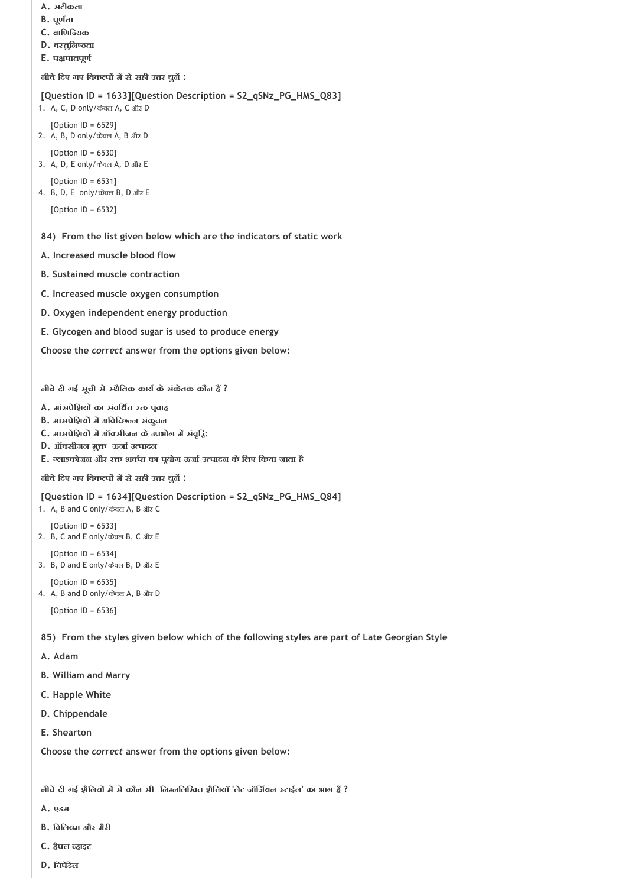A. सटीकता

B. पूर्णता

C. वाणिज्यिक

D. वस्तुनिष्ठता

E. पक्षपातपूर्ण

नीचे दिए गए विकल्पों में से सही उत्तर चुनें :

**[Question ID = 1633][Question Description = S2_qSNz_PG_HMS_Q83]**

1. A, C, D only/केवल A, C और D

   [Option ID = 6529]
2. A, B, D only/केवल A, B और D

   [Option ID = 6530]
3. A, D, E only/केवल A, D और E

   [Option ID = 6531]
4. B, D, E only/केवल B, D और E

   [Option ID = 6532]

**84) From the list given below which are the indicators of static work**

**A. Increased muscle blood flow**

**B. Sustained muscle contraction**

**C. Increased muscle oxygen consumption**

**D. Oxygen independent energy production**

**E. Glycogen and blood sugar is used to produce energy**

**Choose the *correct* answer from the options given below:**

नीचे दी गई सूची से स्थैतिक कार्य के संकेतक कौन हैं ?

A. मांसपेशियों का संवर्धित रक्त प्रवाह

B. मांसपेशियों में अविच्छिन्न संकुचन

C. मांसपेशियों में ऑक्सीजन के उपभोग में संवृद्धि

D. ऑक्सीजन मुक्त ऊर्जा उत्पादन

E. ग्लाइकोजन और रक्त शर्करा का प्रयोग ऊर्जा उत्पादन के लिए किया जाता है

नीचे दिए गए विकल्पों में से सही उत्तर चुनें :

**[Question ID = 1634][Question Description = S2_qSNz_PG_HMS_Q84]**

1. A, B and C only/केवल A, B और C

   [Option ID = 6533]
2. B, C and E only/केवल B, C और E

   [Option ID = 6534]
3. B, D and E only/केवल B, D और E

   [Option ID = 6535]
4. A, B and D only/केवल A, B और D

   [Option ID = 6536]

**85) From the styles given below which of the following styles are part of Late Georgian Style**

**A. Adam**

**B. William and Marry**

**C. Happle White**

**D. Chippendale**

**E. Shearton**

**Choose the *correct* answer from the options given below:**

नीचे दी गई शैलियों में से कौन सी निम्नलिखित शैलियाँ 'लेट जॉर्जियन स्टाईल' का भाग हैं ?

A. एडम

B. विलियम और मैरी

C. हैपल व्हाइट

D. चिपेंडेल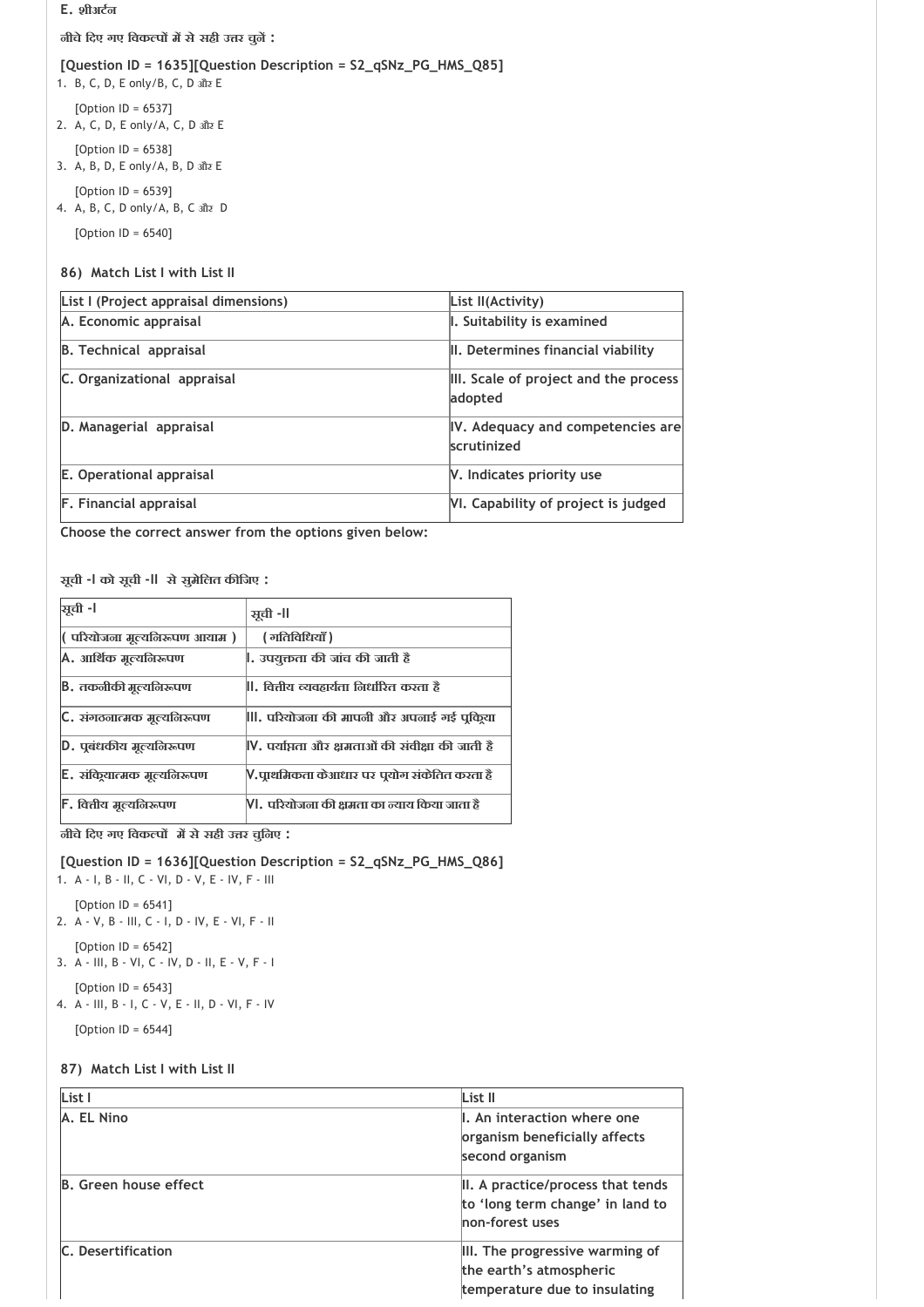E. शीअर्टन

नीचे दिए गए विकल्पों में से सही उत्तर चुनें :

**[Question ID = 1635][Question Description = S2_qSNz_PG_HMS_Q85]**

1. B, C, D, E only/B, C, D और E

   [Option ID = 6537]
2. A, C, D, E only/A, C, D और E

   [Option ID = 6538]
3. A, B, D, E only/A, B, D और E

   [Option ID = 6539]
4. A, B, C, D only/A, B, C और D

   [Option ID = 6540]

**86) Match List I with List II**

| List I (Project appraisal dimensions) | List II(Activity) |
|---|---|
| A. Economic appraisal | I. Suitability is examined |
| B. Technical appraisal | II. Determines financial viability |
| C. Organizational appraisal | III. Scale of project and the process adopted |
| D. Managerial appraisal | IV. Adequacy and competencies are scrutinized |
| E. Operational appraisal | V. Indicates priority use |
| F. Financial appraisal | VI. Capability of project is judged |

Choose the correct answer from the options given below:

सूची -I को सूची -II से सुमेलित कीजिए :

| सूची -I | सूची -II |
|---|---|
| ( परियोजना मूल्यनिरूपण आयाम ) | ( गतिविधियाँ ) |
| A. आर्थिक मूल्यनिरूपण | I. उपयुक्तता की जांच की जाती है |
| B. तकनीकी मूल्यनिरूपण | II. वित्तीय व्यवहार्यता निर्धारित करता है |
| C. संगठनात्मक मूल्यनिरूपण | III. परियोजना की मापनी और अपनाई गई प्रक्रिया |
| D. प्रबंधकीय मूल्यनिरूपण | IV. पर्याप्तता और क्षमताओं की संवीक्षा की जाती है |
| E. संक्रियात्मक मूल्यनिरूपण | V.प्राथमिकता के आधार पर प्रयोग संकेतित करता है |
| F. वित्तीय मूल्यनिरूपण | VI. परियोजना की क्षमता का न्याय किया जाता है |

नीचे दिए गए विकल्पों में से सही उत्तर चुनिए :

**[Question ID = 1636][Question Description = S2_qSNz_PG_HMS_Q86]**

1. A - I, B - II, C - VI, D - V, E - IV, F - III

   [Option ID = 6541]
2. A - V, B - III, C - I, D - IV, E - VI, F - II

   [Option ID = 6542]
3. A - III, B - VI, C - IV, D - II, E - V, F - I

   [Option ID = 6543]
4. A - III, B - I, C - V, E - II, D - VI, F - IV

   [Option ID = 6544]

**87) Match List I with List II**

| List I | List II |
|---|---|
| A. EL Nino | I. An interaction where one organism beneficially affects second organism |
| B. Green house effect | II. A practice/process that tends to 'long term change' in land to non-forest uses |
| C. Desertification | III. The progressive warming of the earth's atmospheric temperature due to insulating |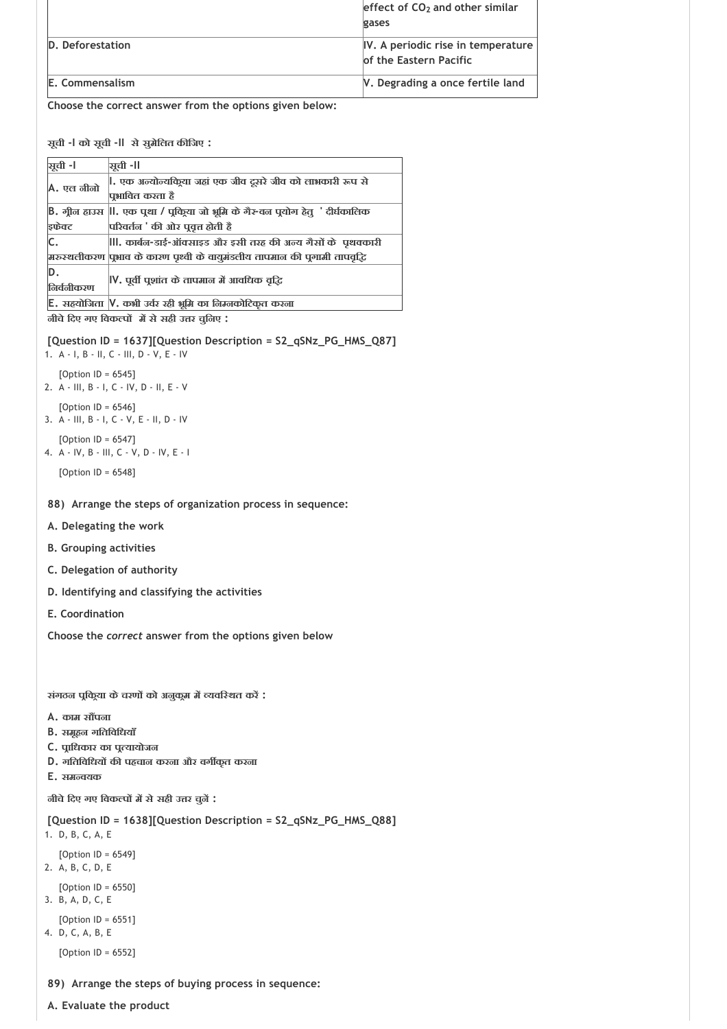| | effect of $CO_2$ and other similar gases |
|---|---|
| D. Deforestation | IV. A periodic rise in temperature of the Eastern Pacific |
| E. Commensalism | V. Degrading a once fertile land |

Choose the correct answer from the options given below:

सूची -I को सूची -II से सुमेलित कीजिए :

| सूची -I | सूची -II |
|---|---|
| A. एल नीनो | I. एक अन्योन्यक्रिया जहां एक जीव दूसरे जीव को लाभकारी रूप से प्रभावित करता है |
| B. ग्रीन हाउस इफेक्ट | II. एक प्रथा / प्रक्रिया जो भूमि के गैर-वन प्रयोग हेतु ' दीर्घकालिक परिवर्तन ' की ओर प्रवृत्त होती है |
| C. मरुस्थलीकरण | III. कार्बन-डाई-ऑक्साइड और इसी तरह की अन्य गैसों के पृथक्कारी प्रभाव के कारण पृथ्वी के वायुमंडलीय तापमान की प्रगामी तापवृद्धि |
| D. निर्वनीकरण | IV. पूर्वी प्रशांत के तापमान में आवधिक वृद्धि |
| E. सहयोजिता | V. कभी उर्वर रही भूमि का निम्नकोटिकृत करना |

नीचे दिए गए विकल्पों में से सही उत्तर चुनिए :

[Question ID = 1637][Question Description = S2_qSNz_PG_HMS_Q87]

1. A - I, B - II, C - III, D - V, E - IV

   [Option ID = 6545]
2. A - III, B - I, C - IV, D - II, E - V

   [Option ID = 6546]
3. A - III, B - I, C - V, E - II, D - IV

   [Option ID = 6547]
4. A - IV, B - III, C - V, D - IV, E - I

   [Option ID = 6548]

**88) Arrange the steps of organization process in sequence:**

**A. Delegating the work**

**B. Grouping activities**

**C. Delegation of authority**

**D. Identifying and classifying the activities**

**E. Coordination**

**Choose the *correct* answer from the options given below**

संगठन प्रक्रिया के चरणों को अनुक्रम में व्यवस्थित करें :

A. काम सौंपना
B. समूहन गतिविधियाँ
C. प्राधिकार का प्रत्यायोजन
D. गतिविधियों की पहचान करना और वर्गीकृत करना
E. समन्वयक

नीचे दिए गए विकल्पों में से सही उत्तर चुनें :

[Question ID = 1638][Question Description = S2_qSNz_PG_HMS_Q88]

1. D, B, C, A, E

   [Option ID = 6549]
2. A, B, C, D, E

   [Option ID = 6550]
3. B, A, D, C, E

   [Option ID = 6551]
4. D, C, A, B, E

   [Option ID = 6552]

**89) Arrange the steps of buying process in sequence:**

**A. Evaluate the product**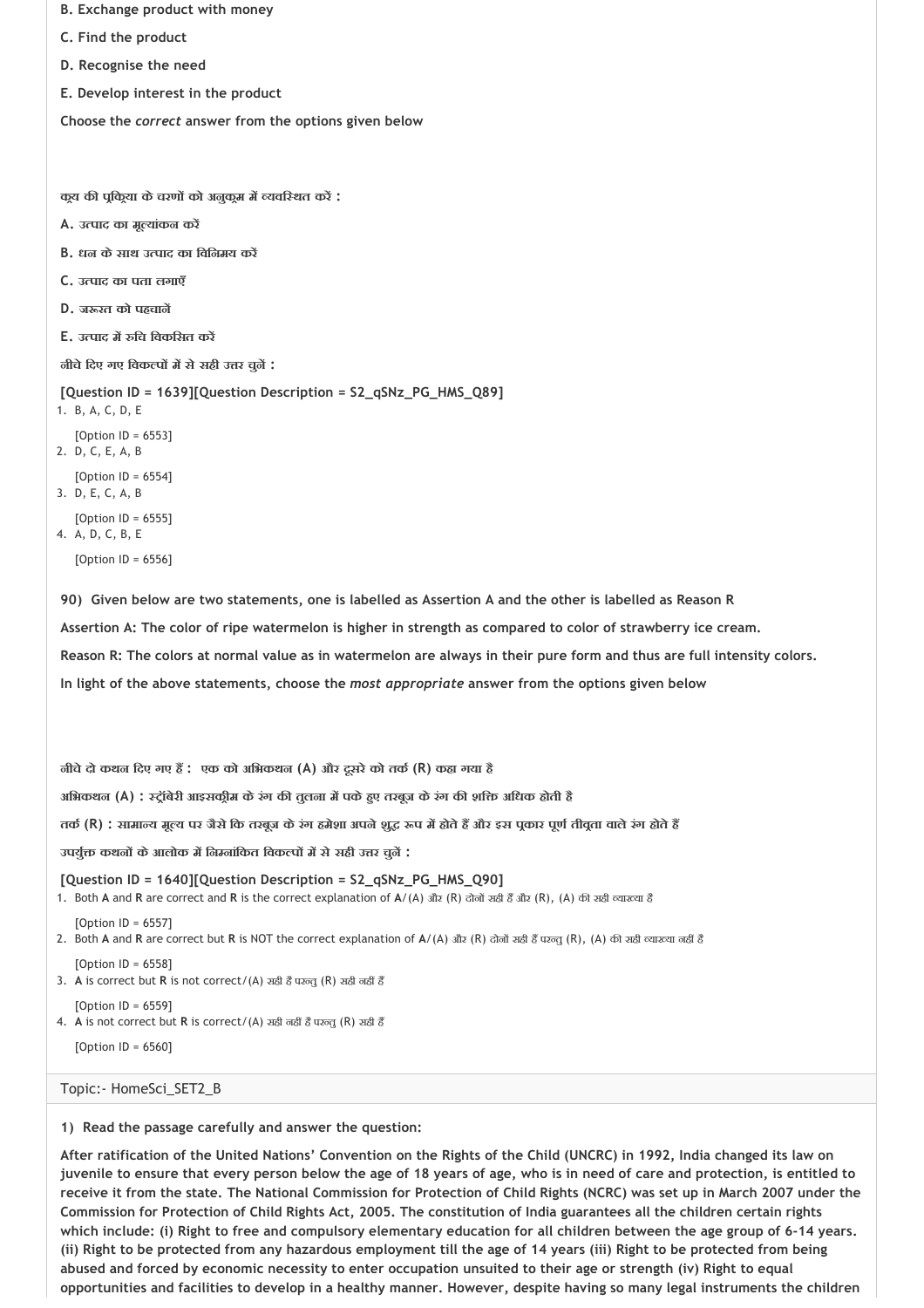**B. Exchange product with money**

**C. Find the product**

**D. Recognise the need**

**E. Develop interest in the product**

**Choose the *correct* answer from the options given below**

**क्रय की प्रक्रिया के चरणों को अनुक्रम में व्यवस्थित करें :**

**A. उत्पाद का मूल्यांकन करें**

**B. धन के साथ उत्पाद का विनिमय करें**

**C. उत्पाद का पता लगाएँ**

**D. जरूरत को पहचानें**

**E. उत्पाद में रुचि विकसित करें**

**नीचे दिए गए विकल्पों में से सही उत्तर चुनें :**

**[Question ID = 1639][Question Description = S2_qSNz_PG_HMS_Q89]**

1. B, A, C, D, E

   [Option ID = 6553]
2. D, C, E, A, B

   [Option ID = 6554]
3. D, E, C, A, B

   [Option ID = 6555]
4. A, D, C, B, E

   [Option ID = 6556]

**90) Given below are two statements, one is labelled as Assertion A and the other is labelled as Reason R**

**Assertion A: The color of ripe watermelon is higher in strength as compared to color of strawberry ice cream.**

**Reason R: The colors at normal value as in watermelon are always in their pure form and thus are full intensity colors.**

**In light of the above statements, choose the *most appropriate* answer from the options given below**

**नीचे दो कथन दिए गए हैं : एक को अभिकथन (A) और दूसरे को तर्क (R) कहा गया है**

**अभिकथन (A) : स्ट्रॉबेरी आइसक्रीम के रंग की तुलना में पके हुए तरबूज के रंग की शक्ति अधिक होती है**

**तर्क (R) : सामान्य मूल्य पर जैसे कि तरबूज के रंग हमेशा अपने शुद्ध रूप में होते हैं और इस प्रकार पूर्ण तीव्रता वाले रंग होते हैं**

**उपर्युक्त कथनों के आलोक में निम्नांकित विकल्पों में से सही उत्तर चुनें :**

**[Question ID = 1640][Question Description = S2_qSNz_PG_HMS_Q90]**

1. Both **A** and **R** are correct and **R** is the correct explanation of **A**/(A) और (R) दोनों सही हैं और (R), (A) की सही व्याख्या है

   [Option ID = 6557]
2. Both **A** and **R** are correct but **R** is NOT the correct explanation of **A**/(A) और (R) दोनों सही हैं परन्तु (R), (A) की सही व्याख्या नहीं है

   [Option ID = 6558]
3. **A** is correct but **R** is not correct/(A) सही है परन्तु (R) सही नहीं है

   [Option ID = 6559]
4. **A** is not correct but **R** is correct/(A) सही नहीं है परन्तु (R) सही है

   [Option ID = 6560]

Topic:- HomeSci_SET2_B

**1) Read the passage carefully and answer the question:**

**After ratification of the United Nations' Convention on the Rights of the Child (UNCRC) in 1992, India changed its law on juvenile to ensure that every person below the age of 18 years of age, who is in need of care and protection, is entitled to receive it from the state. The National Commission for Protection of Child Rights (NCRC) was set up in March 2007 under the Commission for Protection of Child Rights Act, 2005. The constitution of India guarantees all the children certain rights which include: (i) Right to free and compulsory elementary education for all children between the age group of 6-14 years. (ii) Right to be protected from any hazardous employment till the age of 14 years (iii) Right to be protected from being abused and forced by economic necessity to enter occupation unsuited to their age or strength (iv) Right to equal opportunities and facilities to develop in a healthy manner. However, despite having so many legal instruments the children**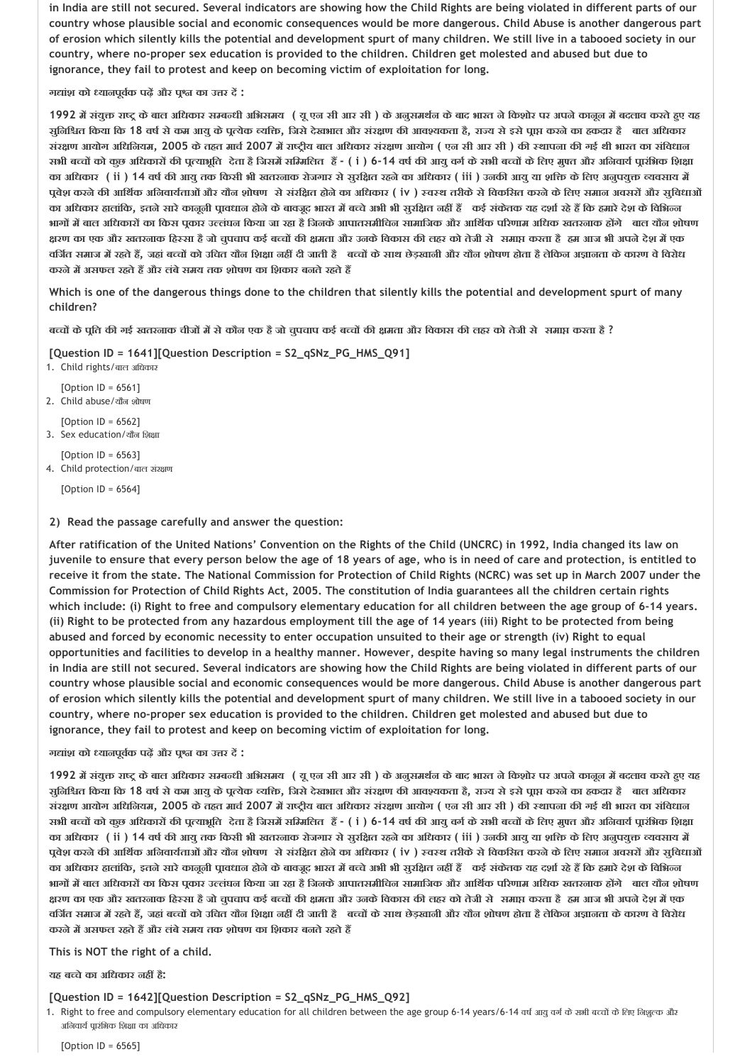in India are still not secured. Several indicators are showing how the Child Rights are being violated in different parts of our country whose plausible social and economic consequences would be more dangerous. Child Abuse is another dangerous part of erosion which silently kills the potential and development spurt of many children. We still live in a tabooed society in our country, where no-proper sex education is provided to the children. Children get molested and abused but due to ignorance, they fail to protest and keep on becoming victim of exploitation for long.

गद्यांश को ध्यानपूर्वक पढ़ें और प्रश्न का उत्तर दें :

1992 में संयुक्त राष्ट्र के बाल अधिकार सम्बन्धी अभिसमय ( यू एन सी आर सी ) के अनुसमर्थन के बाद भारत ने किशोर पर अपने कानून में बदलाव करते हुए यह सुनिश्चित किया कि 18 वर्ष से कम आयु के प्रत्येक व्यक्ति, जिसे देखभाल और संरक्षण की आवश्यकता है, राज्य से इसे प्राप्त करने का हकदार है बाल अधिकार संरक्षण आयोग अधिनियम, 2005 के तहत मार्च 2007 में राष्ट्रीय बाल अधिकार संरक्षण आयोग ( एन सी आर सी ) की स्थापना की गई थी भारत का संविधान सभी बच्चों को कुछ अधिकारों की प्रत्याभूति देता है जिसमें सम्मिलित हैं - ( i ) 6-14 वर्ष की आयु वर्ग के सभी बच्चों के लिए मुफ्त और अनिवार्य प्रारंभिक शिक्षा का अधिकार ( ii ) 14 वर्ष की आयु तक किसी भी खतरनाक रोजगार से सुरक्षित रहने का अधिकार ( iii ) उनकी आयु या शक्ति के लिए अनुपयुक्त व्यवसाय में प्रवेश करने की आर्थिक अनिवार्यताओं और यौन शोषण से संरक्षित होने का अधिकार ( iv ) स्वस्थ तरीके से विकसित करने के लिए समान अवसरों और सुविधाओं का अधिकार हालांकि, इतने सारे कानूनी प्रावधान होने के बावजूद भारत में बच्चे अभी भी सुरक्षित नहीं हैं कई संकेतक यह दर्शा रहे हैं कि हमारे देश के विभिन्न भागों में बाल अधिकारों का किस प्रकार उल्लंघन किया जा रहा है जिनके आपातसमीचिन सामाजिक और आर्थिक परिणाम अधिक खतरनाक होंगे बाल यौन शोषण क्षरण का एक और खतरनाक हिस्सा है जो चुपचाप कई बच्चों की क्षमता और उनके विकास की लहर को तेजी से समाप्त करता है हम आज भी अपने देश में एक वर्जित समाज में रहते हैं, जहां बच्चों को उचित यौन शिक्षा नहीं दी जाती है बच्चों के साथ छेड़खानी और यौन शोषण होता है लेकिन अज्ञानता के कारण वे विरोध करने में असफल रहते हैं और लंबे समय तक शोषण का शिकार बनते रहते हैं

**Which is one of the dangerous things done to the children that silently kills the potential and development spurt of many children?**

बच्चों के प्रति की गई खतरनाक चीजों में से कौन एक है जो चुपचाप कई बच्चों की क्षमता और विकास की लहर को तेजी से समाप्त करता है ?

**[Question ID = 1641][Question Description = S2_qSNz_PG_HMS_Q91]**

1. Child rights/बाल अधिकार

   [Option ID = 6561]
2. Child abuse/यौन शोषण

   [Option ID = 6562]
3. Sex education/यौन शिक्षा

   [Option ID = 6563]
4. Child protection/बाल संरक्षण

   [Option ID = 6564]

**2) Read the passage carefully and answer the question:**

After ratification of the United Nations' Convention on the Rights of the Child (UNCRC) in 1992, India changed its law on juvenile to ensure that every person below the age of 18 years of age, who is in need of care and protection, is entitled to receive it from the state. The National Commission for Protection of Child Rights (NCRC) was set up in March 2007 under the Commission for Protection of Child Rights Act, 2005. The constitution of India guarantees all the children certain rights which include: (i) Right to free and compulsory elementary education for all children between the age group of 6-14 years. (ii) Right to be protected from any hazardous employment till the age of 14 years (iii) Right to be protected from being abused and forced by economic necessity to enter occupation unsuited to their age or strength (iv) Right to equal opportunities and facilities to develop in a healthy manner. However, despite having so many legal instruments the children in India are still not secured. Several indicators are showing how the Child Rights are being violated in different parts of our country whose plausible social and economic consequences would be more dangerous. Child Abuse is another dangerous part of erosion which silently kills the potential and development spurt of many children. We still live in a tabooed society in our country, where no-proper sex education is provided to the children. Children get molested and abused but due to ignorance, they fail to protest and keep on becoming victim of exploitation for long.

गद्यांश को ध्यानपूर्वक पढ़ें और प्रश्न का उत्तर दें :

1992 में संयुक्त राष्ट्र के बाल अधिकार सम्बन्धी अभिसमय ( यू एन सी आर सी ) के अनुसमर्थन के बाद भारत ने किशोर पर अपने कानून में बदलाव करते हुए यह सुनिश्चित किया कि 18 वर्ष से कम आयु के प्रत्येक व्यक्ति, जिसे देखभाल और संरक्षण की आवश्यकता है, राज्य से इसे प्राप्त करने का हकदार है बाल अधिकार संरक्षण आयोग अधिनियम, 2005 के तहत मार्च 2007 में राष्ट्रीय बाल अधिकार संरक्षण आयोग ( एन सी आर सी ) की स्थापना की गई थी भारत का संविधान सभी बच्चों को कुछ अधिकारों की प्रत्याभूति देता है जिसमें सम्मिलित हैं - ( i ) 6-14 वर्ष की आयु वर्ग के सभी बच्चों के लिए मुफ्त और अनिवार्य प्रारंभिक शिक्षा का अधिकार ( ii ) 14 वर्ष की आयु तक किसी भी खतरनाक रोजगार से सुरक्षित रहने का अधिकार ( iii ) उनकी आयु या शक्ति के लिए अनुपयुक्त व्यवसाय में प्रवेश करने की आर्थिक अनिवार्यताओं और यौन शोषण से संरक्षित होने का अधिकार ( iv ) स्वस्थ तरीके से विकसित करने के लिए समान अवसरों और सुविधाओं का अधिकार हालांकि, इतने सारे कानूनी प्रावधान होने के बावजूद भारत में बच्चे अभी भी सुरक्षित नहीं हैं कई संकेतक यह दर्शा रहे हैं कि हमारे देश के विभिन्न भागों में बाल अधिकारों का किस प्रकार उल्लंघन किया जा रहा है जिनके आपातसमीचिन सामाजिक और आर्थिक परिणाम अधिक खतरनाक होंगे बाल यौन शोषण क्षरण का एक और खतरनाक हिस्सा है जो चुपचाप कई बच्चों की क्षमता और उनके विकास की लहर को तेजी से समाप्त करता है हम आज भी अपने देश में एक वर्जित समाज में रहते हैं, जहां बच्चों को उचित यौन शिक्षा नहीं दी जाती है बच्चों के साथ छेड़खानी और यौन शोषण होता है लेकिन अज्ञानता के कारण वे विरोध करने में असफल रहते हैं और लंबे समय तक शोषण का शिकार बनते रहते हैं

**This is NOT the right of a child.**

यह बच्चे का अधिकार नहीं है:

**[Question ID = 1642][Question Description = S2_qSNz_PG_HMS_Q92]**

1. Right to free and compulsory elementary education for all children between the age group 6-14 years/6-14 वर्ष आयु वर्ग के सभी बच्चों के लिए निःशुल्क और अनिवार्य प्रारंभिक शिक्षा का अधिकार

   [Option ID = 6565]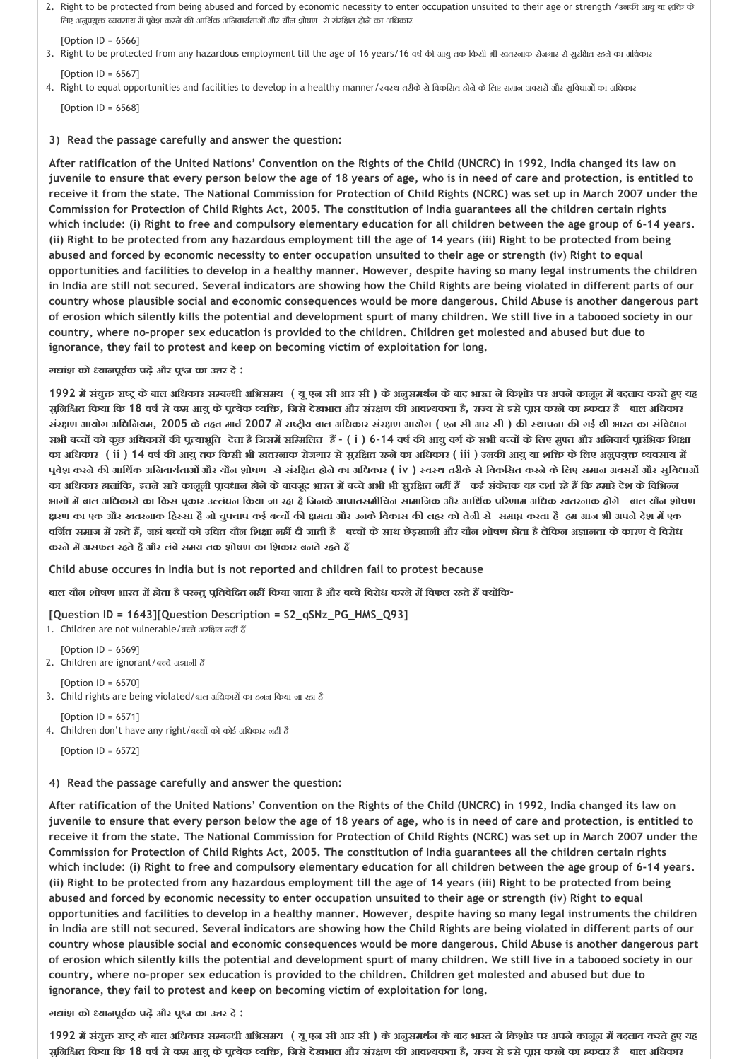2. Right to be protected from being abused and forced by economic necessity to enter occupation unsuited to their age or strength /उनकी आयु या शक्ति के लिए अनुपयुक्त व्यवसाय में प्रवेश करने की आर्थिक अनिवार्यताओं और यौन शोषण से संरक्षित होने का अधिकार

[Option ID = 6566]

3. Right to be protected from any hazardous employment till the age of 16 years/16 वर्ष की आयु तक किसी भी खतरनाक रोजगार से सुरक्षित रहने का अधिकार

[Option ID = 6567]

4. Right to equal opportunities and facilities to develop in a healthy manner/स्वस्थ तरीके से विकसित होने के लिए समान अवसरों और सुविधाओं का अधिकार

[Option ID = 6568]

**3) Read the passage carefully and answer the question:**

**After ratification of the United Nations' Convention on the Rights of the Child (UNCRC) in 1992, India changed its law on juvenile to ensure that every person below the age of 18 years of age, who is in need of care and protection, is entitled to receive it from the state. The National Commission for Protection of Child Rights (NCRC) was set up in March 2007 under the Commission for Protection of Child Rights Act, 2005. The constitution of India guarantees all the children certain rights which include: (i) Right to free and compulsory elementary education for all children between the age group of 6-14 years. (ii) Right to be protected from any hazardous employment till the age of 14 years (iii) Right to be protected from being abused and forced by economic necessity to enter occupation unsuited to their age or strength (iv) Right to equal opportunities and facilities to develop in a healthy manner. However, despite having so many legal instruments the children in India are still not secured. Several indicators are showing how the Child Rights are being violated in different parts of our country whose plausible social and economic consequences would be more dangerous. Child Abuse is another dangerous part of erosion which silently kills the potential and development spurt of many children. We still live in a tabooed society in our country, where no-proper sex education is provided to the children. Children get molested and abused but due to ignorance, they fail to protest and keep on becoming victim of exploitation for long.**

**गद्यांश को ध्यानपूर्वक पढ़ें और प्रश्न का उत्तर दें :**

**1992 में संयुक्त राष्ट्र के बाल अधिकार सम्बन्धी अभिसमय ( यू एन सी आर सी ) के अनुसमर्थन के बाद भारत ने किशोर पर अपने कानून में बदलाव करते हुए यह सुनिश्चित किया कि 18 वर्ष से कम आयु के प्रत्येक व्यक्ति, जिसे देखभाल और संरक्षण की आवश्यकता है, राज्य से इसे प्राप्त करने का हकदार है बाल अधिकार संरक्षण आयोग अधिनियम, 2005 के तहत मार्च 2007 में राष्ट्रीय बाल अधिकार संरक्षण आयोग ( एन सी आर सी ) की स्थापना की गई थी भारत का संविधान सभी बच्चों को कुछ अधिकारों की प्रत्याभूति देता है जिसमें सम्मिलित हैं - ( i ) 6-14 वर्ष की आयु वर्ग के सभी बच्चों के लिए मुफ्त और अनिवार्य प्रारंभिक शिक्षा का अधिकार ( ii ) 14 वर्ष की आयु तक किसी भी खतरनाक रोजगार से सुरक्षित रहने का अधिकार ( iii ) उनकी आयु या शक्ति के लिए अनुपयुक्त व्यवसाय में प्रवेश करने की आर्थिक अनिवार्यताओं और यौन शोषण से संरक्षित होने का अधिकार ( iv ) स्वस्थ तरीके से विकसित करने के लिए समान अवसरों और सुविधाओं का अधिकार हालांकि, इतने सारे कानूनी प्रावधान होने के बावजूद भारत में बच्चे अभी भी सुरक्षित नहीं हैं कई संकेतक यह दर्शा रहे हैं कि हमारे देश के विभिन्न भागों में बाल अधिकारों का किस प्रकार उल्लंघन किया जा रहा है जिनके आपातसमीचिन सामाजिक और आर्थिक परिणाम अधिक खतरनाक होंगे बाल यौन शोषण क्षरण का एक और खतरनाक हिस्सा है जो चुपचाप कई बच्चों की क्षमता और उनके विकास की लहर को तेजी से समाप्त करता है हम आज भी अपने देश में एक वर्जित समाज में रहते हैं, जहां बच्चों को उचित यौन शिक्षा नहीं दी जाती है बच्चों के साथ छेड़खानी और यौन शोषण होता है लेकिन अज्ञानता के कारण वे विरोध करने में असफल रहते हैं और लंबे समय तक शोषण का शिकार बनते रहते हैं**

**Child abuse occures in India but is not reported and children fail to protest because**

**बाल यौन शोषण भारत में होता है परन्तु प्रतिवेदित नहीं किया जाता है और बच्चे विरोध करने में विफल रहते हैं क्योंकि-**

**[Question ID = 1643][Question Description = S2_qSNz_PG_HMS_Q93]**

1. Children are not vulnerable/बच्चे असुरक्षित नहीं हैं

[Option ID = 6569]

2. Children are ignorant/बच्चे अज्ञानी हैं

[Option ID = 6570]

3. Child rights are being violated/बाल अधिकारों का हनन किया जा रहा है

[Option ID = 6571]

4. Children don't have any right/बच्चों को कोई अधिकार नहीं है

[Option ID = 6572]

**4) Read the passage carefully and answer the question:**

**After ratification of the United Nations' Convention on the Rights of the Child (UNCRC) in 1992, India changed its law on juvenile to ensure that every person below the age of 18 years of age, who is in need of care and protection, is entitled to receive it from the state. The National Commission for Protection of Child Rights (NCRC) was set up in March 2007 under the Commission for Protection of Child Rights Act, 2005. The constitution of India guarantees all the children certain rights which include: (i) Right to free and compulsory elementary education for all children between the age group of 6-14 years. (ii) Right to be protected from any hazardous employment till the age of 14 years (iii) Right to be protected from being abused and forced by economic necessity to enter occupation unsuited to their age or strength (iv) Right to equal opportunities and facilities to develop in a healthy manner. However, despite having so many legal instruments the children in India are still not secured. Several indicators are showing how the Child Rights are being violated in different parts of our country whose plausible social and economic consequences would be more dangerous. Child Abuse is another dangerous part of erosion which silently kills the potential and development spurt of many children. We still live in a tabooed society in our country, where no-proper sex education is provided to the children. Children get molested and abused but due to ignorance, they fail to protest and keep on becoming victim of exploitation for long.**

**गद्यांश को ध्यानपूर्वक पढ़ें और प्रश्न का उत्तर दें :**

**1992 में संयुक्त राष्ट्र के बाल अधिकार सम्बन्धी अभिसमय ( यू एन सी आर सी ) के अनुसमर्थन के बाद भारत ने किशोर पर अपने कानून में बदलाव करते हुए यह सुनिश्चित किया कि 18 वर्ष से कम आयु के प्रत्येक व्यक्ति, जिसे देखभाल और संरक्षण की आवश्यकता है, राज्य से इसे प्राप्त करने का हकदार है बाल अधिकार**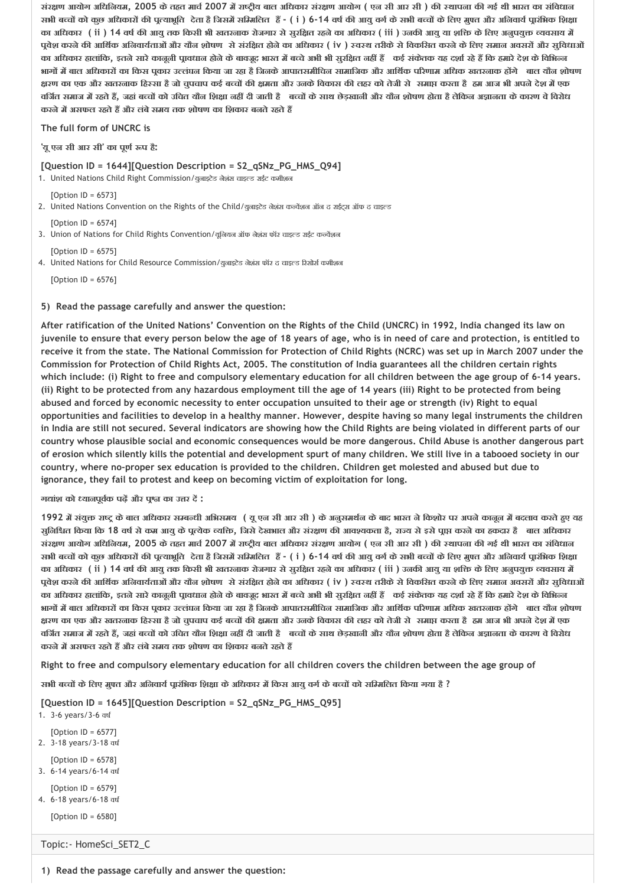संरक्षण आयोग अधिनियम, 2005 के तहत मार्च 2007 में राष्ट्रीय बाल अधिकार संरक्षण आयोग ( एन सी आर सी ) की स्थापना की गई थी भारत का संविधान सभी बच्चों को कुछ अधिकारों की प्रत्याभूति देता है जिसमें सम्मिलित हैं - ( i ) 6-14 वर्ष की आयु वर्ग के सभी बच्चों के लिए मुफ्त और अनिवार्य प्रारंभिक शिक्षा का अधिकार ( ii ) 14 वर्ष की आयु तक किसी भी खतरनाक रोजगार से सुरक्षित रहने का अधिकार ( iii ) उनकी आयु या शक्ति के लिए अनुपयुक्त व्यवसाय में प्रवेश करने की आर्थिक अनिवार्यताओं और यौन शोषण से संरक्षित होने का अधिकार ( iv ) स्वस्थ तरीके से विकसित करने के लिए समान अवसरों और सुविधाओं का अधिकार हालांकि, इतने सारे कानूनी प्रावधान होने के बावजूद भारत में बच्चे अभी भी सुरक्षित नहीं हैं कई संकेतक यह दर्शा रहे हैं कि हमारे देश के विभिन्न भागों में बाल अधिकारों का किस प्रकार उल्लंघन किया जा रहा है जिनके आपातसमीचिन सामाजिक और आर्थिक परिणाम अधिक खतरनाक होंगे बाल यौन शोषण क्षरण का एक और खतरनाक हिस्सा है जो चुपचाप कई बच्चों की क्षमता और उनके विकास की लहर को तेजी से समाप्त करता है हम आज भी अपने देश में एक वर्जित समाज में रहते हैं, जहां बच्चों को उचित यौन शिक्षा नहीं दी जाती है बच्चों के साथ छेड़खानी और यौन शोषण होता है लेकिन अज्ञानता के कारण वे विरोध करने में असफल रहते हैं और लंबे समय तक शोषण का शिकार बनते रहते हैं

The full form of UNCRC is

'यू एन सी आर सी' का पूर्ण रूप है:

**[Question ID = 1644][Question Description = S2_qSNz_PG_HMS_Q94]**

1. United Nations Child Right Commission/युनाइटेड नेशंस चाइल्ड राईट कमीशन

   [Option ID = 6573]
2. United Nations Convention on the Rights of the Child/युनाइटेड नेशंस कन्वेंशन ऑन द राईट्स ऑफ द चाइल्ड

   [Option ID = 6574]
3. Union of Nations for Child Rights Convention/यूनियन ऑफ नेशंस फॉर चाइल्ड राईट कन्वेंशन

   [Option ID = 6575]
4. United Nations for Child Resource Commission/युनाइटेड नेशंस फॉर द चाइल्ड रिसोर्स कमीशन

   [Option ID = 6576]

**5) Read the passage carefully and answer the question:**

**After ratification of the United Nations' Convention on the Rights of the Child (UNCRC) in 1992, India changed its law on juvenile to ensure that every person below the age of 18 years of age, who is in need of care and protection, is entitled to receive it from the state. The National Commission for Protection of Child Rights (NCRC) was set up in March 2007 under the Commission for Protection of Child Rights Act, 2005. The constitution of India guarantees all the children certain rights which include: (i) Right to free and compulsory elementary education for all children between the age group of 6-14 years. (ii) Right to be protected from any hazardous employment till the age of 14 years (iii) Right to be protected from being abused and forced by economic necessity to enter occupation unsuited to their age or strength (iv) Right to equal opportunities and facilities to develop in a healthy manner. However, despite having so many legal instruments the children in India are still not secured. Several indicators are showing how the Child Rights are being violated in different parts of our country whose plausible social and economic consequences would be more dangerous. Child Abuse is another dangerous part of erosion which silently kills the potential and development spurt of many children. We still live in a tabooed society in our country, where no-proper sex education is provided to the children. Children get molested and abused but due to ignorance, they fail to protest and keep on becoming victim of exploitation for long.**

गद्यांश को ध्यानपूर्वक पढ़ें और प्रश्न का उत्तर दें :

1992 में संयुक्त राष्ट्र के बाल अधिकार सम्बन्धी अभिसमय ( यू एन सी आर सी ) के अनुसमर्थन के बाद भारत ने किशोर पर अपने कानून में बदलाव करते हुए यह सुनिश्चित किया कि 18 वर्ष से कम आयु के प्रत्येक व्यक्ति, जिसे देखभाल और संरक्षण की आवश्यकता है, राज्य से इसे प्राप्त करने का हकदार है बाल अधिकार संरक्षण आयोग अधिनियम, 2005 के तहत मार्च 2007 में राष्ट्रीय बाल अधिकार संरक्षण आयोग ( एन सी आर सी ) की स्थापना की गई थी भारत का संविधान सभी बच्चों को कुछ अधिकारों की प्रत्याभूति देता है जिसमें सम्मिलित हैं - ( i ) 6-14 वर्ष की आयु वर्ग के सभी बच्चों के लिए मुफ्त और अनिवार्य प्रारंभिक शिक्षा का अधिकार ( ii ) 14 वर्ष की आयु तक किसी भी खतरनाक रोजगार से सुरक्षित रहने का अधिकार ( iii ) उनकी आयु या शक्ति के लिए अनुपयुक्त व्यवसाय में प्रवेश करने की आर्थिक अनिवार्यताओं और यौन शोषण से संरक्षित होने का अधिकार ( iv ) स्वस्थ तरीके से विकसित करने के लिए समान अवसरों और सुविधाओं का अधिकार हालांकि, इतने सारे कानूनी प्रावधान होने के बावजूद भारत में बच्चे अभी भी सुरक्षित नहीं हैं कई संकेतक यह दर्शा रहे हैं कि हमारे देश के विभिन्न भागों में बाल अधिकारों का किस प्रकार उल्लंघन किया जा रहा है जिनके आपातसमीचिन सामाजिक और आर्थिक परिणाम अधिक खतरनाक होंगे बाल यौन शोषण क्षरण का एक और खतरनाक हिस्सा है जो चुपचाप कई बच्चों की क्षमता और उनके विकास की लहर को तेजी से समाप्त करता है हम आज भी अपने देश में एक वर्जित समाज में रहते हैं, जहां बच्चों को उचित यौन शिक्षा नहीं दी जाती है बच्चों के साथ छेड़खानी और यौन शोषण होता है लेकिन अज्ञानता के कारण वे विरोध करने में असफल रहते हैं और लंबे समय तक शोषण का शिकार बनते रहते हैं

**Right to free and compulsory elementary education for all children covers the children between the age group of**

सभी बच्चों के लिए मुफ्त और अनिवार्य प्रारंभिक शिक्षा के अधिकार में किस आयु वर्ग के बच्चों को सम्मिलित किया गया है ?

**[Question ID = 1645][Question Description = S2_qSNz_PG_HMS_Q95]**

1. 3-6 years/3-6 वर्ष

   [Option ID = 6577]
2. 3-18 years/3-18 वर्ष

   [Option ID = 6578]
3. 6-14 years/6-14 वर्ष

   [Option ID = 6579]
4. 6-18 years/6-18 वर्ष

   [Option ID = 6580]

Topic:- HomeSci_SET2_C

**1) Read the passage carefully and answer the question:**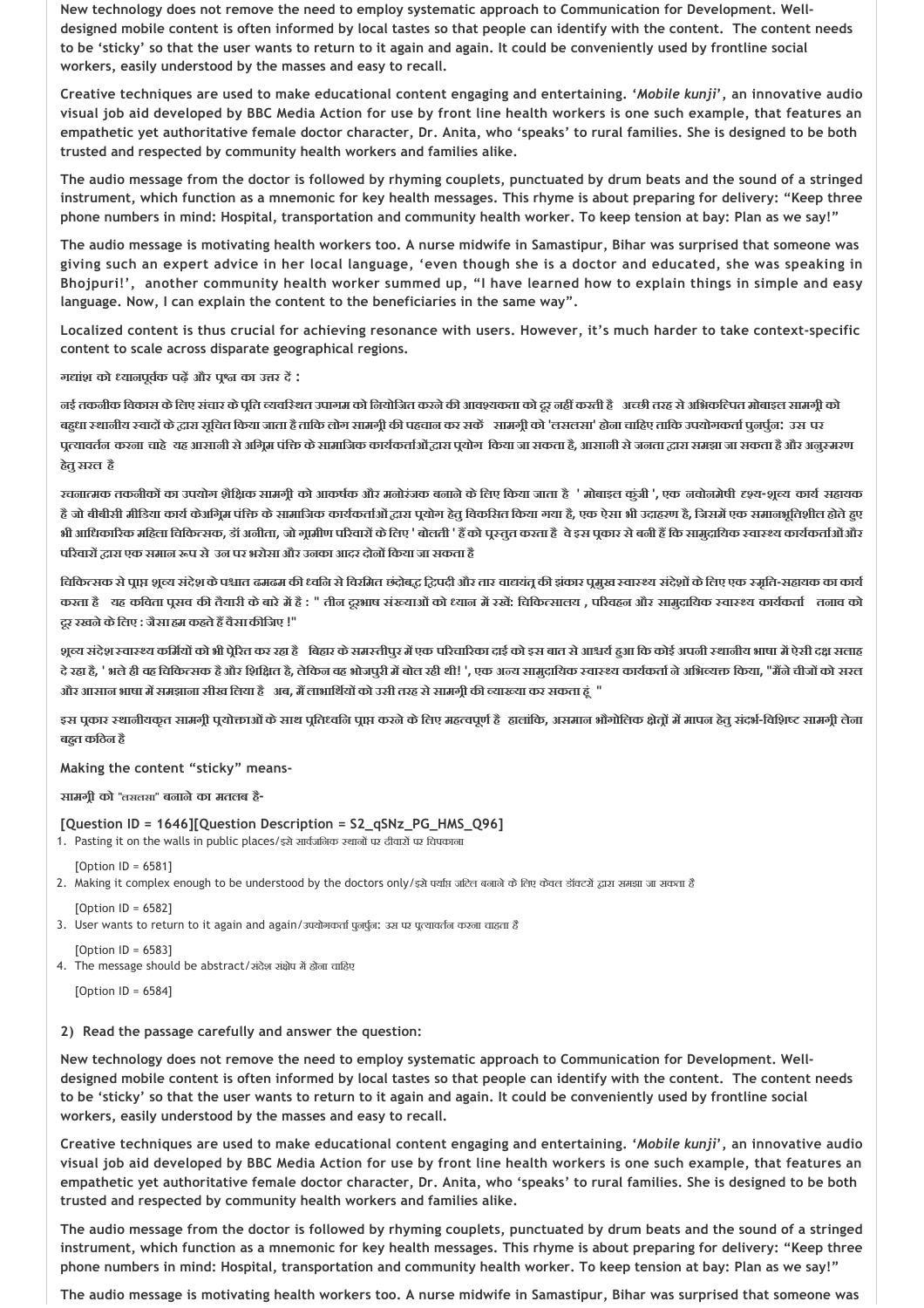New technology does not remove the need to employ systematic approach to Communication for Development. Well-designed mobile content is often informed by local tastes so that people can identify with the content. The content needs to be 'sticky' so that the user wants to return to it again and again. It could be conveniently used by frontline social workers, easily understood by the masses and easy to recall.

Creative techniques are used to make educational content engaging and entertaining. '*Mobile kunji*', an innovative audio visual job aid developed by BBC Media Action for use by front line health workers is one such example, that features an empathetic yet authoritative female doctor character, Dr. Anita, who 'speaks' to rural families. She is designed to be both trusted and respected by community health workers and families alike.

The audio message from the doctor is followed by rhyming couplets, punctuated by drum beats and the sound of a stringed instrument, which function as a mnemonic for key health messages. This rhyme is about preparing for delivery: "Keep three phone numbers in mind: Hospital, transportation and community health worker. To keep tension at bay: Plan as we say!"

The audio message is motivating health workers too. A nurse midwife in Samastipur, Bihar was surprised that someone was giving such an expert advice in her local language, 'even though she is a doctor and educated, she was speaking in Bhojpuri!', another community health worker summed up, "I have learned how to explain things in simple and easy language. Now, I can explain the content to the beneficiaries in the same way".

Localized content is thus crucial for achieving resonance with users. However, it's much harder to take context-specific content to scale across disparate geographical regions.

गद्यांश को ध्यानपूर्वक पढ़ें और प्रश्न का उत्तर दें :

नई तकनीक विकास के लिए संचार के प्रति व्यवस्थित उपागम को नियोजित करने की आवश्यकता को दूर नहीं करती है अच्छी तरह से अभिकल्पित मोबाइल सामग्री को बहुधा स्थानीय स्वादों के द्वारा सूचित किया जाता है ताकि लोग सामग्री की पहचान कर सकें सामग्री को 'लसलसा' होना चाहिए ताकि उपयोगकर्ता पुनर्पुन: उस पर प्रत्यावर्तन करना चाहे यह आसानी से अग्रिम पंक्ति के सामाजिक कार्यकर्ताओंद्वारा प्रयोग किया जा सकता है, आसानी से जनता द्वारा समझा जा सकता है और अनुस्मरण हेतु सरल है

रचनात्मक तकनीकों का उपयोग शैक्षिक सामग्री को आकर्षक और मनोरंजक बनाने के लिए किया जाता है ' मोबाइल कुंजी ', एक नवोन्मेषी दृश्य-श्रव्य कार्य सहायक है जो बीबीसी मीडिया कार्य केअग्रिम पंक्ति के सामाजिक कार्यकर्ताओं द्वारा प्रयोग हेतु विकसित किया गया है, एक ऐसा भी उदाहरण है, जिसमें एक समानभूतिशील होते हुए भी आधिकारिक महिला चिकित्सक, डॉ अनीता, जो ग्रामीण परिवारों के लिए ' बोलती ' हैं को प्रस्तुत करता है वे इस प्रकार से बनी हैं कि सामुदायिक स्वास्थ्य कार्यकर्ताओं और परिवारों द्वारा एक समान रूप से उन पर भरोसा और उनका आदर दोनों किया जा सकता है

चिकित्सक से प्राप्त श्रव्य संदेश के पश्चात ढमढम की ध्वनि से विरमित छंदोबद्ध द्विपदी और तार वाद्ययंत्र की झंकार प्रमुख स्वास्थ्य संदेशों के लिए एक स्मृति-सहायक का कार्य करता है यह कविता प्रसव की तैयारी के बारे में है : " तीन दूरभाष संख्याओं को ध्यान में रखें: चिकित्सालय , परिवहन और सामुदायिक स्वास्थ्य कार्यकर्ता तनाव को दूर रखने के लिए : जैसा हम कहते हैं वैसा कीजिए !"

श्रव्य संदेश स्वास्थ्य कर्मियों को भी प्रेरित कर रहा है बिहार के समस्तीपुर में एक परिचारिका दाई को इस बात से आश्चर्य हुआ कि कोई अपनी स्थानीय भाषा में ऐसी दक्ष सलाह दे रहा है, ' भले ही वह चिकित्सक है और शिक्षित है, लेकिन वह भोजपुरी में बोल रही थी! ', एक अन्य सामुदायिक स्वास्थ्य कार्यकर्ता ने अभिव्यक्त किया, "मैंने चीजों को सरल और आसान भाषा में समझाना सीख लिया है अब, मैं लाभार्थियों को उसी तरह से सामग्री की व्याख्या कर सकता हूं "

इस प्रकार स्थानीयकृत सामग्री प्रयोक्ताओं के साथ प्रतिध्वनि प्राप्त करने के लिए महत्वपूर्ण है हालांकि, असमान भौगोलिक क्षेत्रों में मापन हेतु संदर्भ-विशिष्ट सामग्री लेना बहुत कठिन है

Making the content "sticky" means-

सामग्री को "लसलसा" बनाने का मतलब है-

[Question ID = 1646][Question Description = S2_qSNz_PG_HMS_Q96]

1. Pasting it on the walls in public places/इसे सार्वजनिक स्थानों पर दीवारों पर चिपकाना

   [Option ID = 6581]
2. Making it complex enough to be understood by the doctors only/इसे पर्याप्त जटिल बनाने के लिए केवल डॉक्टरों द्वारा समझा जा सकता है

   [Option ID = 6582]
3. User wants to return to it again and again/उपयोगकर्ता पुनर्पुन: उस पर प्रत्यावर्तन करना चाहता है

   [Option ID = 6583]
4. The message should be abstract/संदेश संक्षेप में होना चाहिए

   [Option ID = 6584]

2) Read the passage carefully and answer the question:

New technology does not remove the need to employ systematic approach to Communication for Development. Well-designed mobile content is often informed by local tastes so that people can identify with the content. The content needs to be 'sticky' so that the user wants to return to it again and again. It could be conveniently used by frontline social workers, easily understood by the masses and easy to recall.

Creative techniques are used to make educational content engaging and entertaining. '*Mobile kunji*', an innovative audio visual job aid developed by BBC Media Action for use by front line health workers is one such example, that features an empathetic yet authoritative female doctor character, Dr. Anita, who 'speaks' to rural families. She is designed to be both trusted and respected by community health workers and families alike.

The audio message from the doctor is followed by rhyming couplets, punctuated by drum beats and the sound of a stringed instrument, which function as a mnemonic for key health messages. This rhyme is about preparing for delivery: "Keep three phone numbers in mind: Hospital, transportation and community health worker. To keep tension at bay: Plan as we say!"

The audio message is motivating health workers too. A nurse midwife in Samastipur, Bihar was surprised that someone was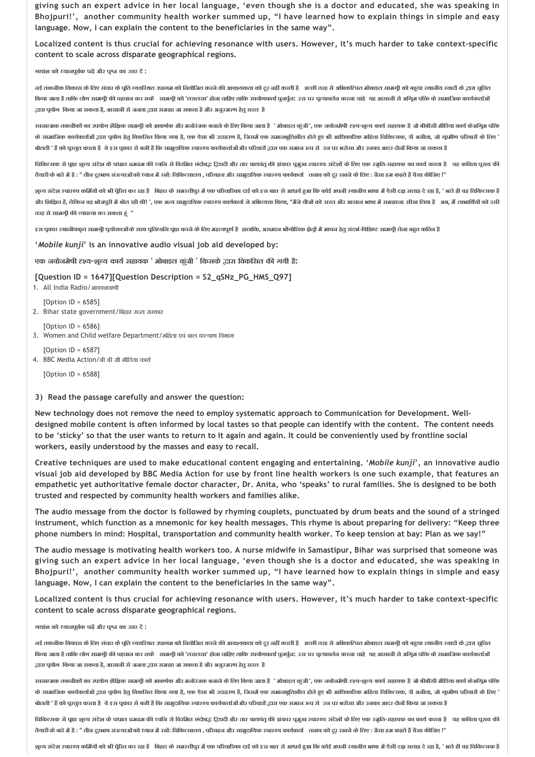giving such an expert advice in her local language, 'even though she is a doctor and educated, she was speaking in Bhojpuri!', another community health worker summed up, "I have learned how to explain things in simple and easy language. Now, I can explain the content to the beneficiaries in the same way".

Localized content is thus crucial for achieving resonance with users. However, it's much harder to take context-specific content to scale across disparate geographical regions.

गद्यांश को ध्यानपूर्वक पढ़ें और प्रश्न का उत्तर दें :

नई तकनीक विकास के लिए संचार के प्रति व्यवस्थित उपागम को नियोजित करने की आवश्यकता को दूर नहीं करती है अच्छी तरह से अभिकल्पित मोबाइल सामग्री को बहुधा स्थानीय स्वादों के द्वारा सूचित किया जाता है ताकि लोग सामग्री की पहचान कर सकें सामग्री को 'लसलसा' होना चाहिए ताकि उपयोगकर्ता पुनर्पुन: उस पर प्रत्यावर्तन करना चाहे यह आसानी से अग्रिम पंक्ति के सामाजिक कार्यकर्ताओं द्वारा प्रयोग किया जा सकता है, आसानी से जनता द्वारा समझा जा सकता है और अनुस्मरण हेतु सरल है

रचनात्मक तकनीकों का उपयोग शैक्षिक सामग्री को आकर्षक और मनोरंजक बनाने के लिए किया जाता है ' मोबाइल कुंजी ', एक नवोनमेषी दृश्य-श्रव्य कार्य सहायक है जो बीबीसी मीडिया कार्य केअग्रिम पंक्ति के सामाजिक कार्यकर्ताओं द्वारा प्रयोग हेतु विकसित किया गया है, एक ऐसा भी उदाहरण है, जिसमें एक समानभूतिशील होते हुए भी आधिकारिक महिला चिकित्सक, डॉ अनीता, जो ग्रामीण परिवारों के लिए ' बोलती ' हैं को प्रस्तुत करता है वे इस प्रकार से बनी हैं कि सामुदायिक स्वास्थ्य कार्यकर्ताओं और परिवारों द्वारा एक समान रूप से उन पर भरोसा और उनका आदर दोनों किया जा सकता है

चिकित्सक से प्राप्त श्रव्य संदेश के पश्चात ढमढम की ध्वनि से विरमित छंदोबद्ध द्विपदी और तार वाद्ययंत्र की झंकार प्रमुख स्वास्थ्य संदेशों के लिए एक स्मृति-सहायक का कार्य करता है यह कविता प्रसव की तैयारी के बारे में है : " तीन दूरभाष संख्याओं को ध्यान में रखें: चिकित्सालय , परिवहन और सामुदायिक स्वास्थ्य कार्यकर्ता तनाव को दूर रखने के लिए : जैसा हम कहते हैं वैसा कीजिए !"

श्रव्य संदेश स्वास्थ्य कर्मियों को भी प्रेरित कर रहा है बिहार के समस्तीपुर में एक परिचारिका दाई को इस बात से आश्चर्य हुआ कि कोई अपनी स्थानीय भाषा में ऐसी दक्ष सलाह दे रहा है, ' भले ही वह चिकित्सक है और शिक्षित है, लेकिन वह भोजपुरी में बोल रही थी! ', एक अन्य सामुदायिक स्वास्थ्य कार्यकर्ता ने अभिव्यक्त किया, "मैंने चीजों को सरल और आसान भाषा में समझाना सीख लिया है अब, मैं लाभार्थियों को उसी तरह से सामग्री की व्याख्या कर सकता हूं "

इस प्रकार स्थानीयकृत सामग्री प्रयोक्ताओं के साथ प्रतिध्वनि प्राप्त करने के लिए महत्वपूर्ण है हालांकि, असमान भौगोलिक क्षेत्रों में मापन हेतु संदर्भ-विशिष्ट सामग्री लेना बहुत कठिन है

'*Mobile kunji*' is an innovative audio visual job aid developed by:

एक नवोनमेषी दृश्य-श्रव्य कार्य सहायक ' मोबाइल कुंजी ' किसके द्वारा विकसित की गयी है:

[Question ID = 1647][Question Description = S2_qSNz_PG_HMS_Q97]

1. All India Radio/आकाशवाणी

   [Option ID = 6585]
2. Bihar state government/बिहार राज्य सरकार

   [Option ID = 6586]
3. Women and Child welfare Department/महिला एवं बाल कल्याण विभाग

   [Option ID = 6587]
4. BBC Media Action/बी बी सी मीडिया कार्य

   [Option ID = 6588]

3) Read the passage carefully and answer the question:

New technology does not remove the need to employ systematic approach to Communication for Development. Well-designed mobile content is often informed by local tastes so that people can identify with the content. The content needs to be 'sticky' so that the user wants to return to it again and again. It could be conveniently used by frontline social workers, easily understood by the masses and easy to recall.

Creative techniques are used to make educational content engaging and entertaining. '*Mobile kunji*', an innovative audio visual job aid developed by BBC Media Action for use by front line health workers is one such example, that features an empathetic yet authoritative female doctor character, Dr. Anita, who 'speaks' to rural families. She is designed to be both trusted and respected by community health workers and families alike.

The audio message from the doctor is followed by rhyming couplets, punctuated by drum beats and the sound of a stringed instrument, which function as a mnemonic for key health messages. This rhyme is about preparing for delivery: "Keep three phone numbers in mind: Hospital, transportation and community health worker. To keep tension at bay: Plan as we say!"

The audio message is motivating health workers too. A nurse midwife in Samastipur, Bihar was surprised that someone was giving such an expert advice in her local language, 'even though she is a doctor and educated, she was speaking in Bhojpuri!', another community health worker summed up, "I have learned how to explain things in simple and easy language. Now, I can explain the content to the beneficiaries in the same way".

Localized content is thus crucial for achieving resonance with users. However, it's much harder to take context-specific content to scale across disparate geographical regions.

गद्यांश को ध्यानपूर्वक पढ़ें और प्रश्न का उत्तर दें :

नई तकनीक विकास के लिए संचार के प्रति व्यवस्थित उपागम को नियोजित करने की आवश्यकता को दूर नहीं करती है अच्छी तरह से अभिकल्पित मोबाइल सामग्री को बहुधा स्थानीय स्वादों के द्वारा सूचित किया जाता है ताकि लोग सामग्री की पहचान कर सकें सामग्री को 'लसलसा' होना चाहिए ताकि उपयोगकर्ता पुनर्पुन: उस पर प्रत्यावर्तन करना चाहे यह आसानी से अग्रिम पंक्ति के सामाजिक कार्यकर्ताओं द्वारा प्रयोग किया जा सकता है, आसानी से जनता द्वारा समझा जा सकता है और अनुस्मरण हेतु सरल है

रचनात्मक तकनीकों का उपयोग शैक्षिक सामग्री को आकर्षक और मनोरंजक बनाने के लिए किया जाता है ' मोबाइल कुंजी ', एक नवोनमेषी दृश्य-श्रव्य कार्य सहायक है जो बीबीसी मीडिया कार्य केअग्रिम पंक्ति के सामाजिक कार्यकर्ताओं द्वारा प्रयोग हेतु विकसित किया गया है, एक ऐसा भी उदाहरण है, जिसमें एक समानभूतिशील होते हुए भी आधिकारिक महिला चिकित्सक, डॉ अनीता, जो ग्रामीण परिवारों के लिए ' बोलती ' हैं को प्रस्तुत करता है वे इस प्रकार से बनी हैं कि सामुदायिक स्वास्थ्य कार्यकर्ताओं और परिवारों द्वारा एक समान रूप से उन पर भरोसा और उनका आदर दोनों किया जा सकता है

चिकित्सक से प्राप्त श्रव्य संदेश के पश्चात ढमढम की ध्वनि से विरमित छंदोबद्ध द्विपदी और तार वाद्ययंत्र की झंकार प्रमुख स्वास्थ्य संदेशों के लिए एक स्मृति-सहायक का कार्य करता है यह कविता प्रसव की तैयारी के बारे में है : " तीन दूरभाष संख्याओं को ध्यान में रखें: चिकित्सालय , परिवहन और सामुदायिक स्वास्थ्य कार्यकर्ता तनाव को दूर रखने के लिए : जैसा हम कहते हैं वैसा कीजिए !"

श्रव्य संदेश स्वास्थ्य कर्मियों को भी प्रेरित कर रहा है बिहार के समस्तीपुर में एक परिचारिका दाई को इस बात से आश्चर्य हुआ कि कोई अपनी स्थानीय भाषा में ऐसी दक्ष सलाह दे रहा है, ' भले ही वह चिकित्सक है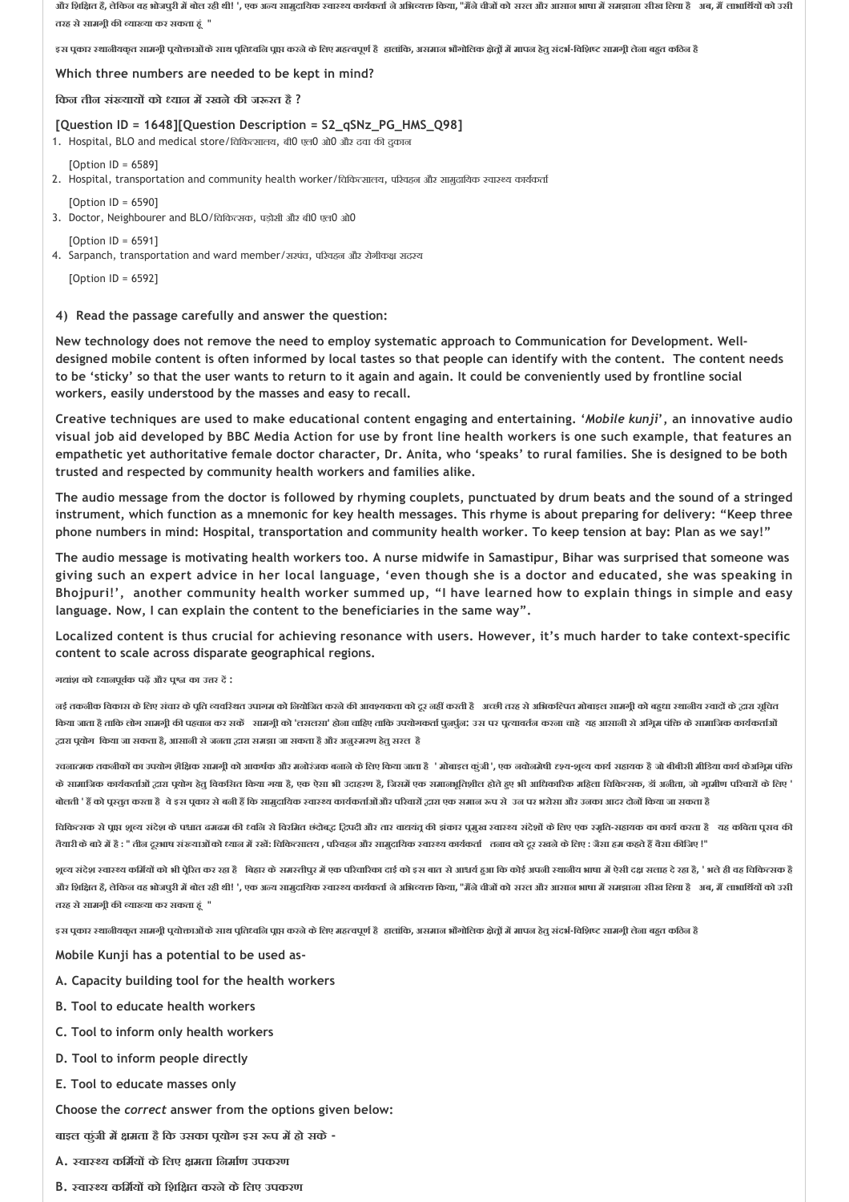और शिक्षित हैं, लेकिन वह भोजपुरी में बोल रही थी! ', एक अन्य सामुदायिक स्वास्थ्य कार्यकर्ता ने अभिव्यक्त किया, "मैंने चीजों को सरल और आसान भाषा में समझाना सीख लिया है अब, मैं लाभार्थियों को उसी तरह से सामग्री की व्याख्या कर सकता हूं "

इस प्रकार स्थानीयकृत सामग्री प्रयोक्ताओं के साथ प्रतिध्वनि प्राप्त करने के लिए महत्वपूर्ण है हालांकि, असमान भौगोलिक क्षेत्रों में मापन हेतु संदर्भ-विशिष्ट सामग्री लेना बहुत कठिन है

**Which three numbers are needed to be kept in mind?**

**किन तीन संख्यायों को ध्यान में रखने की जरूरत है ?**

**[Question ID = 1648][Question Description = S2_qSNz_PG_HMS_Q98]**

1. Hospital, BLO and medical store/चिकित्सालय, बी0 एल0 ओ0 और दवा की दुकान

   [Option ID = 6589]
2. Hospital, transportation and community health worker/चिकित्सालय, परिवहन और सामुदायिक स्वास्थ्य कार्यकर्ता

   [Option ID = 6590]
3. Doctor, Neighbourer and BLO/चिकित्सक, पड़ोसी और बी0 एल0 ओ0

   [Option ID = 6591]
4. Sarpanch, transportation and ward member/सरपंच, परिवहन और रोगीकक्ष सदस्य

   [Option ID = 6592]

**4) Read the passage carefully and answer the question:**

**New technology does not remove the need to employ systematic approach to Communication for Development. Well-designed mobile content is often informed by local tastes so that people can identify with the content. The content needs to be 'sticky' so that the user wants to return to it again and again. It could be conveniently used by frontline social workers, easily understood by the masses and easy to recall.**

**Creative techniques are used to make educational content engaging and entertaining. '*Mobile kunji*', an innovative audio visual job aid developed by BBC Media Action for use by front line health workers is one such example, that features an empathetic yet authoritative female doctor character, Dr. Anita, who 'speaks' to rural families. She is designed to be both trusted and respected by community health workers and families alike.**

**The audio message from the doctor is followed by rhyming couplets, punctuated by drum beats and the sound of a stringed instrument, which function as a mnemonic for key health messages. This rhyme is about preparing for delivery: "Keep three phone numbers in mind: Hospital, transportation and community health worker. To keep tension at bay: Plan as we say!"**

**The audio message is motivating health workers too. A nurse midwife in Samastipur, Bihar was surprised that someone was giving such an expert advice in her local language, 'even though she is a doctor and educated, she was speaking in Bhojpuri!', another community health worker summed up, "I have learned how to explain things in simple and easy language. Now, I can explain the content to the beneficiaries in the same way".**

**Localized content is thus crucial for achieving resonance with users. However, it's much harder to take context-specific content to scale across disparate geographical regions.**

**गद्यांश को ध्यानपूर्वक पढ़ें और प्रश्न का उत्तर दें :**

नई तकनीक विकास के लिए संचार के प्रति व्यवस्थित उपागम को नियोजित करने की आवश्यकता को दूर नहीं करती है अच्छी तरह से अभिकल्पित मोबाइल सामग्री को बहुधा स्थानीय स्वादों के द्वारा सूचित किया जाता है ताकि लोग उस सामग्री की पहचान कर सकें सामग्री को 'लसलसा' होना चाहिए ताकि उपयोगकर्ता पुनर्पुनः उस पर प्रत्यावर्तन करना चाहे यह आसानी से अग्रिम पंक्ति के सामाजिक कार्यकर्ताओं द्वारा प्रयोग किया जा सकता है, आसानी से जनता द्वारा समझा जा सकता है और अनुस्मरण हेतु सरल है

रचनात्मक तकनीकों का उपयोग शैक्षिक सामग्री को आकर्षक और मनोरंजक बनाने के लिए किया जाता है ' मोबाइल कुंजी ', एक नवोन्मेषी दृश्य-श्रव्य कार्य सहायक है जो बीबीसी मीडिया कार्य के अग्रिम पंक्ति के सामाजिक कार्यकर्ताओं द्वारा प्रयोग हेतु विकसित किया गया है, एक ऐसा ही उदाहरण है, जिसमें एक समानभूतिशील होते हुए भी आधिकारिक महिला चिकित्सक, डॉ अनीता, जो ग्रामीण परिवारों के लिए ' बोलती ' हैं को प्रस्तुत करता है वे इस प्रकार से बनी हैं कि सामुदायिक स्वास्थ्य कार्यकर्ताओं और परिवारों द्वारा एक समान रूप से उन पर भरोसा और उनका आदर दोनों किया जा सकता है

चिकित्सक से प्राप्त श्रव्य संदेश के पश्चात ढमढम की ध्वनि से विरमित छंदोबद्ध द्विपदी और तार वाद्ययंत्र की झंकार प्रमुख स्वास्थ्य संदेशों के लिए एक स्मृति-सहायक का कार्य करता है यह कविता प्रसव की तैयारी के बारे में है : " तीन दूरभाष संख्याओं को ध्यान में रखें: चिकित्सालय , परिवहन और सामुदायिक स्वास्थ्य कार्यकर्ता तनाव को दूर रखने के लिए : जैसा हम कहते हैं वैसा कीजिए !"

श्रव्य संदेश स्वास्थ्य कर्मियों को भी प्रेरित कर रहा है बिहार के समस्तीपुर में एक परिचारिका दाई को इस बात से आश्चर्य हुआ कि कोई अपनी स्थानीय भाषा में ऐसी दक्ष सलाह दे रहा है, ' भले ही वह चिकित्सक है और शिक्षित हैं, लेकिन वह भोजपुरी में बोल रही थी! ', एक अन्य सामुदायिक स्वास्थ्य कार्यकर्ता ने अभिव्यक्त किया, "मैंने चीजों को सरल और आसान भाषा में समझाना सीख लिया है अब, मैं लाभार्थियों को उसी तरह से सामग्री की व्याख्या कर सकता हूं "

इस प्रकार स्थानीयकृत सामग्री प्रयोक्ताओं के साथ प्रतिध्वनि प्राप्त करने के लिए महत्वपूर्ण है हालांकि, असमान भौगोलिक क्षेत्रों में मापन हेतु संदर्भ-विशिष्ट सामग्री लेना बहुत कठिन है

**Mobile Kunji has a potential to be used as-**

**A. Capacity building tool for the health workers**

**B. Tool to educate health workers**

**C. Tool to inform only health workers**

**D. Tool to inform people directly**

**E. Tool to educate masses only**

**Choose the *correct* answer from the options given below:**

**बाइल कुंजी में क्षमता है कि उसका प्रयोग इस रूप में हो सके -**

**A. स्वास्थ्य कर्मियों के लिए क्षमता निर्माण उपकरण**

**B. स्वास्थ्य कर्मियों को शिक्षित करने के लिए उपकरण**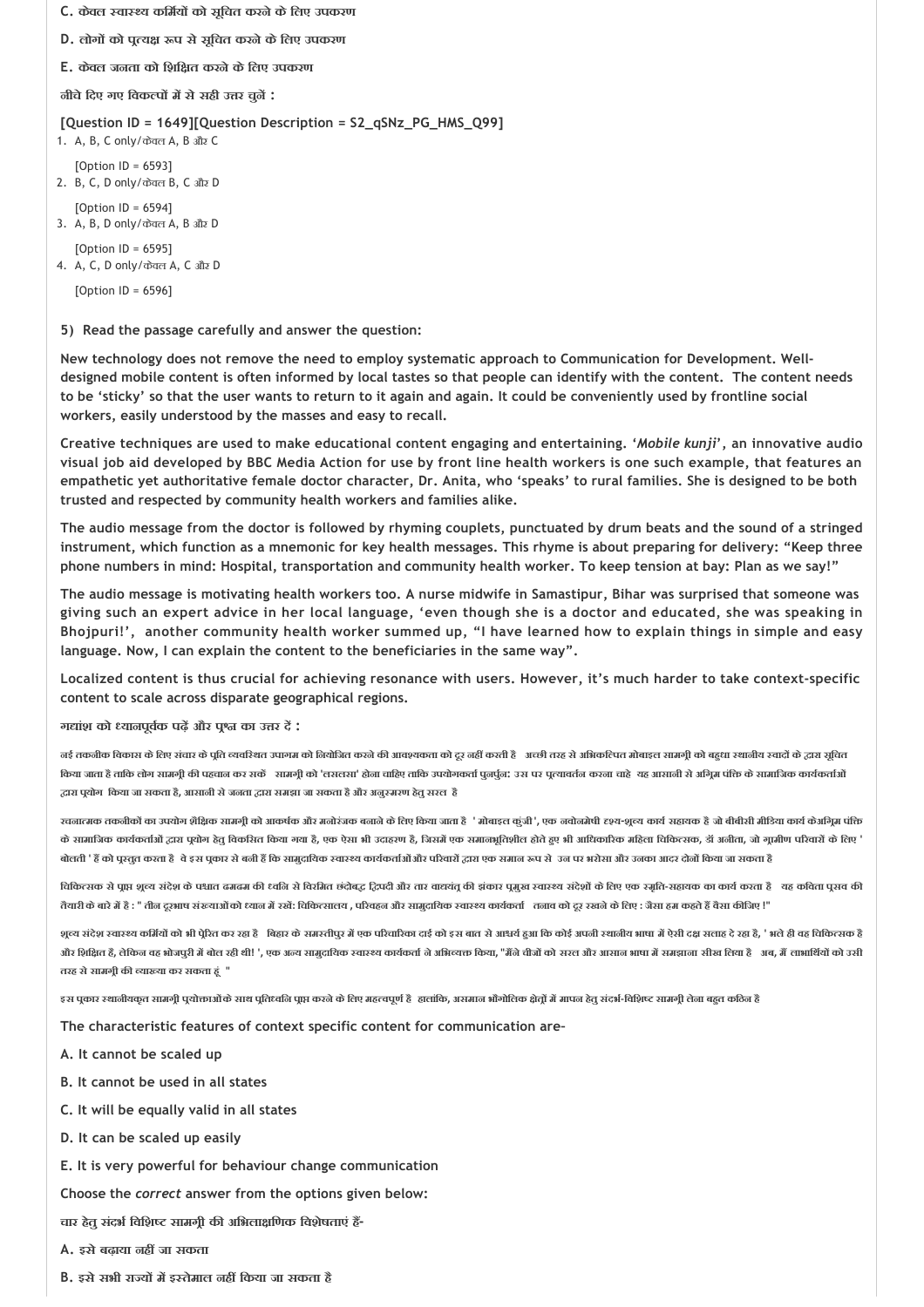C. केवल स्वास्थ्य कर्मियों को सूचित करने के लिए उपकरण

D. लोगों को प्रत्यक्ष रूप से सूचित करने के लिए उपकरण

E. केवल जनता को शिक्षित करने के लिए उपकरण

नीचे दिए गए विकल्पों में से सही उत्तर चुनें :

[Question ID = 1649][Question Description = S2_qSNz_PG_HMS_Q99]

1. A, B, C only/केवल A, B और C

   [Option ID = 6593]
2. B, C, D only/केवल B, C और D

   [Option ID = 6594]
3. A, B, D only/केवल A, B और D

   [Option ID = 6595]
4. A, C, D only/केवल A, C और D

   [Option ID = 6596]

5) Read the passage carefully and answer the question:

New technology does not remove the need to employ systematic approach to Communication for Development. Well-designed mobile content is often informed by local tastes so that people can identify with the content. The content needs to be 'sticky' so that the user wants to return to it again and again. It could be conveniently used by frontline social workers, easily understood by the masses and easy to recall.

Creative techniques are used to make educational content engaging and entertaining. '*Mobile kunji*', an innovative audio visual job aid developed by BBC Media Action for use by front line health workers is one such example, that features an empathetic yet authoritative female doctor character, Dr. Anita, who 'speaks' to rural families. She is designed to be both trusted and respected by community health workers and families alike.

The audio message from the doctor is followed by rhyming couplets, punctuated by drum beats and the sound of a stringed instrument, which function as a mnemonic for key health messages. This rhyme is about preparing for delivery: "Keep three phone numbers in mind: Hospital, transportation and community health worker. To keep tension at bay: Plan as we say!"

The audio message is motivating health workers too. A nurse midwife in Samastipur, Bihar was surprised that someone was giving such an expert advice in her local language, 'even though she is a doctor and educated, she was speaking in Bhojpuri!', another community health worker summed up, "I have learned how to explain things in simple and easy language. Now, I can explain the content to the beneficiaries in the same way".

Localized content is thus crucial for achieving resonance with users. However, it's much harder to take context-specific content to scale across disparate geographical regions.

गद्यांश को ध्यानपूर्वक पढ़ें और प्रश्न का उत्तर दें :

नई तकनीक विकास के लिए संचार के प्रति व्यवस्थित उपागम को नियोजित करने की आवश्यकता को दूर नहीं करती है अच्छी तरह से अभिकल्पित मोबाइल सामग्री को बहुधा स्थानीय स्वादों के द्वारा सूचित किया जाता है ताकि लोग सामग्री की पहचान कर सकें सामग्री को 'लसलसा' होना चाहिए ताकि उपयोगकर्ता पुनर्पुन: उस पर प्रत्यावर्तन करना चाहे यह आसानी से अग्रिम पंक्ति के सामाजिक कार्यकर्ताओं द्वारा प्रयोग किया जा सकता है, आसानी से जनता द्वारा समझा जा सकता है और अनुस्मरण हेतु सरल है

रचनात्मक तकनीकों का उपयोग शैक्षिक सामग्री को आकर्षक और मनोरंजक बनाने के लिए किया जाता है ' मोबाइल कुंजी ', एक नवोन्मेषी दृश्य-श्रव्य कार्य सहायक है जो बीबीसी मीडिया कार्य केअग्रिम पंक्ति के सामाजिक कार्यकर्ताओं द्वारा प्रयोग हेतु विकसित किया गया है, एक ऐसा ही उदाहरण है, जिसमें एक समानभूतिशील होते हुए भी आधिकारिक महिला चिकित्सक, डॉ अनीता, जो ग्रामीण परिवारों के लिए ' बोलती ' हैं को प्रस्तुत करता है वे इस प्रकार से बनी हैं कि सामुदायिक स्वास्थ्य कार्यकर्ताओं और परिवारों द्वारा एक समान रूप से उन पर भरोसा और उनका आदर दोनों किया जा सकता है

चिकित्सक से प्राप्त श्रव्य संदेश के पश्चात ढमढम की ध्वनि से विरमित छंदोबद्ध द्विपदी और तार वाद्ययंत्र की झंकार प्रमुख स्वास्थ्य संदेशों के लिए एक स्मृति-सहायक का कार्य करता है यह कविता प्रसव की तैयारी के बारे में है : " तीन दूरभाष संख्याओं को ध्यान में रखें: चिकित्सालय , परिवहन और सामुदायिक स्वास्थ्य कार्यकर्ता तनाव को दूर रखने के लिए : जैसा हम कहते हैं वैसा कीजिए !"

श्रव्य संदेश स्वास्थ्य कर्मियों को भी प्रेरित कर रहा है बिहार के समस्तीपुर में एक परिचारिका दाई को इस बात से आश्चर्य हुआ कि कोई अपनी स्थानीय भाषा में ऐसी दक्ष सलाह दे रहा है, ' भले ही वह चिकित्सक है और शिक्षित है, लेकिन वह भोजपुरी में बोल रही थी! ', एक अन्य सामुदायिक स्वास्थ्य कार्यकर्ता ने अभिव्यक्त किया, "मैंने चीजों को सरल और आसान भाषा में समझाना सीख लिया है अब, मैं लाभार्थियों को उसी तरह से सामग्री की व्याख्या कर सकता हूं "

इस प्रकार स्थानीयकृत सामग्री प्रयोक्ताओं के साथ प्रतिध्वनि प्राप्त करने के लिए महत्वपूर्ण है हालांकि, असमान भौगोलिक क्षेत्रों में मापन हेतु संदर्भ-विशिष्ट सामग्री लेना बहुत कठिन है

The characteristic features of context specific content for communication are-

A. It cannot be scaled up

B. It cannot be used in all states

C. It will be equally valid in all states

D. It can be scaled up easily

E. It is very powerful for behaviour change communication

Choose the *correct* answer from the options given below:

चार हेतु संदर्भ विशिष्ट सामग्री की अभिलाक्षणिक विशेषताएं हैं-

A. इसे बढ़ाया नहीं जा सकता

B. इसे सभी राज्यों में इस्तेमाल नहीं किया जा सकता है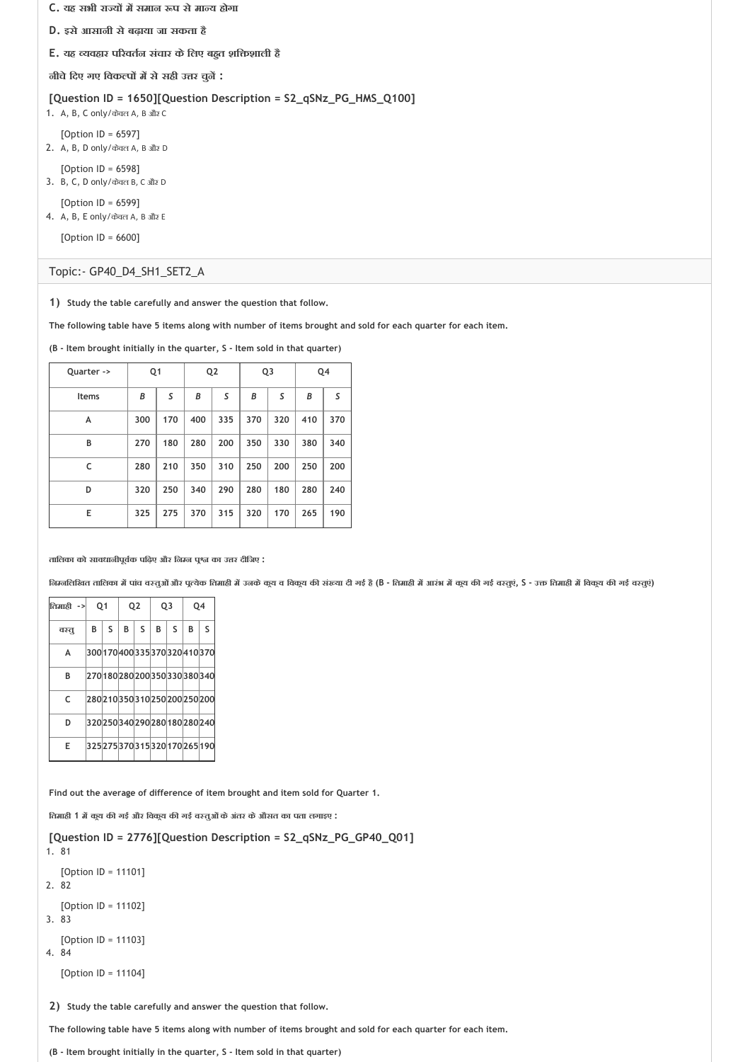**C. यह सभी राज्यों में समान रूप से मान्य होगा**

**D. इसे आसानी से बढ़ाया जा सकता है**

**E. यह व्यवहार परिवर्तन संचार के लिए बहुत शक्तिशाली है**

**नीचे दिए गए विकल्पों में से सही उत्तर चुनें :**

**[Question ID = 1650][Question Description = S2_qSNz_PG_HMS_Q100]**

1. A, B, C only/केवल A, B और C

   [Option ID = 6597]
2. A, B, D only/केवल A, B और D

   [Option ID = 6598]
3. B, C, D only/केवल B, C और D

   [Option ID = 6599]
4. A, B, E only/केवल A, B और E

   [Option ID = 6600]

Topic:- GP40_D4_SH1_SET2_A

**1) Study the table carefully and answer the question that follow.**

**The following table have 5 items along with number of items brought and sold for each quarter for each item.**

**(B - Item brought initially in the quarter, S - Item sold in that quarter)**

| Quarter -> | Q1 | | Q2 | | Q3 | | Q4 | |
|---|---|---|---|---|---|---|---|---|
| Items | B | S | B | S | B | S | B | S |
| A | 300 | 170 | 400 | 335 | 370 | 320 | 410 | 370 |
| B | 270 | 180 | 280 | 200 | 350 | 330 | 380 | 340 |
| C | 280 | 210 | 350 | 310 | 250 | 200 | 250 | 200 |
| D | 320 | 250 | 340 | 290 | 280 | 180 | 280 | 240 |
| E | 325 | 275 | 370 | 315 | 320 | 170 | 265 | 190 |

**तालिका को सावधानीपूर्वक पढ़िए और निम्न प्रश्न का उत्तर दीजिए :**

**निम्नलिखित तालिका में पांच वस्तुओं और प्रत्येक तिमाही में उनके क्रय व विक्रय की संख्या दी गई है (B - तिमाही में आरंभ में क्रय की गई वस्तुएं, S - उक्त तिमाही में विक्रय की गई वस्तुएं)**

| तिमाही -> | Q1 | | Q2 | | Q3 | | Q4 | |
|---|---|---|---|---|---|---|---|---|
| वस्तु | B | S | B | S | B | S | B | S |
| A | 300 | 170 | 400 | 335 | 370 | 320 | 410 | 370 |
| B | 270 | 180 | 280 | 200 | 350 | 330 | 380 | 340 |
| C | 280 | 210 | 350 | 310 | 250 | 200 | 250 | 200 |
| D | 320 | 250 | 340 | 290 | 280 | 180 | 280 | 240 |
| E | 325 | 275 | 370 | 315 | 320 | 170 | 265 | 190 |

**Find out the average of difference of item brought and item sold for Quarter 1.**

**तिमाही 1 में क्रय की गई और विक्रय की गई वस्तुओं के अंतर के औसत का पता लगाइए :**

**[Question ID = 2776][Question Description = S2_qSNz_PG_GP40_Q01]**

1. 81

   [Option ID = 11101]
2. 82

   [Option ID = 11102]
3. 83

   [Option ID = 11103]
4. 84

   [Option ID = 11104]

**2) Study the table carefully and answer the question that follow.**

**The following table have 5 items along with number of items brought and sold for each quarter for each item.**

**(B - Item brought initially in the quarter, S - Item sold in that quarter)**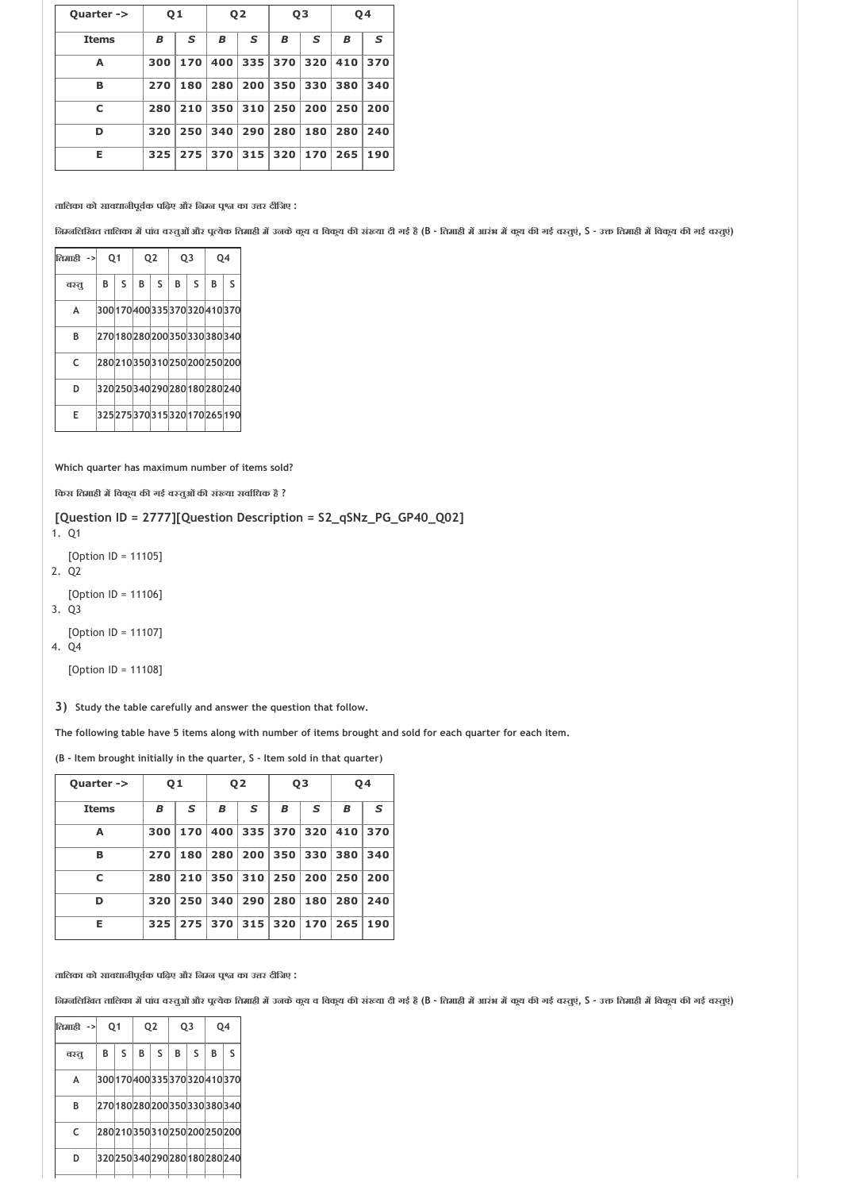| Quarter -> | Q1 | | Q2 | | Q3 | | Q4 | |
|---|---|---|---|---|---|---|---|---|
| **Items** | ***B*** | ***S*** | ***B*** | ***S*** | ***B*** | ***S*** | ***B*** | ***S*** |
| **A** | 300 | 170 | 400 | 335 | 370 | 320 | 410 | 370 |
| **B** | 270 | 180 | 280 | 200 | 350 | 330 | 380 | 340 |
| **C** | 280 | 210 | 350 | 310 | 250 | 200 | 250 | 200 |
| **D** | 320 | 250 | 340 | 290 | 280 | 180 | 280 | 240 |
| **E** | 325 | 275 | 370 | 315 | 320 | 170 | 265 | 190 |

तालिका को सावधानीपूर्वक पढ़िए और निम्न पृश्न का उत्तर दीजिए :

निम्नलिखित तालिका में पांच वस्तुओं और प्रत्येक तिमाही में उनके कृय व विकृय की संख्या दी गई है (B - तिमाही में आरंभ में कृय की गई वस्तुएं, S - उक्त तिमाही में विकृय की गई वस्तुएं)

| तिमाही -> | Q1 | | Q2 | | Q3 | | Q4 | |
|---|---|---|---|---|---|---|---|---|
| वस्तु | B | S | B | S | B | S | B | S |
| A | 300 | 170 | 400 | 335 | 370 | 320 | 410 | 370 |
| B | 270 | 180 | 280 | 200 | 350 | 330 | 380 | 340 |
| C | 280 | 210 | 350 | 310 | 250 | 200 | 250 | 200 |
| D | 320 | 250 | 340 | 290 | 280 | 180 | 280 | 240 |
| E | 325 | 275 | 370 | 315 | 320 | 170 | 265 | 190 |

Which quarter has maximum number of items sold?

किस तिमाही में विकृय की गई वस्तुओं की संख्या सर्वाधिक है ?

**[Question ID = 2777][Question Description = S2_qSNz_PG_GP40_Q02]**

1. Q1

   [Option ID = 11105]
2. Q2

   [Option ID = 11106]
3. Q3

   [Option ID = 11107]
4. Q4

   [Option ID = 11108]

**3)** **Study the table carefully and answer the question that follow.**

**The following table have 5 items along with number of items brought and sold for each quarter for each item.**

**(B - Item brought initially in the quarter, S - Item sold in that quarter)**

| Quarter -> | Q1 | | Q2 | | Q3 | | Q4 | |
|---|---|---|---|---|---|---|---|---|
| **Items** | ***B*** | ***S*** | ***B*** | ***S*** | ***B*** | ***S*** | ***B*** | ***S*** |
| **A** | 300 | 170 | 400 | 335 | 370 | 320 | 410 | 370 |
| **B** | 270 | 180 | 280 | 200 | 350 | 330 | 380 | 340 |
| **C** | 280 | 210 | 350 | 310 | 250 | 200 | 250 | 200 |
| **D** | 320 | 250 | 340 | 290 | 280 | 180 | 280 | 240 |
| **E** | 325 | 275 | 370 | 315 | 320 | 170 | 265 | 190 |

तालिका को सावधानीपूर्वक पढ़िए और निम्न पृश्न का उत्तर दीजिए :

निम्नलिखित तालिका में पांच वस्तुओं और प्रत्येक तिमाही में उनके कृय व विकृय की संख्या दी गई है (B - तिमाही में आरंभ में कृय की गई वस्तुएं, S - उक्त तिमाही में विकृय की गई वस्तुएं)

| तिमाही -> | Q1 | | Q2 | | Q3 | | Q4 | |
|---|---|---|---|---|---|---|---|---|
| वस्तु | B | S | B | S | B | S | B | S |
| A | 300 | 170 | 400 | 335 | 370 | 320 | 410 | 370 |
| B | 270 | 180 | 280 | 200 | 350 | 330 | 380 | 340 |
| C | 280 | 210 | 350 | 310 | 250 | 200 | 250 | 200 |
| D | 320 | 250 | 340 | 290 | 280 | 180 | 280 | 240 |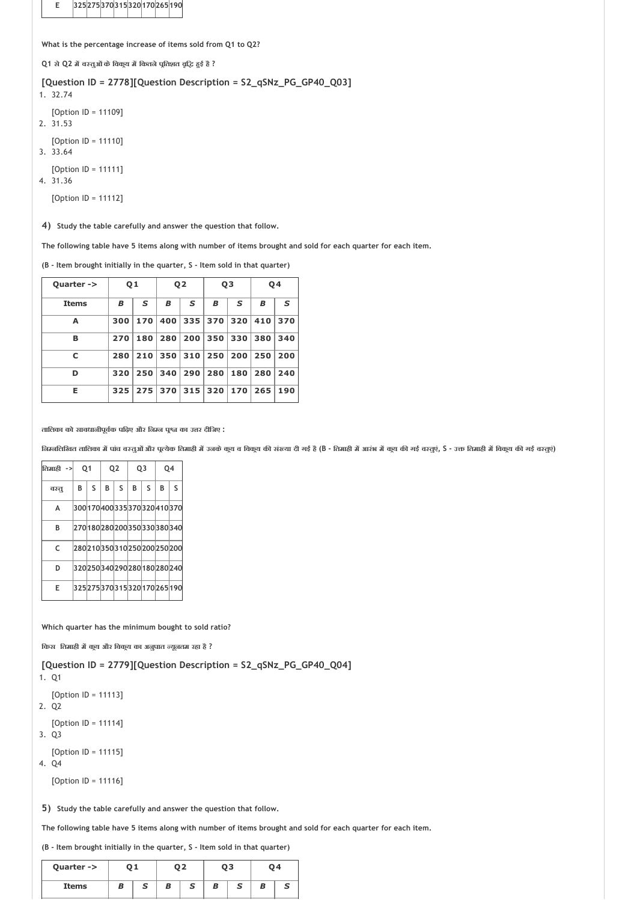| E | 325 | 275 | 370 | 315 | 320 | 170 | 265 | 190 |
|---|---|---|---|---|---|---|---|---|

What is the percentage increase of items sold from Q1 to Q2?

Q1 से Q2 में वस्तुओं के विक्रय में कितने प्रतिशत वृद्धि हुई है ?

**[Question ID = 2778][Question Description = S2_qSNz_PG_GP40_Q03]**

1. 32.74

   [Option ID = 11109]
2. 31.53

   [Option ID = 11110]
3. 33.64

   [Option ID = 11111]
4. 31.36

   [Option ID = 11112]

**4)** Study the table carefully and answer the question that follow.

The following table have 5 items along with number of items brought and sold for each quarter for each item.

(B - Item brought initially in the quarter, S - Item sold in that quarter)

| Quarter -> | Q1 | | Q2 | | Q3 | | Q4 | |
|---|---|---|---|---|---|---|---|---|
| Items | *B* | *S* | *B* | *S* | *B* | *S* | *B* | *S* |
| A | 300 | 170 | 400 | 335 | 370 | 320 | 410 | 370 |
| B | 270 | 180 | 280 | 200 | 350 | 330 | 380 | 340 |
| C | 280 | 210 | 350 | 310 | 250 | 200 | 250 | 200 |
| D | 320 | 250 | 340 | 290 | 280 | 180 | 280 | 240 |
| E | 325 | 275 | 370 | 315 | 320 | 170 | 265 | 190 |

तालिका को सावधानीपूर्वक पढ़िए और निम्न प्रश्न का उत्तर दीजिए :

निम्नलिखित तालिका में पांच वस्तुओं और प्रत्येक तिमाही में उनके क्रय व विक्रय की संख्या दी गई है (B - तिमाही में आरंभ में क्रय की गई वस्तुएं, S - उक्त तिमाही में विक्रय की गई वस्तुएं)

| तिमाही -> | Q1 | | Q2 | | Q3 | | Q4 | |
|---|---|---|---|---|---|---|---|---|
| वस्तु | B | S | B | S | B | S | B | S |
| A | 300 | 170 | 400 | 335 | 370 | 320 | 410 | 370 |
| B | 270 | 180 | 280 | 200 | 350 | 330 | 380 | 340 |
| C | 280 | 210 | 350 | 310 | 250 | 200 | 250 | 200 |
| D | 320 | 250 | 340 | 290 | 280 | 180 | 280 | 240 |
| E | 325 | 275 | 370 | 315 | 320 | 170 | 265 | 190 |

Which quarter has the minimum bought to sold ratio?

किस तिमाही में क्रय और विक्रय का अनुपात न्यूनतम रहा है ?

**[Question ID = 2779][Question Description = S2_qSNz_PG_GP40_Q04]**

1. Q1

   [Option ID = 11113]
2. Q2

   [Option ID = 11114]
3. Q3

   [Option ID = 11115]
4. Q4

   [Option ID = 11116]

**5)** Study the table carefully and answer the question that follow.

The following table have 5 items along with number of items brought and sold for each quarter for each item.

(B - Item brought initially in the quarter, S - Item sold in that quarter)

| Quarter -> | Q1 | | Q2 | | Q3 | | Q4 | |
|---|---|---|---|---|---|---|---|---|
| Items | *B* | *S* | *B* | *S* | *B* | *S* | *B* | *S* |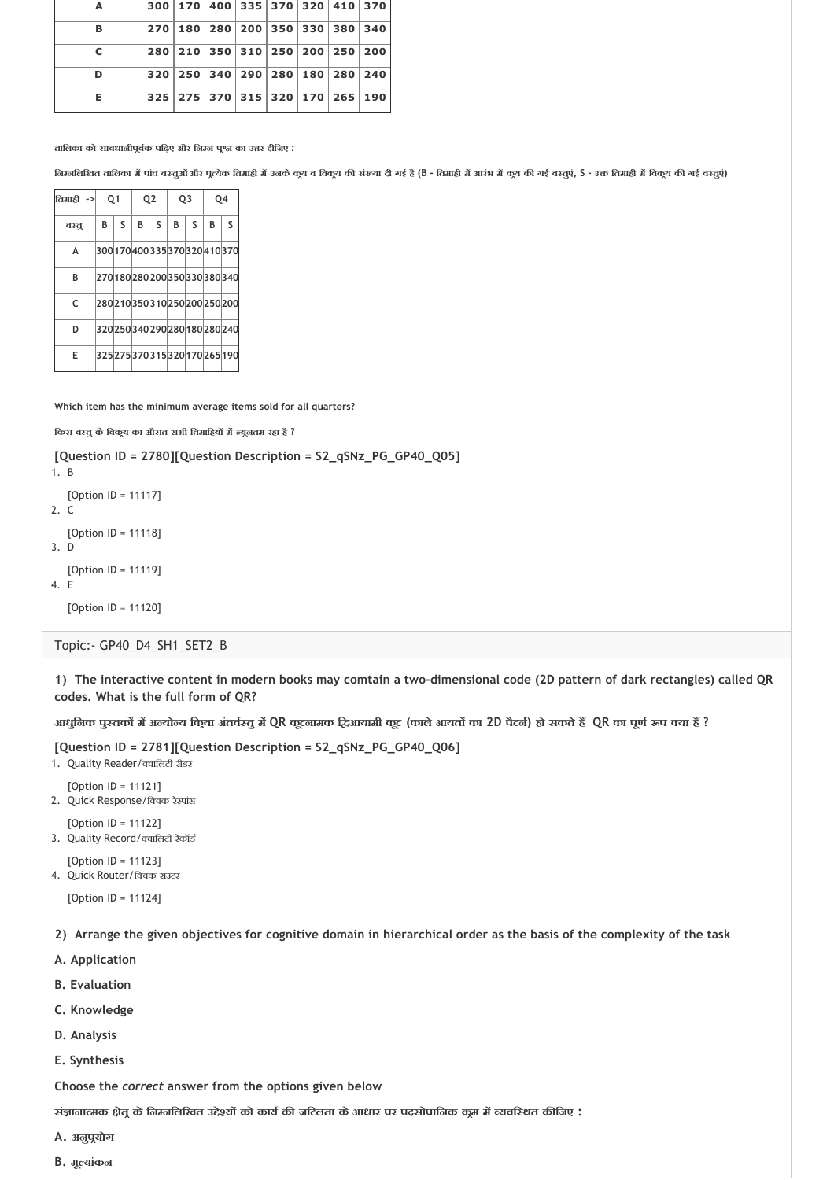| A | 300 | 170 | 400 | 335 | 370 | 320 | 410 | 370 |
|---|---|---|---|---|---|---|---|---|
| B | 270 | 180 | 280 | 200 | 350 | 330 | 380 | 340 |
| C | 280 | 210 | 350 | 310 | 250 | 200 | 250 | 200 |
| D | 320 | 250 | 340 | 290 | 280 | 180 | 280 | 240 |
| E | 325 | 275 | 370 | 315 | 320 | 170 | 265 | 190 |

तालिका को सावधानीपूर्वक पढ़िए और निम्न प्रश्न का उत्तर दीजिए :

निम्नलिखित तालिका में पांच वस्तुओं और प्रत्येक तिमाही में उनके क्रय व विक्रय की संख्या दी गई है (B - तिमाही में आरंभ में क्रय की गई वस्तुएं, S - उक्त तिमाही में विक्रय की गई वस्तुएं)

| तिमाही -> | Q1 | | Q2 | | Q3 | | Q4 | |
|---|---|---|---|---|---|---|---|---|
| वस्तु | B | S | B | S | B | S | B | S |
| A | 300 | 170 | 400 | 335 | 370 | 320 | 410 | 370 |
| B | 270 | 180 | 280 | 200 | 350 | 330 | 380 | 340 |
| C | 280 | 210 | 350 | 310 | 250 | 200 | 250 | 200 |
| D | 320 | 250 | 340 | 290 | 280 | 180 | 280 | 240 |
| E | 325 | 275 | 370 | 315 | 320 | 170 | 265 | 190 |

**Which item has the minimum average items sold for all quarters?**

**किस वस्तु के विक्रय का औसत सभी तिमाहियों में न्यूनतम रहा है ?**

**[Question ID = 2780][Question Description = S2_qSNz_PG_GP40_Q05]**

1. B

   [Option ID = 11117]
2. C

   [Option ID = 11118]
3. D

   [Option ID = 11119]
4. E

   [Option ID = 11120]

Topic:- GP40_D4_SH1_SET2_B

**1) The interactive content in modern books may comtain a two-dimensional code (2D pattern of dark rectangles) called QR codes. What is the full form of QR?**

**आधुनिक पुस्तकों में अन्योन्य क्रिया अंतर्वस्तु में QR कूटनामक द्विआयामी कूट (काले आयतों का 2D पैटर्न) हो सकते हैं QR का पूर्ण रूप क्या हैं ?**

**[Question ID = 2781][Question Description = S2_qSNz_PG_GP40_Q06]**

1. Quality Reader/क्वालिटी रीडर

   [Option ID = 11121]
2. Quick Response/क्विक रेस्पांस

   [Option ID = 11122]
3. Quality Record/क्वालिटी रेकॉर्ड

   [Option ID = 11123]
4. Quick Router/क्विक राउटर

   [Option ID = 11124]

**2) Arrange the given objectives for cognitive domain in hierarchical order as the basis of the complexity of the task**

**A. Application**

**B. Evaluation**

**C. Knowledge**

**D. Analysis**

**E. Synthesis**

**Choose the *correct* answer from the options given below**

**संज्ञानात्मक क्षेत्र के निम्नलिखित उद्देश्यों को कार्य की जटिलता के आधार पर पदसोपानिक क्रम में व्यवस्थित कीजिए :**

**A. अनुप्रयोग**

**B. मूल्यांकन**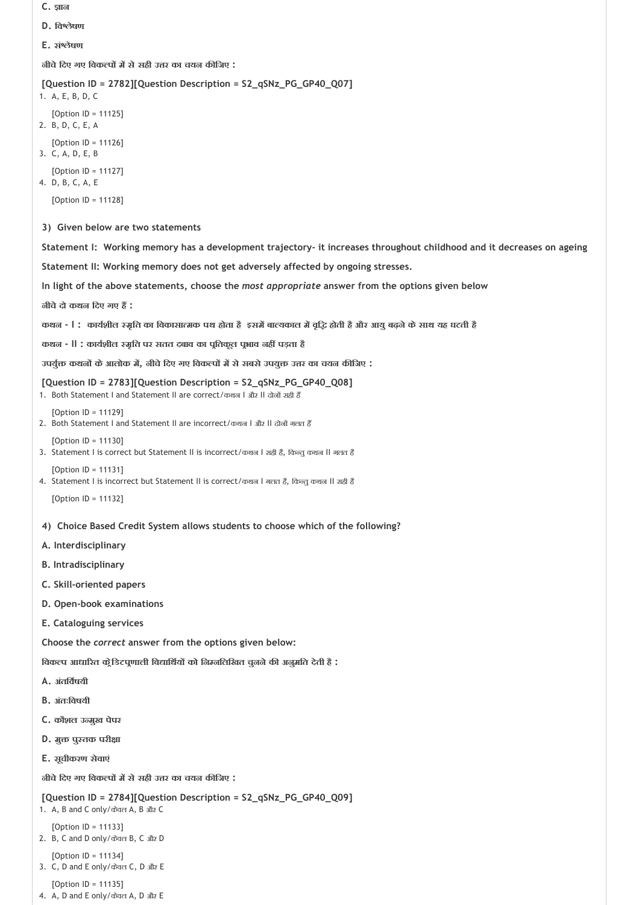C. ज्ञान

D. विश्लेषण

E. संश्लेषण

नीचे दिए गए विकल्पों में से सही उत्तर का चयन कीजिए :

**[Question ID = 2782][Question Description = S2_qSNz_PG_GP40_Q07]**

1. A, E, B, D, C

   [Option ID = 11125]
2. B, D, C, E, A

   [Option ID = 11126]
3. C, A, D, E, B

   [Option ID = 11127]
4. D, B, C, A, E

   [Option ID = 11128]

**3) Given below are two statements**

**Statement I: Working memory has a development trajectory- it increases throughout childhood and it decreases on ageing**

**Statement II: Working memory does not get adversely affected by ongoing stresses.**

**In light of the above statements, choose the *most appropriate* answer from the options given below**

**नीचे दो कथन दिए गए हैं :**

**कथन - I : कार्यशील स्मृति का विकासात्मक पथ होता है इसमें बाल्यकाल में वृद्धि होती है और आयु बढ़ने के साथ यह घटती है**

**कथन - II : कार्यशील स्मृति पर सतत दबाव का प्रतिकूल प्रभाव नहीं पड़ता है**

**उपर्युक्त कथनों के आलोक में, नीचे दिए गए विकल्पों में से सबसे उपयुक्त उत्तर का चयन कीजिए :**

**[Question ID = 2783][Question Description = S2_qSNz_PG_GP40_Q08]**

1. Both Statement I and Statement II are correct/कथन I और II दोनों सही हैं

   [Option ID = 11129]
2. Both Statement I and Statement II are incorrect/कथन I और II दोनों गलत हैं

   [Option ID = 11130]
3. Statement I is correct but Statement II is incorrect/कथन I सही है, किन्तु कथन II गलत है

   [Option ID = 11131]
4. Statement I is incorrect but Statement II is correct/कथन I गलत है, किन्तु कथन II सही है

   [Option ID = 11132]

**4) Choice Based Credit System allows students to choose which of the following?**

**A. Interdisciplinary**

**B. Intradisciplinary**

**C. Skill-oriented papers**

**D. Open-book examinations**

**E. Cataloguing services**

**Choose the *correct* answer from the options given below:**

**विकल्प आधारित क्रेडिटप्रणाली विद्यार्थियों को निम्नलिखित चुनने की अनुमति देती है :**

**A. अंतर्विषयी**

**B. अंतःविषयी**

**C. कौशल उन्मुख पेपर**

**D. मुक्त पुस्तक परीक्षा**

**E. सूचीकरण सेवाएं**

**नीचे दिए गए विकल्पों में से सही उत्तर का चयन कीजिए :**

**[Question ID = 2784][Question Description = S2_qSNz_PG_GP40_Q09]**

1. A, B and C only/केवल A, B और C

   [Option ID = 11133]
2. B, C and D only/केवल B, C और D

   [Option ID = 11134]
3. C, D and E only/केवल C, D और E

   [Option ID = 11135]
4. A, D and E only/केवल A, D और E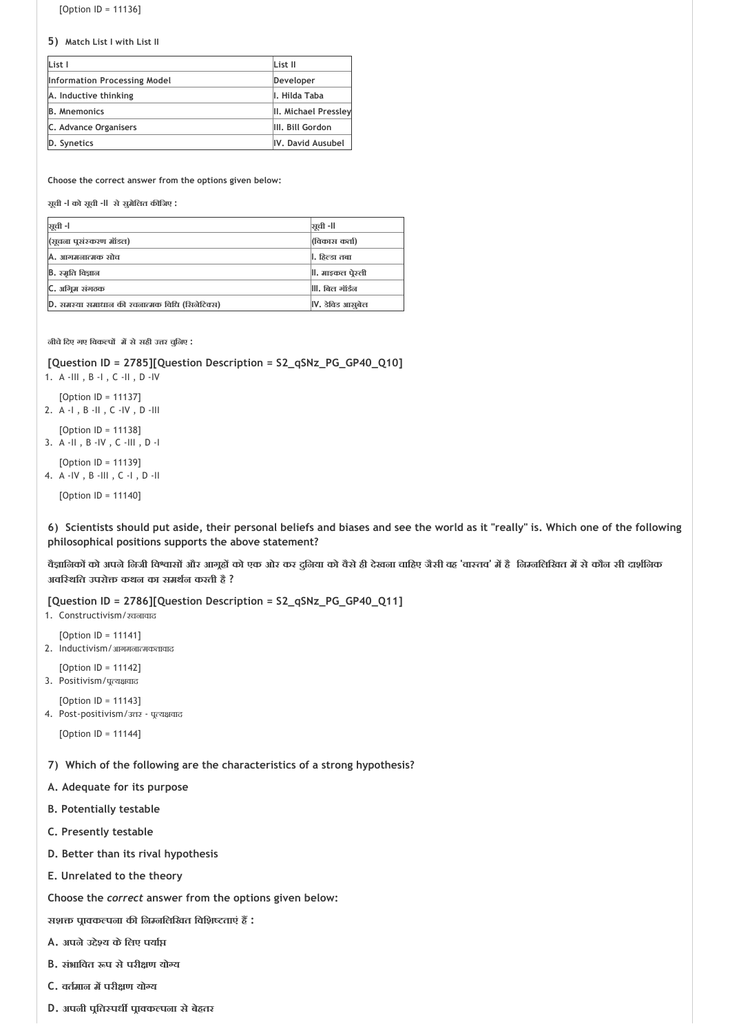[Option ID = 11136]

**5) Match List I with List II**

| List I | List II |
|---|---|
| Information Processing Model | Developer |
| A. Inductive thinking | I. Hilda Taba |
| B. Mnemonics | II. Michael Pressley |
| C. Advance Organisers | III. Bill Gordon |
| D. Synetics | IV. David Ausubel |

Choose the correct answer from the options given below:

सूची -I को सूची -II से सुमेलित कीजिए :

| सूची -I | सूची -II |
|---|---|
| (सूचना प्रसंस्करण मॉडल) | (विकास कर्ता) |
| A. आगमनात्मक सोच | I. हिल्डा तबा |
| B. स्मृति विज्ञान | II. माइकल प्रेस्ली |
| C. अग्रिम संगठक | III. बिल गॉर्डन |
| D. समस्या समाधान की रचनात्मक विधि (सिनेटिक्स) | IV. डेविड आसुबेल |

नीचे दिए गए विकल्पों में से सही उत्तर चुनिए :

**[Question ID = 2785][Question Description = S2_qSNz_PG_GP40_Q10]**

1. A -III , B -I , C -II , D -IV

   [Option ID = 11137]
2. A -I , B -II , C -IV , D -III

   [Option ID = 11138]
3. A -II , B -IV , C -III , D -I

   [Option ID = 11139]
4. A -IV , B -III , C -I , D -II

   [Option ID = 11140]

**6) Scientists should put aside, their personal beliefs and biases and see the world as it "really" is. Which one of the following philosophical positions supports the above statement?**

**वैज्ञानिकों को अपने निजी विश्वासों और आग्रहों को एक ओर कर दुनिया को वैसे ही देखना चाहिए जैसी वह 'वास्तव' में है निम्नलिखित में से कौन सी दार्शनिक अवस्थिति उपरोक्त कथन का समर्थन करती है ?**

**[Question ID = 2786][Question Description = S2_qSNz_PG_GP40_Q11]**

1. Constructivism/रचनावाद

   [Option ID = 11141]
2. Inductivism/आगमनात्मकतावाद

   [Option ID = 11142]
3. Positivism/प्रत्यक्षवाद

   [Option ID = 11143]
4. Post-positivism/उत्तर - प्रत्यक्षवाद

   [Option ID = 11144]

**7) Which of the following are the characteristics of a strong hypothesis?**

**A. Adequate for its purpose**

**B. Potentially testable**

**C. Presently testable**

**D. Better than its rival hypothesis**

**E. Unrelated to the theory**

**Choose the *correct* answer from the options given below:**

**सशक्त प्राक्कल्पना की निम्नलिखित विशिष्टताएं हैं :**

**A. अपने उद्देश्य के लिए पर्याप्त**

**B. संभावित रूप से परीक्षण योग्य**

**C. वर्तमान में परीक्षण योग्य**

**D. अपनी प्रतिस्पर्धी प्राक्कल्पना से बेहतर**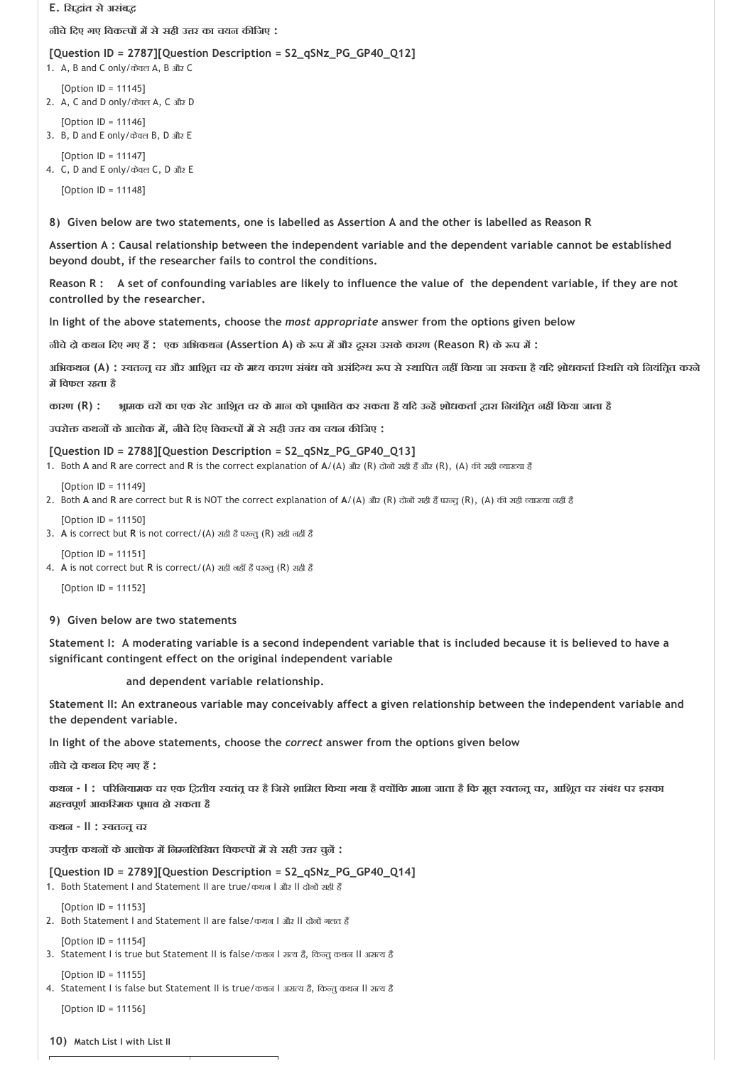**E.** सिद्धांत से असंबद्ध

नीचे दिए गए विकल्पों में से सही उत्तर का चयन कीजिए :

**[Question ID = 2787][Question Description = S2_qSNz_PG_GP40_Q12]**

1. A, B and C only/केवल A, B और C

   [Option ID = 11145]
2. A, C and D only/केवल A, C और D

   [Option ID = 11146]
3. B, D and E only/केवल B, D और E

   [Option ID = 11147]
4. C, D and E only/केवल C, D और E

   [Option ID = 11148]

**8) Given below are two statements, one is labelled as Assertion A and the other is labelled as Reason R**

**Assertion A : Causal relationship between the independent variable and the dependent variable cannot be established beyond doubt, if the researcher fails to control the conditions.**

**Reason R : A set of confounding variables are likely to influence the value of the dependent variable, if they are not controlled by the researcher.**

**In light of the above statements, choose the *most appropriate* answer from the options given below**

**नीचे दो कथन दिए गए हैं : एक अभिकथन (Assertion A) के रूप में और दूसरा उसके कारण (Reason R) के रूप में :**

**अभिकथन (A) : स्वतन्त्र चर और आश्रित चर के मध्य कारण संबंध को असंदिग्ध रूप से स्थापित नहीं किया जा सकता है यदि शोधकर्ता स्थिति को नियंत्रित करने में विफल रहता है**

**कारण (R) : भ्रामक चरों का एक सेट आश्रित चर के मान को प्रभावित कर सकता है यदि उन्हें शोधकर्ता द्वारा नियंत्रित नहीं किया जाता है**

**उपरोक्त कथनों के आलोक में, नीचे दिए विकल्पों में से सही उत्तर का चयन कीजिए :**

**[Question ID = 2788][Question Description = S2_qSNz_PG_GP40_Q13]**

1. Both **A** and **R** are correct and **R** is the correct explanation of **A**/(A) और (R) दोनों सही हैं और (R), (A) की सही व्याख्या है

   [Option ID = 11149]
2. Both **A** and **R** are correct but **R** is NOT the correct explanation of **A**/(A) और (R) दोनों सही हैं परन्तु (R), (A) की सही व्याख्या नहीं है

   [Option ID = 11150]
3. **A** is correct but **R** is not correct/(A) सही है परन्तु (R) सही नहीं है

   [Option ID = 11151]
4. **A** is not correct but **R** is correct/(A) सही नहीं है परन्तु (R) सही है

   [Option ID = 11152]

**9) Given below are two statements**

**Statement I: A moderating variable is a second independent variable that is included because it is believed to have a significant contingent effect on the original independent variable**

**and dependent variable relationship.**

**Statement II: An extraneous variable may conceivably affect a given relationship between the independent variable and the dependent variable.**

**In light of the above statements, choose the *correct* answer from the options given below**

**नीचे दो कथन दिए गए हैं :**

**कथन - I : परिनियामक चर एक द्वितीय स्वतंत्र चर है जिसे शामिल किया गया है क्योंकि माना जाता है कि मूल स्वतन्त्र चर, आश्रित चर संबंध पर इसका महत्त्वपूर्ण आकस्मिक प्रभाव हो सकता है**

**कथन - II : स्वतन्त्र चर**

**उपर्युक्त कथनों के आलोक में निम्नलिखित विकल्पों में से सही उत्तर चुनें :**

**[Question ID = 2789][Question Description = S2_qSNz_PG_GP40_Q14]**

1. Both Statement I and Statement II are true/कथन I और II दोनों सही हैं

   [Option ID = 11153]
2. Both Statement I and Statement II are false/कथन I और II दोनों गलत हैं

   [Option ID = 11154]
3. Statement I is true but Statement II is false/कथन I सत्य है, किन्तु कथन II असत्य है

   [Option ID = 11155]
4. Statement I is false but Statement II is true/कथन I असत्य है, किन्तु कथन II सत्य है

   [Option ID = 11156]

**10) Match List I with List II**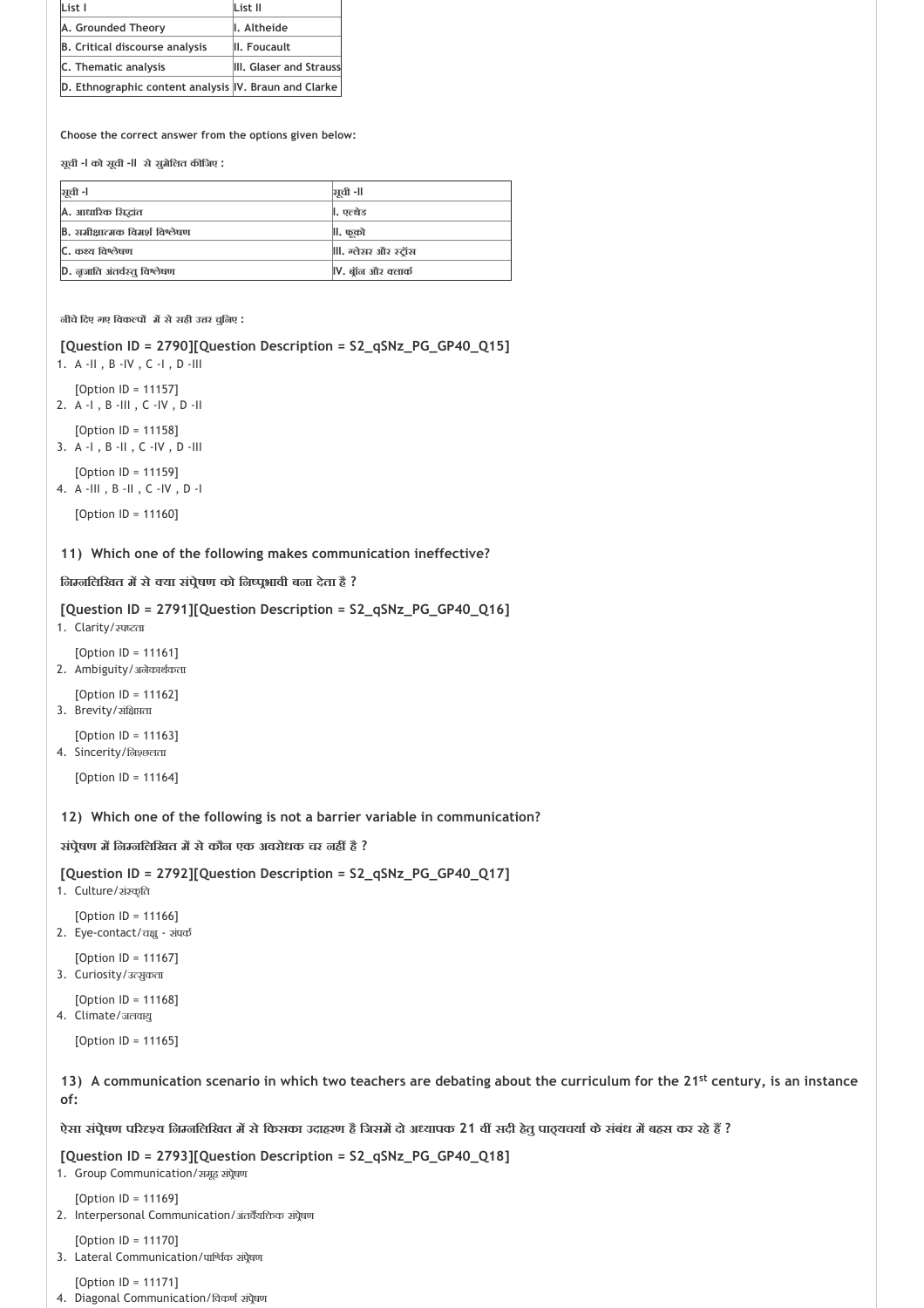| List I | List II |
|---|---|
| A. Grounded Theory | I. Altheide |
| B. Critical discourse analysis | II. Foucault |
| C. Thematic analysis | III. Glaser and Strauss |
| D. Ethnographic content analysis | IV. Braun and Clarke |

**Choose the correct answer from the options given below:**

**सूची -I को सूची -II से सुमेलित कीजिए :**

| सूची -I | सूची -II |
|---|---|
| A. आधारिक सिद्धांत | I. एल्थेड |
| B. समीक्षात्मक विमर्श विश्लेषण | II. फूको |
| C. कथ्य विश्लेषण | III. ग्लेसर और स्ट्रॉस |
| D. नृजाति अंतर्वस्तु विश्लेषण | IV. ब्रॉन और क्लार्क |

**नीचे दिए गए विकल्पों में से सही उत्तर चुनिए :**

**[Question ID = 2790][Question Description = S2_qSNz_PG_GP40_Q15]**

1. A -II , B -IV , C -I , D -III

   [Option ID = 11157]
2. A -I , B -III , C -IV , D -II

   [Option ID = 11158]
3. A -I , B -II , C -IV , D -III

   [Option ID = 11159]
4. A -III , B -II , C -IV , D -I

   [Option ID = 11160]

**11) Which one of the following makes communication ineffective?**

**निम्नलिखित में से क्या संप्रेषण को निष्प्रभावी बना देता है ?**

**[Question ID = 2791][Question Description = S2_qSNz_PG_GP40_Q16]**

1. Clarity/स्पष्टता

   [Option ID = 11161]
2. Ambiguity/अनेकार्थकता

   [Option ID = 11162]
3. Brevity/संक्षिप्तता

   [Option ID = 11163]
4. Sincerity/निश्छलता

   [Option ID = 11164]

**12) Which one of the following is not a barrier variable in communication?**

**संप्रेषण में निम्नलिखित में से कौन एक अवरोधक चर नहीं है ?**

**[Question ID = 2792][Question Description = S2_qSNz_PG_GP40_Q17]**

1. Culture/संस्कृति

   [Option ID = 11166]
2. Eye-contact/चक्षु - संपर्क

   [Option ID = 11167]
3. Curiosity/उत्सुकता

   [Option ID = 11168]
4. Climate/जलवायु

   [Option ID = 11165]

**13) A communication scenario in which two teachers are debating about the curriculum for the 21st century, is an instance of:**

**ऐसा संप्रेषण परिदृश्य निम्नलिखित में से किसका उदाहरण है जिसमें दो अध्यापक 21 वीं सदी हेतु पाठ्यचर्या के संबंध में बहस कर रहे हैं ?**

**[Question ID = 2793][Question Description = S2_qSNz_PG_GP40_Q18]**

1. Group Communication/समूह संप्रेषण

   [Option ID = 11169]
2. Interpersonal Communication/अंतर्वैयक्तिक संप्रेषण

   [Option ID = 11170]
3. Lateral Communication/पार्श्विक संप्रेषण

   [Option ID = 11171]
4. Diagonal Communication/विकर्ण संप्रेषण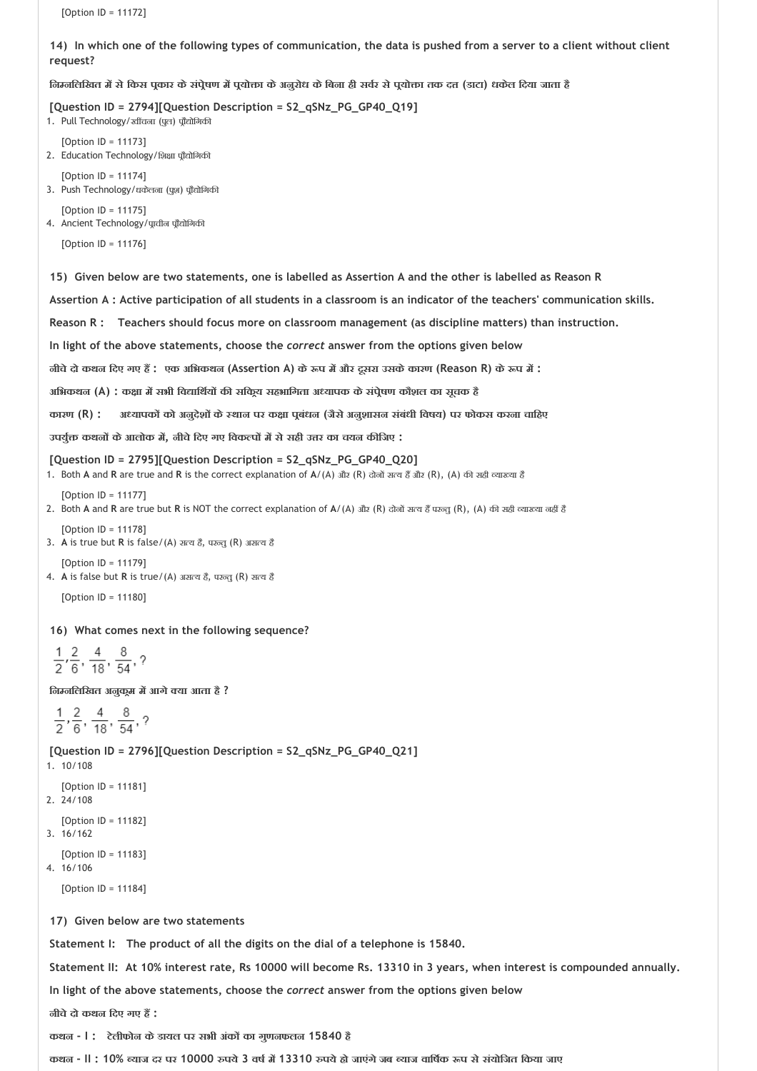[Option ID = 11172]

**14) In which one of the following types of communication, the data is pushed from a server to a client without client request?**

**निम्नलिखित में से किस प्रकार के संप्रेषण में प्रयोक्ता के अनुरोध के बिना ही सर्वर से प्रयोक्ता तक दत्त (डाटा) धकेल दिया जाता है**

**[Question ID = 2794][Question Description = S2_qSNz_PG_GP40_Q19]**

1. Pull Technology/खींचना (पुल) प्रौद्योगिकी

   [Option ID = 11173]
2. Education Technology/शिक्षा प्रौद्योगिकी

   [Option ID = 11174]
3. Push Technology/धकेलना (पुश) प्रौद्योगिकी

   [Option ID = 11175]
4. Ancient Technology/प्राचीन प्रौद्योगिकी

   [Option ID = 11176]

**15) Given below are two statements, one is labelled as Assertion A and the other is labelled as Reason R**

**Assertion A : Active participation of all students in a classroom is an indicator of the teachers' communication skills.**

**Reason R : Teachers should focus more on classroom management (as discipline matters) than instruction.**

**In light of the above statements, choose the *correct* answer from the options given below**

**नीचे दो कथन दिए गए हैं : एक अभिकथन (Assertion A) के रूप में और दूसरा उसके कारण (Reason R) के रूप में :**

**अभिकथन (A) : कक्षा में सभी विद्यार्थियों की सक्रिय सहभागिता अध्यापक के संप्रेषण कौशल का सूचक है**

**कारण (R) : अध्यापकों को अनुदेशों के स्थान पर कक्षा प्रबंधन (जैसे अनुशासन संबंधी विषय) पर फोकस करना चाहिए**

**उपर्युक्त कथनों के आलोक में, नीचे दिए गए विकल्पों में से सही उत्तर का चयन कीजिए :**

**[Question ID = 2795][Question Description = S2_qSNz_PG_GP40_Q20]**

1. Both **A** and **R** are true and **R** is the correct explanation of **A**/(A) और (R) दोनों सत्य हैं और (R), (A) की सही व्याख्या है

   [Option ID = 11177]
2. Both **A** and **R** are true but **R** is NOT the correct explanation of **A**/(A) और (R) दोनों सत्य हैं परन्तु (R), (A) की सही व्याख्या नहीं है

   [Option ID = 11178]
3. **A** is true but **R** is false/(A) सत्य है, परन्तु (R) असत्य है

   [Option ID = 11179]
4. **A** is false but **R** is true/(A) असत्य है, परन्तु (R) सत्य है

   [Option ID = 11180]

**16) What comes next in the following sequence?**

$$\frac{1}{2}, \frac{2}{6}, \frac{4}{18}, \frac{8}{54}, ?$$

**निम्नलिखित अनुक्रम में आगे क्या आता है ?**

$$\frac{1}{2}, \frac{2}{6}, \frac{4}{18}, \frac{8}{54}, ?$$

**[Question ID = 2796][Question Description = S2_qSNz_PG_GP40_Q21]**

1. 10/108

   [Option ID = 11181]
2. 24/108

   [Option ID = 11182]
3. 16/162

   [Option ID = 11183]
4. 16/106

   [Option ID = 11184]

**17) Given below are two statements**

**Statement I: The product of all the digits on the dial of a telephone is 15840.**

**Statement II: At 10% interest rate, Rs 10000 will become Rs. 13310 in 3 years, when interest is compounded annually.**

**In light of the above statements, choose the *correct* answer from the options given below**

**नीचे दो कथन दिए गए हैं :**

**कथन - I : टेलीफोन के डायल पर सभी अंकों का गुणनफलन 15840 है**

**कथन - II : 10% ब्याज दर पर 10000 रुपये 3 वर्ष में 13310 रुपये हो जाएंगे जब ब्याज वार्षिक रूप से संयोजित किया जाए**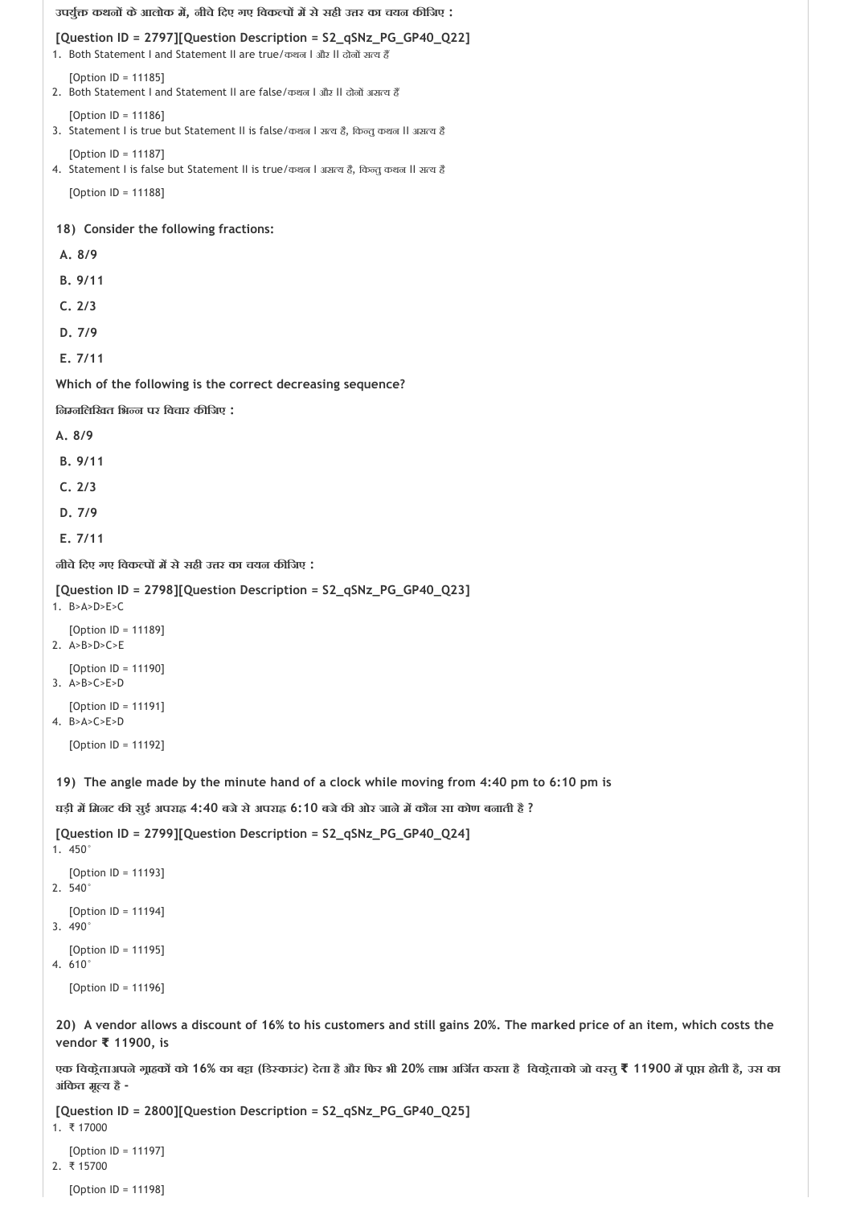**उपर्युक्त कथनों के आलोक में, नीचे दिए गए विकल्पों में से सही उत्तर का चयन कीजिए :**

**[Question ID = 2797][Question Description = S2_qSNz_PG_GP40_Q22]**

1. Both Statement I and Statement II are true/कथन I और II दोनों सत्य हैं

   [Option ID = 11185]
2. Both Statement I and Statement II are false/कथन I और II दोनों असत्य हैं

   [Option ID = 11186]
3. Statement I is true but Statement II is false/कथन I सत्य है, किन्तु कथन II असत्य है

   [Option ID = 11187]
4. Statement I is false but Statement II is true/कथन I असत्य है, किन्तु कथन II सत्य है

   [Option ID = 11188]

**18) Consider the following fractions:**

**A. 8/9**

**B. 9/11**

**C. 2/3**

**D. 7/9**

**E. 7/11**

**Which of the following is the correct decreasing sequence?**

**निम्नलिखित भिन्न पर विचार कीजिए :**

**A. 8/9**

**B. 9/11**

**C. 2/3**

**D. 7/9**

**E. 7/11**

**नीचे दिए गए विकल्पों में से सही उत्तर का चयन कीजिए :**

**[Question ID = 2798][Question Description = S2_qSNz_PG_GP40_Q23]**

1. B>A>D>E>C

   [Option ID = 11189]
2. A>B>D>C>E

   [Option ID = 11190]
3. A>B>C>E>D

   [Option ID = 11191]
4. B>A>C>E>D

   [Option ID = 11192]

**19) The angle made by the minute hand of a clock while moving from 4:40 pm to 6:10 pm is**

**घड़ी में मिनट की सुई अपराह्न 4:40 बजे से अपराह्न 6:10 बजे की ओर जाने में कौन सा कोण बनाती है ?**

**[Question ID = 2799][Question Description = S2_qSNz_PG_GP40_Q24]**

1. $450^{\circ}$

   [Option ID = 11193]
2. $540^{\circ}$

   [Option ID = 11194]
3. $490^{\circ}$

   [Option ID = 11195]
4. $610^{\circ}$

   [Option ID = 11196]

**20) A vendor allows a discount of 16% to his customers and still gains 20%. The marked price of an item, which costs the vendor ₹ 11900, is**

**एक विक्रेताअपने ग्राहकों को 16% का बट्टा (डिस्काउंट) देता है और फिर भी 20% लाभ अर्जित करता है विक्रेताको जो वस्तु ₹ 11900 में प्राप्त होती है, उस का अंकित मूल्य है -**

**[Question ID = 2800][Question Description = S2_qSNz_PG_GP40_Q25]**

1. ₹ 17000

   [Option ID = 11197]
2. ₹ 15700

   [Option ID = 11198]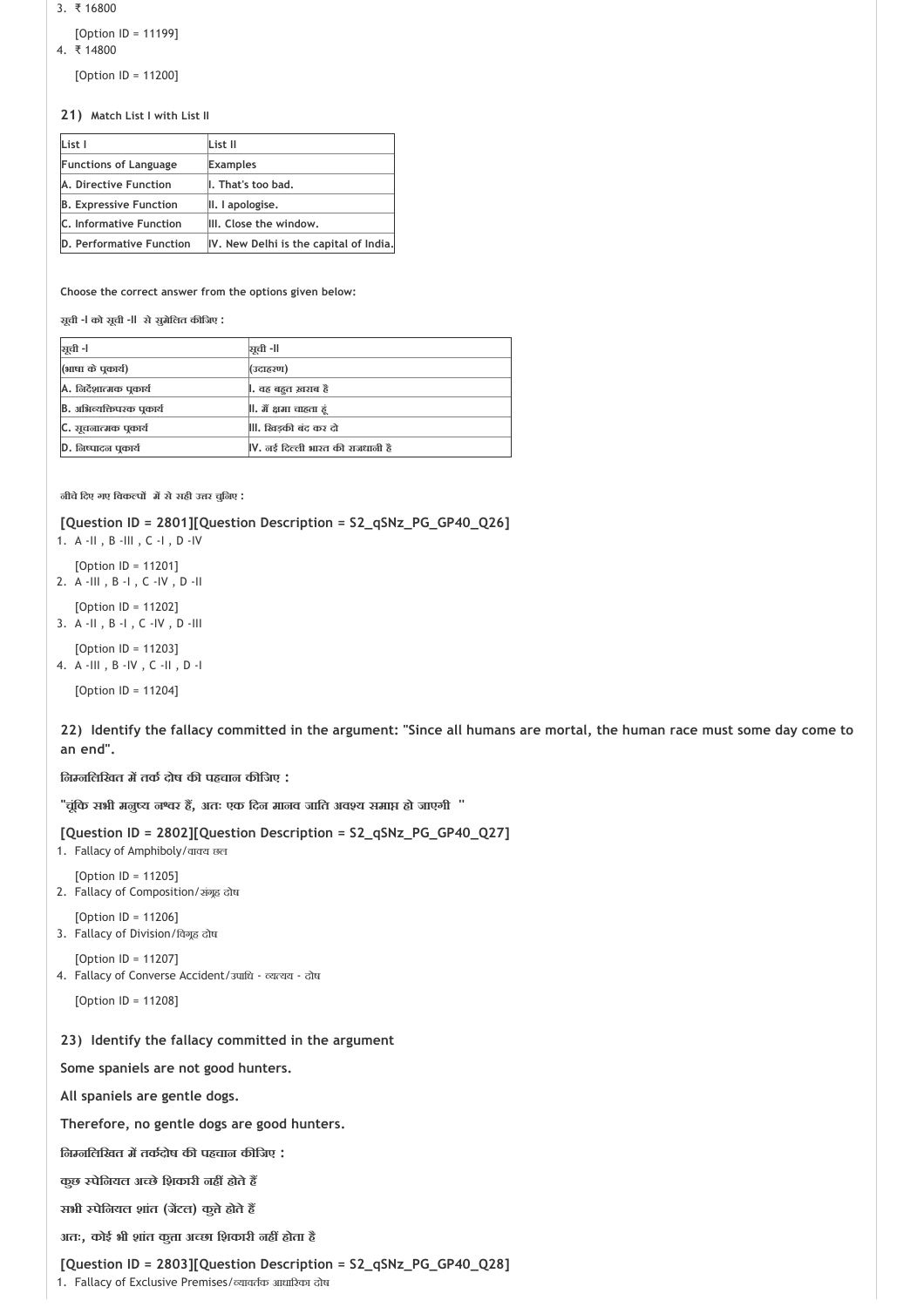3. ₹ 16800

   [Option ID = 11199]
4. ₹ 14800

   [Option ID = 11200]

**21) Match List I with List II**

| List I | List II |
|---|---|
| Functions of Language | Examples |
| A. Directive Function | I. That's too bad. |
| B. Expressive Function | II. I apologise. |
| C. Informative Function | III. Close the window. |
| D. Performative Function | IV. New Delhi is the capital of India. |

Choose the correct answer from the options given below:

सूची -I को सूची -II से सुमेलित कीजिए :

| सूची -I | सूची -II |
|---|---|
| (भाषा के प्रकार्य) | (उदाहरण) |
| A. निर्देशात्मक प्रकार्य | I. वह बहुत ख़राब है |
| B. अभिव्यक्तिपरक प्रकार्य | II. मैं क्षमा चाहता हूं |
| C. सूचनात्मक प्रकार्य | III. खिड़की बंद कर दो |
| D. निष्पादन प्रकार्य | IV. नई दिल्ली भारत की राजधानी है |

नीचे दिए गए विकल्पों में से सही उत्तर चुनिए :

**[Question ID = 2801][Question Description = S2_qSNz_PG_GP40_Q26]**

1. A -II , B -III , C -I , D -IV

   [Option ID = 11201]
2. A -III , B -I , C -IV , D -II

   [Option ID = 11202]
3. A -II , B -I , C -IV , D -III

   [Option ID = 11203]
4. A -III , B -IV , C -II , D -I

   [Option ID = 11204]

**22) Identify the fallacy committed in the argument: "Since all humans are mortal, the human race must some day come to an end".**

**निम्नलिखित में तर्क दोष की पहचान कीजिए :**

**"चूंकि सभी मनुष्य नश्वर हैं, अतः एक दिन मानव जाति अवश्य समाप्त हो जाएगी "**

**[Question ID = 2802][Question Description = S2_qSNz_PG_GP40_Q27]**

1. Fallacy of Amphiboly/वाक्य छल

   [Option ID = 11205]
2. Fallacy of Composition/संग्रह दोष

   [Option ID = 11206]
3. Fallacy of Division/विग्रह दोष

   [Option ID = 11207]
4. Fallacy of Converse Accident/उपाधि - व्यत्यय - दोष

   [Option ID = 11208]

**23) Identify the fallacy committed in the argument**

**Some spaniels are not good hunters.**

**All spaniels are gentle dogs.**

**Therefore, no gentle dogs are good hunters.**

**निम्नलिखित में तर्कदोष की पहचान कीजिए :**

**कुछ स्पेनियल अच्छे शिकारी नहीं होते हैं**

**सभी स्पेनियल शांत (जेंटल) कुत्ते होते हैं**

**अतः, कोई भी शांत कुत्ता अच्छा शिकारी नहीं होता है**

**[Question ID = 2803][Question Description = S2_qSNz_PG_GP40_Q28]**

1. Fallacy of Exclusive Premises/व्यावर्तक आधारिका दोष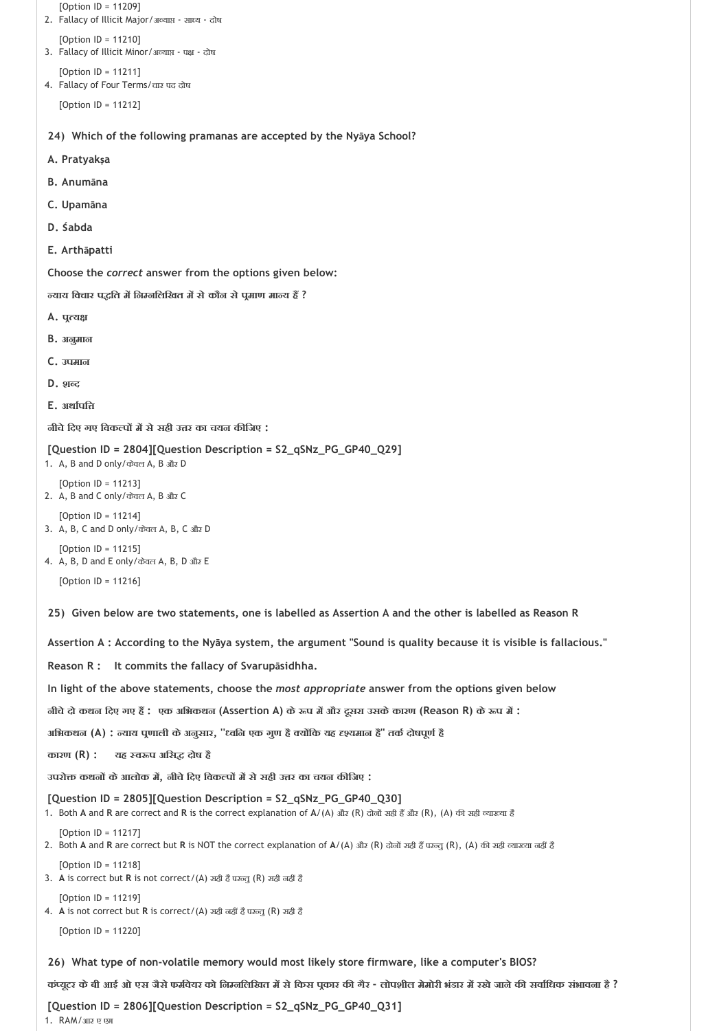[Option ID = 11209]

2. Fallacy of Illicit Major/अव्याप्त - साध्य - दोष

[Option ID = 11210]

3. Fallacy of Illicit Minor/अव्याप्त - पक्ष - दोष

[Option ID = 11211]

4. Fallacy of Four Terms/चार पद दोष

[Option ID = 11212]

**24) Which of the following pramanas are accepted by the Nyāya School?**

**A. Pratyakṣa**

**B. Anumāna**

**C. Upamāna**

**D. Śabda**

**E. Arthāpatti**

**Choose the *correct* answer from the options given below:**

**न्याय विचार पद्धति में निम्नलिखित में से कौन से प्रमाण मान्य हैं ?**

**A. प्रत्यक्ष**

**B. अनुमान**

**C. उपमान**

**D. शब्द**

**E. अर्थापत्ति**

**नीचे दिए गए विकल्पों में से सही उत्तर का चयन कीजिए :**

**[Question ID = 2804][Question Description = S2_qSNz_PG_GP40_Q29]**

1. A, B and D only/केवल A, B और D

[Option ID = 11213]

2. A, B and C only/केवल A, B और C

[Option ID = 11214]

3. A, B, C and D only/केवल A, B, C और D

[Option ID = 11215]

4. A, B, D and E only/केवल A, B, D और E

[Option ID = 11216]

**25) Given below are two statements, one is labelled as Assertion A and the other is labelled as Reason R**

**Assertion A : According to the Nyāya system, the argument "Sound is quality because it is visible is fallacious."**

**Reason R : It commits the fallacy of Svarupāsidhha.**

**In light of the above statements, choose the *most appropriate* answer from the options given below**

**नीचे दो कथन दिए गए हैं : एक अभिकथन (Assertion A) के रूप में और दूसरा उसके कारण (Reason R) के रूप में :**

**अभिकथन (A) : न्याय प्रणाली के अनुसार, "ध्वनि एक गुण है क्योंकि यह दृश्यमान है" तर्क दोषपूर्ण है**

**कारण (R) : यह स्वरूप असिद्ध दोष है**

**उपरोक्त कथनों के आलोक में, नीचे दिए विकल्पों में से सही उत्तर का चयन कीजिए :**

**[Question ID = 2805][Question Description = S2_qSNz_PG_GP40_Q30]**

1. Both **A** and **R** are correct and **R** is the correct explanation of **A**/(A) और (R) दोनों सही हैं और (R), (A) की सही व्याख्या है

[Option ID = 11217]

2. Both **A** and **R** are correct but **R** is NOT the correct explanation of **A**/(A) और (R) दोनों सही हैं परन्तु (R), (A) की सही व्याख्या नहीं है

[Option ID = 11218]

3. **A** is correct but **R** is not correct/(A) सही है परन्तु (R) सही नहीं है

[Option ID = 11219]

4. **A** is not correct but **R** is correct/(A) सही नहीं है परन्तु (R) सही है

[Option ID = 11220]

**26) What type of non-volatile memory would most likely store firmware, like a computer's BIOS?**

**कंप्यूटर के बी आई ओ एस जैसे फर्मवेयर को निम्नलिखित में से किस प्रकार की गैर - लोपशील मेमोरी भंडार में रखे जाने की सर्वाधिक संभावना है ?**

**[Question ID = 2806][Question Description = S2_qSNz_PG_GP40_Q31]**

1. RAM/आर ए एम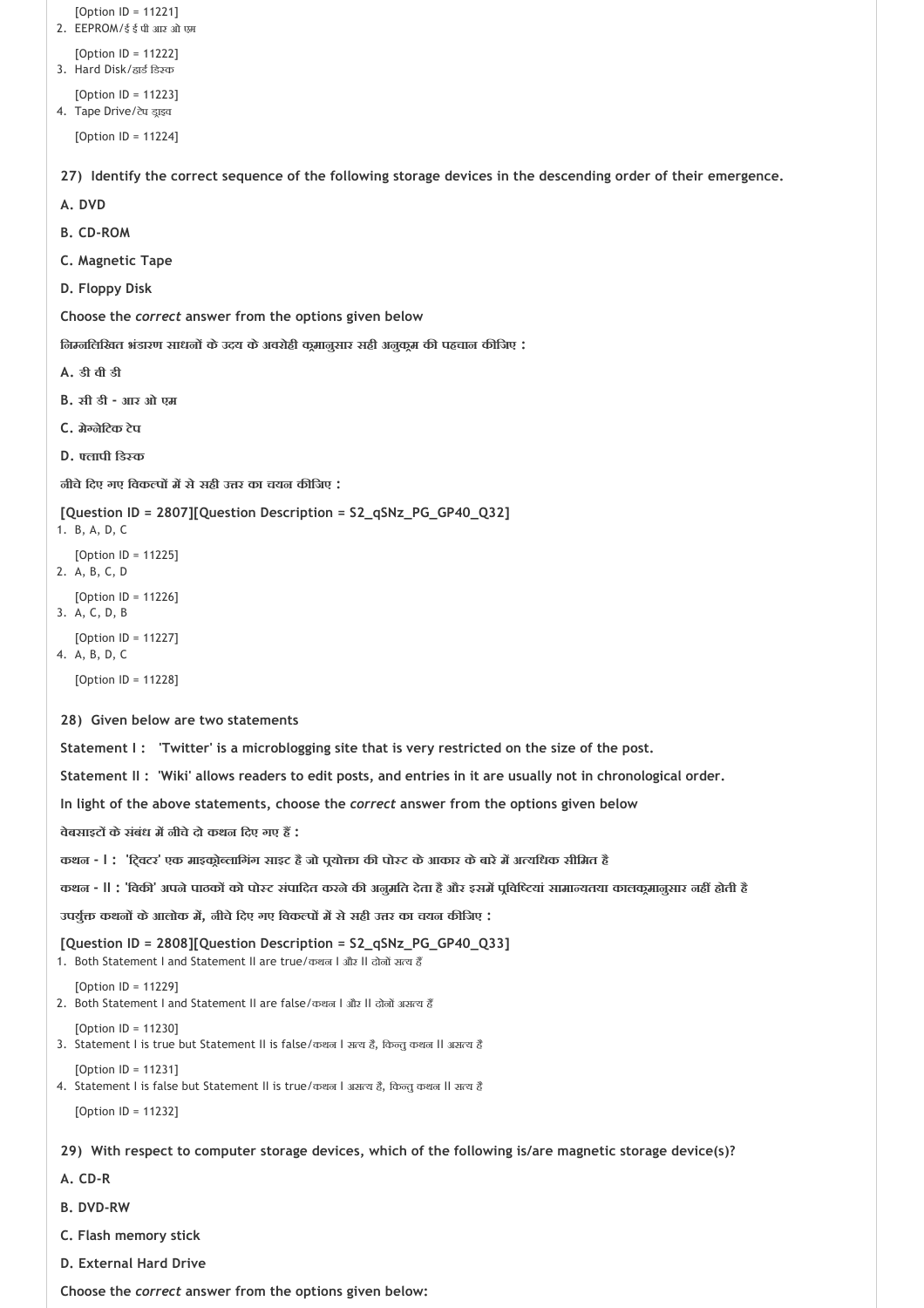[Option ID = 11221]
2. EEPROM/ई ई पी आर ओ एम

[Option ID = 11222]
3. Hard Disk/हार्ड डिस्क

[Option ID = 11223]
4. Tape Drive/टेप ड्राइव

[Option ID = 11224]

**27) Identify the correct sequence of the following storage devices in the descending order of their emergence.**

**A. DVD**

**B. CD-ROM**

**C. Magnetic Tape**

**D. Floppy Disk**

**Choose the *correct* answer from the options given below**

**निम्नलिखित भंडारण साधनों के उदय के अवरोही क्रमानुसार सही अनुक्रम की पहचान कीजिए :**

**A. डी वी डी**

**B. सी डी - आर ओ एम**

**C. मेग्नेटिक टेप**

**D. फ्लापी डिस्क**

**नीचे दिए गए विकल्पों में से सही उत्तर का चयन कीजिए :**

**[Question ID = 2807][Question Description = S2_qSNz_PG_GP40_Q32]**

1. B, A, D, C

[Option ID = 11225]
2. A, B, C, D

[Option ID = 11226]
3. A, C, D, B

[Option ID = 11227]
4. A, B, D, C

[Option ID = 11228]

**28) Given below are two statements**

**Statement I : 'Twitter' is a microblogging site that is very restricted on the size of the post.**

**Statement II : 'Wiki' allows readers to edit posts, and entries in it are usually not in chronological order.**

**In light of the above statements, choose the *correct* answer from the options given below**

**वेबसाइटों के संबंध में नीचे दो कथन दिए गए हैं :**

**कथन - I : 'ट्विटर' एक माइक्रोब्लागिंग साइट है जो प्रयोक्ता की पोस्ट के आकार के बारे में अत्यधिक सीमित है**

**कथन - II : 'विकी' अपने पाठकों को पोस्ट संपादित करने की अनुमति देता है और इसमें प्रविष्टियां सामान्यतया कालक्रमानुसार नहीं होती है**

**उपर्युक्त कथनों के आलोक में, नीचे दिए गए विकल्पों में से सही उत्तर का चयन कीजिए :**

**[Question ID = 2808][Question Description = S2_qSNz_PG_GP40_Q33]**

1. Both Statement I and Statement II are true/कथन I और II दोनों सत्य हैं

[Option ID = 11229]
2. Both Statement I and Statement II are false/कथन I और II दोनों असत्य हैं

[Option ID = 11230]
3. Statement I is true but Statement II is false/कथन I सत्य है, किन्तु कथन II असत्य है

[Option ID = 11231]
4. Statement I is false but Statement II is true/कथन I असत्य है, किन्तु कथन II सत्य है

[Option ID = 11232]

**29) With respect to computer storage devices, which of the following is/are magnetic storage device(s)?**

**A. CD-R**

**B. DVD-RW**

**C. Flash memory stick**

**D. External Hard Drive**

**Choose the *correct* answer from the options given below:**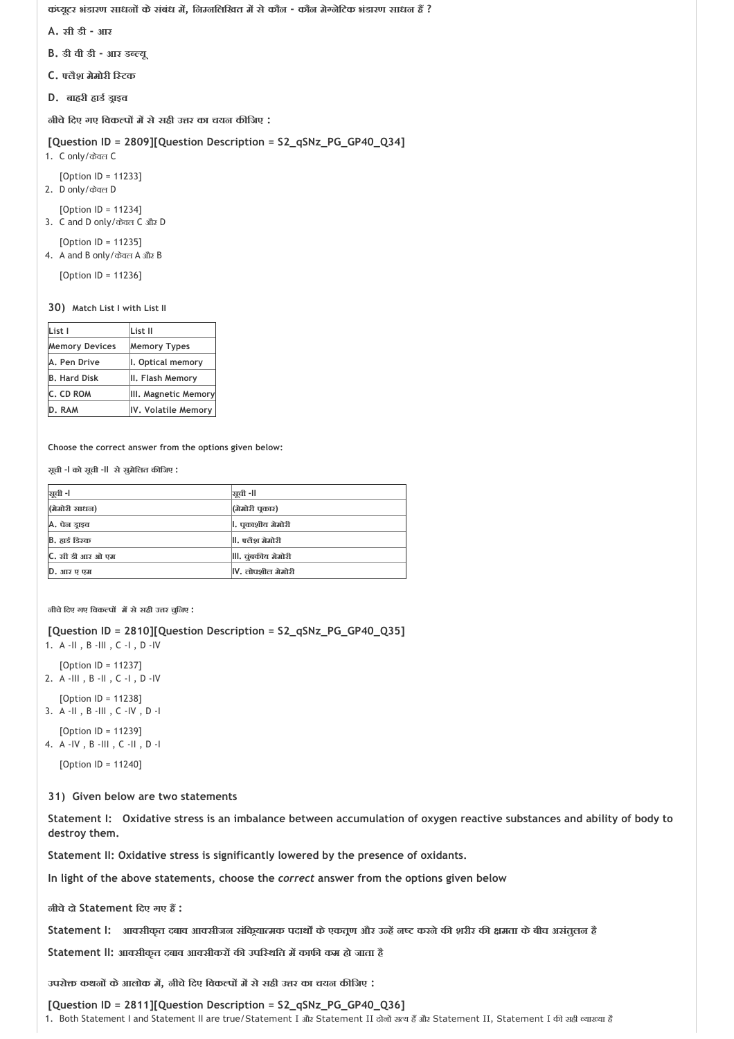कंप्यूटर भंडारण साधनों के संबंध में, निम्नलिखित में से कौन - कौन मेग्नेटिक भंडारण साधन हैं ?

**A.** सी डी - आर

**B.** डी वी डी - आर डब्ल्यू

**C.** फ्लैश मेमोरी स्टिक

**D.** बाहरी हार्ड ड्राइव

**नीचे दिए गए विकल्पों में से सही उत्तर का चयन कीजिए :**

**[Question ID = 2809][Question Description = S2_qSNz_PG_GP40_Q34]**

1. C only/केवल C

   [Option ID = 11233]
2. D only/केवल D

   [Option ID = 11234]
3. C and D only/केवल C और D

   [Option ID = 11235]
4. A and B only/केवल A और B

   [Option ID = 11236]

**30) Match List I with List II**

| List I | List II |
|---|---|
| Memory Devices | Memory Types |
| A. Pen Drive | I. Optical memory |
| B. Hard Disk | II. Flash Memory |
| C. CD ROM | III. Magnetic Memory |
| D. RAM | IV. Volatile Memory |

**Choose the correct answer from the options given below:**

**सूची -I को सूची -II से सुमेलित कीजिए :**

| सूची -I | सूची -II |
|---|---|
| (मेमोरी साधन) | (मेमोरी प्रकार) |
| A. पेन ड्राइव | I. प्रकाशीय मेमोरी |
| B. हार्ड डिस्क | II. फ्लैश मेमोरी |
| C. सी डी आर ओ एम | III. चुंबकीय मेमोरी |
| D. आर ए एम | IV. लोपशील मेमोरी |

**नीचे दिए गए विकल्पों में से सही उत्तर चुनिए :**

**[Question ID = 2810][Question Description = S2_qSNz_PG_GP40_Q35]**

1. A -II , B -III , C -I , D -IV

   [Option ID = 11237]
2. A -III , B -II , C -I , D -IV

   [Option ID = 11238]
3. A -II , B -III , C -IV , D -I

   [Option ID = 11239]
4. A -IV , B -III , C -II , D -I

   [Option ID = 11240]

**31) Given below are two statements**

**Statement I: Oxidative stress is an imbalance between accumulation of oxygen reactive substances and ability of body to destroy them.**

**Statement II: Oxidative stress is significantly lowered by the presence of oxidants.**

**In light of the above statements, choose the *correct* answer from the options given below**

**नीचे दो Statement दिए गए हैं :**

**Statement I: आक्सीकृत दबाव आक्सीजन संक्रियात्मक पदार्थों के एकत्रण और उन्हें नष्ट करने की शरीर की क्षमता के बीच असंतुलन है**

**Statement II: आक्सीकृत दबाव आक्सीकरों की उपस्थिति में काफी कम हो जाता है**

**उपरोक्त कथनों के आलोक में, नीचे दिए गए विकल्पों में से सही उत्तर का चयन कीजिए :**

**[Question ID = 2811][Question Description = S2_qSNz_PG_GP40_Q36]**

1. Both Statement I and Statement II are true/Statement I और Statement II दोनों सत्य हैं और Statement II, Statement I की सही व्याख्या है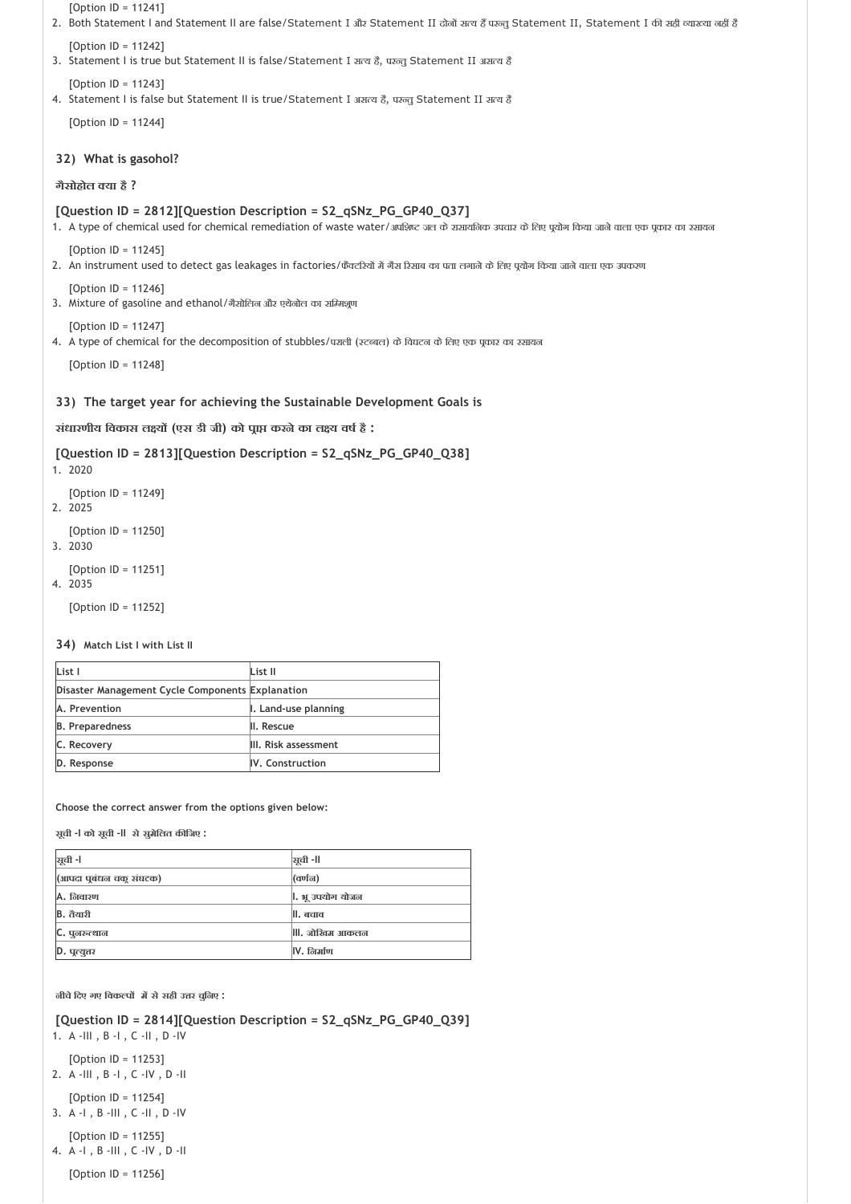[Option ID = 11241]

2. Both Statement I and Statement II are false/Statement I और Statement II दोनों सत्य हैं परन्तु Statement II, Statement I की सही व्याख्या नहीं है

[Option ID = 11242]

3. Statement I is true but Statement II is false/Statement I सत्य है, परन्तु Statement II असत्य है

[Option ID = 11243]

4. Statement I is false but Statement II is true/Statement I असत्य है, परन्तु Statement II सत्य है

[Option ID = 11244]

**32) What is gasohol?**

**गैसोहोल क्या है ?**

**[Question ID = 2812][Question Description = S2_qSNz_PG_GP40_Q37]**

1. A type of chemical used for chemical remediation of waste water/अपशिष्ट जल के रासायनिक उपचार के लिए प्रयोग किया जाने वाला एक प्रकार का रसायन

[Option ID = 11245]

2. An instrument used to detect gas leakages in factories/फैक्टरियों में गैस रिसाव का पता लगाने के लिए प्रयोग किया जाने वाला एक उपकरण

[Option ID = 11246]

3. Mixture of gasoline and ethanol/गैसोलिन और एथेनोल का सम्मिश्रण

[Option ID = 11247]

4. A type of chemical for the decomposition of stubbles/पराली (स्टब्बल) के विघटन के लिए एक प्रकार का रसायन

[Option ID = 11248]

**33) The target year for achieving the Sustainable Development Goals is**

**संधारणीय विकास लक्ष्यों (एस डी जी) को प्राप्त करने का लक्ष्य वर्ष है :**

**[Question ID = 2813][Question Description = S2_qSNz_PG_GP40_Q38]**

1. 2020

[Option ID = 11249]

2. 2025

[Option ID = 11250]

3. 2030

[Option ID = 11251]

4. 2035

[Option ID = 11252]

**34) Match List I with List II**

| List I | List II |
|---|---|
| Disaster Management Cycle Components | Explanation |
| A. Prevention | I. Land-use planning |
| B. Preparedness | II. Rescue |
| C. Recovery | III. Risk assessment |
| D. Response | IV. Construction |

**Choose the correct answer from the options given below:**

**सूची -I को सूची -II से सुमेलित कीजिए :**

| सूची -I | सूची -II |
|---|---|
| (आपदा प्रबंधन चक्र संघटक) | (वर्णन) |
| A. निवारण | I. भू उपयोग योजन |
| B. तैयारी | II. बचाव |
| C. पुनरुत्थान | III. जोखिम आकलन |
| D. प्रत्युत्तर | IV. निर्माण |

**नीचे दिए गए विकल्पों में से सही उत्तर चुनिए :**

**[Question ID = 2814][Question Description = S2_qSNz_PG_GP40_Q39]**

1. A -III , B -I , C -II , D -IV

[Option ID = 11253]

2. A -III , B -I , C -IV , D -II

[Option ID = 11254]

3. A -I , B -III , C -II , D -IV

[Option ID = 11255]

4. A -I , B -III , C -IV , D -II

[Option ID = 11256]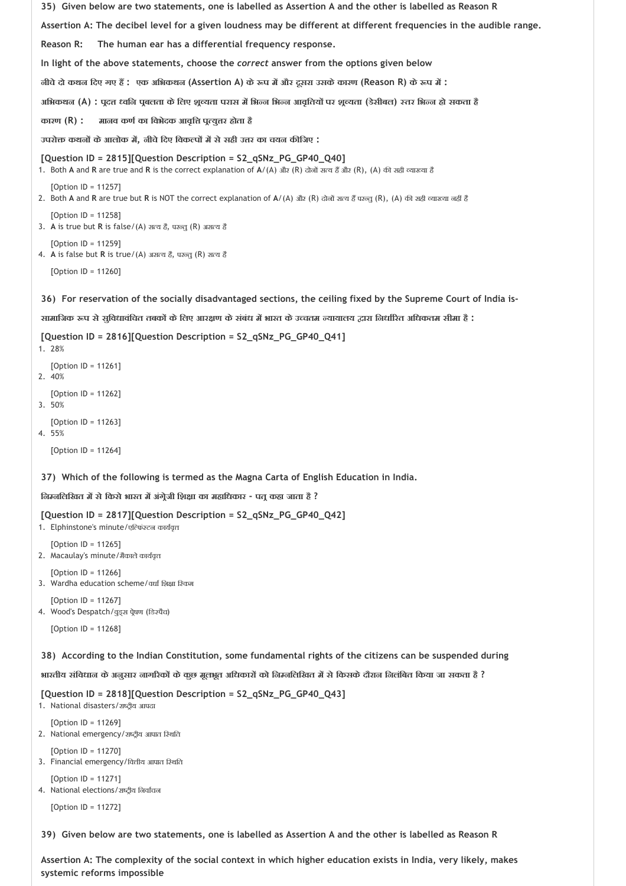**35) Given below are two statements, one is labelled as Assertion A and the other is labelled as Reason R**

**Assertion A: The decibel level for a given loudness may be different at different frequencies in the audible range.**

**Reason R: The human ear has a differential frequency response.**

**In light of the above statements, choose the *correct* answer from the options given below**

**नीचे दो कथन दिए गए हैं : एक अभिकथन (Assertion A) के रूप में और दूसरा उसके कारण (Reason R) के रूप में :**

**अभिकथन (A) : प्रदत्त ध्वनि प्रबलता के लिए श्रव्यता परास में भिन्न भिन्न आवृत्तियों पर श्रव्यता (डेसीबल) स्तर भिन्न हो सकता है**

**कारण (R) : मानव कर्ण का विभेदक आवृत्ति प्रत्युत्तर होता है**

**उपरोक्त कथनों के आलोक में, नीचे दिए विकल्पों में से सही उत्तर का चयन कीजिए :**

**[Question ID = 2815][Question Description = S2_qSNz_PG_GP40_Q40]**

1. Both **A** and **R** are true and **R** is the correct explanation of **A**/(A) और (R) दोनों सत्य हैं और (R), (A) की सही व्याख्या है

   [Option ID = 11257]
2. Both **A** and **R** are true but **R** is NOT the correct explanation of **A**/(A) और (R) दोनों सत्य हैं परन्तु (R), (A) की सही व्याख्या नहीं है

   [Option ID = 11258]
3. **A** is true but **R** is false/(A) सत्य है, परन्तु (R) असत्य है

   [Option ID = 11259]
4. **A** is false but **R** is true/(A) असत्य है, परन्तु (R) सत्य है

   [Option ID = 11260]

**36) For reservation of the socially disadvantaged sections, the ceiling fixed by the Supreme Court of India is-**

**सामाजिक रूप से सुविधावंचित तबकों के लिए आरक्षण के संबंध में भारत के उच्चतम न्यायालय द्वारा निर्धारित अधिकतम सीमा है :**

**[Question ID = 2816][Question Description = S2_qSNz_PG_GP40_Q41]**

1. 28%

   [Option ID = 11261]
2. 40%

   [Option ID = 11262]
3. 50%

   [Option ID = 11263]
4. 55%

   [Option ID = 11264]

**37) Which of the following is termed as the Magna Carta of English Education in India.**

**निम्नलिखित में से किसे भारत में अंग्रेज़ी शिक्षा का महाधिकार - पत्र कहा जाता है ?**

**[Question ID = 2817][Question Description = S2_qSNz_PG_GP40_Q42]**

1. Elphinstone's minute/एल्फिंस्टन कार्यवृत्त

   [Option ID = 11265]
2. Macaulay's minute/मैकाले कार्यवृत्त

   [Option ID = 11266]
3. Wardha education scheme/वर्धा शिक्षा स्किम

   [Option ID = 11267]
4. Wood's Despatch/वुड्स प्रेषण (डिस्पैच)

   [Option ID = 11268]

**38) According to the Indian Constitution, some fundamental rights of the citizens can be suspended during**

**भारतीय संविधान के अनुसार नागरिकों के कुछ मूलभूत अधिकारों को निम्नलिखित में से किसके दौरान निलंबित किया जा सकता है ?**

**[Question ID = 2818][Question Description = S2_qSNz_PG_GP40_Q43]**

1. National disasters/राष्ट्रीय आपदा

   [Option ID = 11269]
2. National emergency/राष्ट्रीय आपात स्थिति

   [Option ID = 11270]
3. Financial emergency/वित्तीय आपात स्थिति

   [Option ID = 11271]
4. National elections/राष्ट्रीय निर्वाचन

   [Option ID = 11272]

**39) Given below are two statements, one is labelled as Assertion A and the other is labelled as Reason R**

**Assertion A: The complexity of the social context in which higher education exists in India, very likely, makes systemic reforms impossible**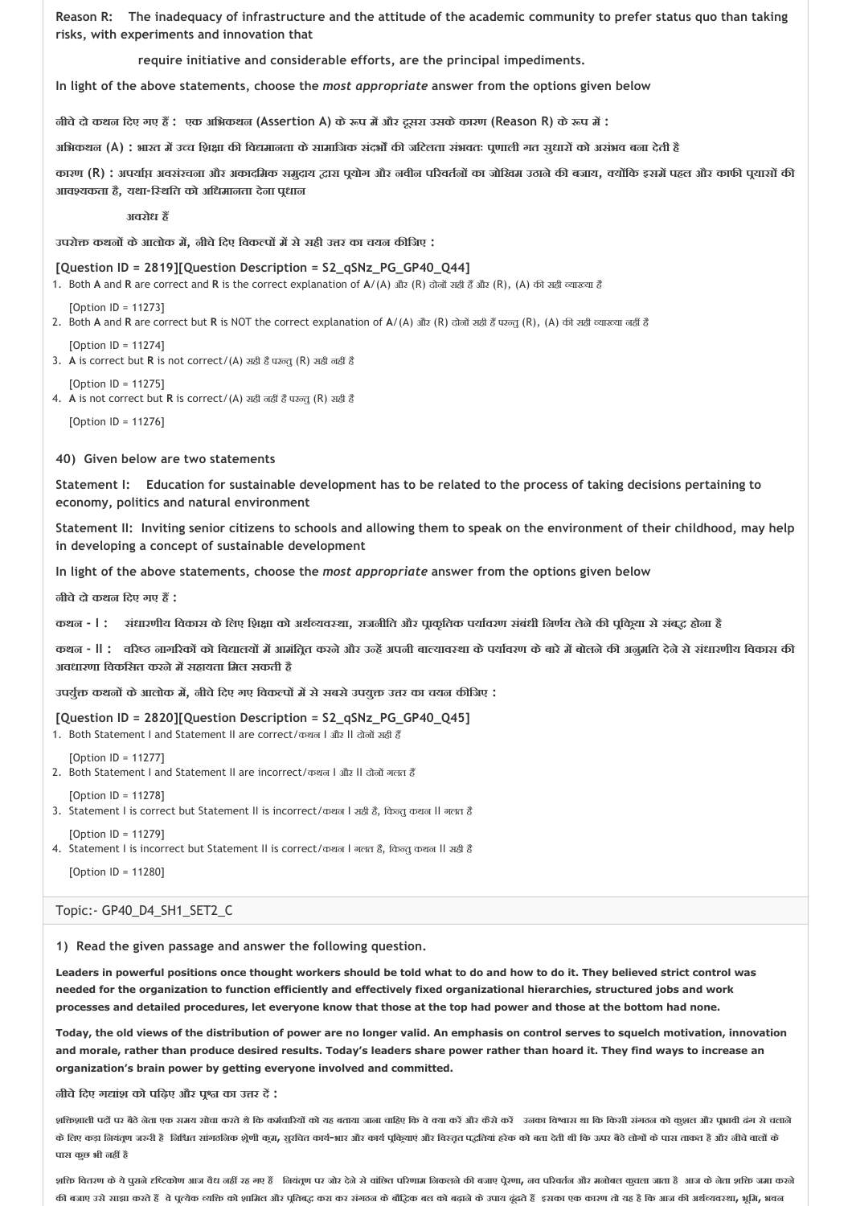**Reason R: The inadequacy of infrastructure and the attitude of the academic community to prefer status quo than taking risks, with experiments and innovation that**

**require initiative and considerable efforts, are the principal impediments.**

**In light of the above statements, choose the *most appropriate* answer from the options given below**

**नीचे दो कथन दिए गए हैं : एक अभिकथन (Assertion A) के रूप में और दूसरा उसके कारण (Reason R) के रूप में :**

**अभिकथन (A) : भारत में उच्च शिक्षा की विद्यमानता के सामाजिक संदर्भों की जटिलता संभवतः प्रणाली गत सुधारों को असंभव बना देती है**

**कारण (R) : अपर्याप्त अवसंरचना और अकादमिक समुदाय द्वारा प्रयोग और नवीन परिवर्तनों का जोखिम उठाने की बजाय, क्योंकि इसमें पहल और काफी प्रयासों की आवश्यकता है, यथा-स्थिति को अधिमानता देना प्रधान**

**अवरोध हैं**

**उपरोक्त कथनों के आलोक में, नीचे दिए विकल्पों में से सही उत्तर का चयन कीजिए :**

**[Question ID = 2819][Question Description = S2_qSNz_PG_GP40_Q44]**

1. Both **A** and **R** are correct and **R** is the correct explanation of **A**/(A) और (R) दोनों सही हैं और (R), (A) की सही व्याख्या है

   [Option ID = 11273]
2. Both **A** and **R** are correct but **R** is NOT the correct explanation of **A**/(A) और (R) दोनों सही हैं परन्तु (R), (A) की सही व्याख्या नहीं है

   [Option ID = 11274]
3. **A** is correct but **R** is not correct/(A) सही है परन्तु (R) सही नहीं है

   [Option ID = 11275]
4. **A** is not correct but **R** is correct/(A) सही नहीं है परन्तु (R) सही है

   [Option ID = 11276]

**40) Given below are two statements**

**Statement I: Education for sustainable development has to be related to the process of taking decisions pertaining to economy, politics and natural environment**

**Statement II: Inviting senior citizens to schools and allowing them to speak on the environment of their childhood, may help in developing a concept of sustainable development**

**In light of the above statements, choose the *most appropriate* answer from the options given below**

**नीचे दो कथन दिए गए हैं :**

**कथन - I : संधारणीय विकास के लिए शिक्षा को अर्थव्यवस्था, राजनीति और प्राकृतिक पर्यावरण संबंधी निर्णय लेने की प्रक्रिया से संबद्ध होना है**

**कथन - II : वरिष्ठ नागरिकों को विद्यालयों में आमंत्रित करने और उन्हें अपनी बाल्यावस्था के पर्यावरण के बारे में बोलने की अनुमति देने से संधारणीय विकास की अवधारणा विकसित करने में सहायता मिल सकती है**

**उपर्युक्त कथनों के आलोक में, नीचे दिए गए विकल्पों में से सबसे उपयुक्त उत्तर का चयन कीजिए :**

**[Question ID = 2820][Question Description = S2_qSNz_PG_GP40_Q45]**

1. Both Statement I and Statement II are correct/कथन I और II दोनों सही हैं

   [Option ID = 11277]
2. Both Statement I and Statement II are incorrect/कथन I और II दोनों गलत हैं

   [Option ID = 11278]
3. Statement I is correct but Statement II is incorrect/कथन I सही है, किन्तु कथन II गलत है

   [Option ID = 11279]
4. Statement I is incorrect but Statement II is correct/कथन I गलत है, किन्तु कथन II सही है

   [Option ID = 11280]

Topic:- GP40_D4_SH1_SET2_C

**1) Read the given passage and answer the following question.**

**Leaders in powerful positions once thought workers should be told what to do and how to do it. They believed strict control was needed for the organization to function efficiently and effectively fixed organizational hierarchies, structured jobs and work processes and detailed procedures, let everyone know that those at the top had power and those at the bottom had none.**

**Today, the old views of the distribution of power are no longer valid. An emphasis on control serves to squelch motivation, innovation and morale, rather than produce desired results. Today's leaders share power rather than hoard it. They find ways to increase an organization's brain power by getting everyone involved and committed.**

**नीचे दिए गद्यांश को पढ़िए और प्रश्न का उत्तर दें :**

शक्तिशाली पदों पर बैठे नेता एक समय सोचा करते थे कि कर्मचारियों को यह बताया जाना चाहिए कि वे क्या करें और कैसे करें उनका विश्वास था कि किसी संगठन को कुशल और प्रभावी ढंग से चलाने के लिए कड़ा नियंत्रण जरूरी है निश्चित सांगठनिक श्रेणी क्रम, सुरचित कार्य-भार और कार्य प्रक्रियाएं और विस्तृत पद्धतियां हरेक को बता देती थी कि ऊपर बैठे लोगों के पास ताकत है और नीचे वालों के पास कुछ भी नहीं है

शक्ति वितरण के ये पुराने दृष्टिकोण आज वैध नहीं रह गए हैं नियंत्रण पर जोर देने से वांछित परिणाम निकलने की बजाए प्रेरणा, नव परिवर्तन और मनोबल कुचला जाता है आज के नेता शक्ति जमा करने की बजाए उसे साझा करते हैं वे प्रत्येक व्यक्ति को शामिल और प्रतिबद्ध करा कर संगठन के बौद्धिक बल को बढ़ाने के उपाय ढूंढते हैं इसका एक कारण तो यह है कि आज की अर्थव्यवस्था, भूमि, भवन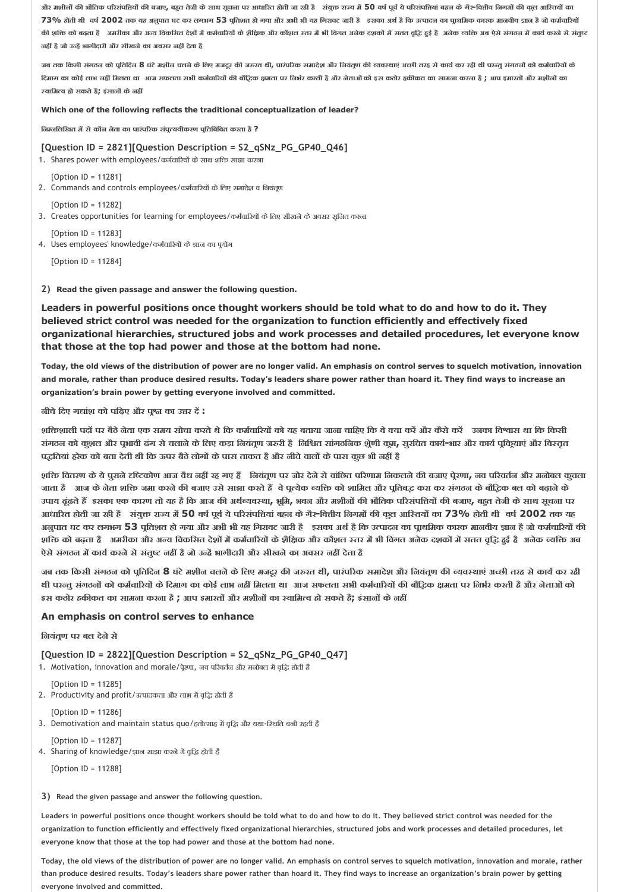और मशीनों की भौतिक परिसंपत्तियों की बजाए, बहुत तेजी के साथ सूचना पर आधारित होती जा रही है संयुक्त राज्य में 50 वर्ष पूर्व ये परिसंपत्तियां बहन के गैर-वित्तीय निगमों की कुल आस्तियों का 73% होती थी वर्ष 2002 तक यह अनुपात घट कर लगभग 53 प्रतिशत हो गया और अभी भी यह गिरावट जारी है इसका अर्थ है कि उत्पादन का प्राथमिक कारक मानवीय ज्ञान है जो कर्मचारियों की शक्ति को बढ़ता है अमरीका और अन्य विकसित देशों में कर्मचारियों के शैक्षिक और कौशल स्तर में भी विगत अनेक दशकों में सतत वृद्धि हुई है अनेक व्यक्ति अब ऐसे संगठन में कार्य करने से संतुष्ट नहीं है जो उन्हें भागीदारी और सीखने का अवसर नहीं देता है

जब तक किसी संगठन को प्रतिदिन 8 घंटे मशीन चलने के लिए मजदूर की जरुरत थी, पारंपरिक समादेश और नियंत्रण की व्यवस्थाएं अच्छी तरह से कार्य कर रही थी परन्तु संगठनों को कर्मचारियों के दिमाग का कोई लाभ नहीं मिलता था आज सफलता सभी कर्मचारियों की बौद्धिक क्षमता पर निर्भर करती है और नेताओं को इस कठोर हकीकत का सामना करना है ; आप इमारतों और मशीनों का स्वामित्व हो सकते है; इंसानों के नहीं

**Which one of the following reflects the traditional conceptualization of leader?**

निम्नलिखित में से कौन नेता का पारंपरिक संपूत्ययीकरण प्रतिबिंबित करता है ?

**[Question ID = 2821][Question Description = S2_qSNz_PG_GP40_Q46]**

1. Shares power with employees/कर्मचारियों के साथ शक्ति साझा करना

   [Option ID = 11281]
2. Commands and controls employees/कर्मचारियों के लिए समादेश व नियंत्रण

   [Option ID = 11282]
3. Creates opportunities for learning for employees/कर्मचारियों के लिए सीखने के अवसर सृजित करना

   [Option ID = 11283]
4. Uses employees' knowledge/कर्मचारियों के ज्ञान का प्रयोग

   [Option ID = 11284]

**2) Read the given passage and answer the following question.**

**Leaders in powerful positions once thought workers should be told what to do and how to do it. They believed strict control was needed for the organization to function efficiently and effectively fixed organizational hierarchies, structured jobs and work processes and detailed procedures, let everyone know that those at the top had power and those at the bottom had none.**

**Today, the old views of the distribution of power are no longer valid. An emphasis on control serves to squelch motivation, innovation and morale, rather than produce desired results. Today's leaders share power rather than hoard it. They find ways to increase an organization's brain power by getting everyone involved and committed.**

**नीचे दिए गद्यांश को पढ़िए और प्रश्न का उत्तर दें :**

**शक्तिशाली पदों पर बैठे नेता एक समय सोचा करते थे कि कर्मचारियों को यह बताया जाना चाहिए कि वे क्या करें और कैसे करें उनका विश्वास था कि किसी संगठन को कुशल और प्रभावी ढंग से चलाने के लिए कड़ा नियंत्रण जरुरी है निश्चित सांगठनिक श्रेणी क्रम, सुरचित कार्य-भार और कार्य प्रक्रियाएं और विस्तृत पद्धतियां हरेक को बता देती थी कि ऊपर बैठे लोगों के पास ताकत है और नीचे वालों के पास कुछ भी नहीं है**

**शक्ति वितरण के ये पुराने दृष्टिकोण आज वैध नहीं रह गए हैं नियंत्रण पर जोर देने से वांछित परिणाम निकलने की बजाए प्रेरणा, नव परिवर्तन और मनोबल कुचला जाता है आज के नेता शक्ति जमा करने की बजाए उसे साझा करते हैं वे प्रत्येक व्यक्ति को शामिल और प्रतिबद्ध करा कर संगठन के बौद्धिक बल को बढ़ाने के उपाय ढूंढते हैं इसका एक कारण तो यह है कि आज की अर्थव्यवस्था, भूमि, भवन और मशीनों की भौतिक परिसंपत्तियों की बजाए, बहुत तेजी के साथ सूचना पर आधारित होती जा रही है संयुक्त राज्य में 50 वर्ष पूर्व ये परिसंपत्तियां बहन के गैर-वित्तीय निगमों की कुल आस्तियों का 73% होती थी वर्ष 2002 तक यह अनुपात घट कर लगभग 53 प्रतिशत हो गया और अभी भी यह गिरावट जारी है इसका अर्थ है कि उत्पादन का प्राथमिक कारक मानवीय ज्ञान है जो कर्मचारियों की शक्ति को बढ़ता है अमरीका और अन्य विकसित देशों में कर्मचारियों के शैक्षिक और कौशल स्तर में भी विगत अनेक दशकों में सतत वृद्धि हुई है अनेक व्यक्ति अब ऐसे संगठन में कार्य करने से संतुष्ट नहीं है जो उन्हें भागीदारी और सीखने का अवसर नहीं देता है**

**जब तक किसी संगठन को प्रतिदिन 8 घंटे मशीन चलने के लिए मजदूर की जरुरत थी, पारंपरिक समादेश और नियंत्रण की व्यवस्थाएं अच्छी तरह से कार्य कर रही थी परन्तु संगठनों को कर्मचारियों के दिमाग का कोई लाभ नहीं मिलता था आज सफलता सभी कर्मचारियों की बौद्धिक क्षमता पर निर्भर करती है और नेताओं को इस कठोर हकीकत का सामना करना है ; आप इमारतों और मशीनों का स्वामित्व हो सकते है; इंसानों के नहीं**

**An emphasis on control serves to enhance**

नियंत्रण पर बल देने से

**[Question ID = 2822][Question Description = S2_qSNz_PG_GP40_Q47]**

1. Motivation, innovation and morale/प्रेरणा, नव परिवर्तन और मनोबल में वृद्धि होती है

   [Option ID = 11285]
2. Productivity and profit/उत्पादकता और लाभ में वृद्धि होती है

   [Option ID = 11286]
3. Demotivation and maintain status quo/हतोत्साह में वृद्धि और यथा-स्थिति बनी रहती है

   [Option ID = 11287]
4. Sharing of knowledge/ज्ञान साझा करने में वृद्धि होती है

   [Option ID = 11288]

**3) Read the given passage and answer the following question.**

**Leaders in powerful positions once thought workers should be told what to do and how to do it. They believed strict control was needed for the organization to function efficiently and effectively fixed organizational hierarchies, structured jobs and work processes and detailed procedures, let everyone know that those at the top had power and those at the bottom had none.**

**Today, the old views of the distribution of power are no longer valid. An emphasis on control serves to squelch motivation, innovation and morale, rather than produce desired results. Today's leaders share power rather than hoard it. They find ways to increase an organization's brain power by getting everyone involved and committed.**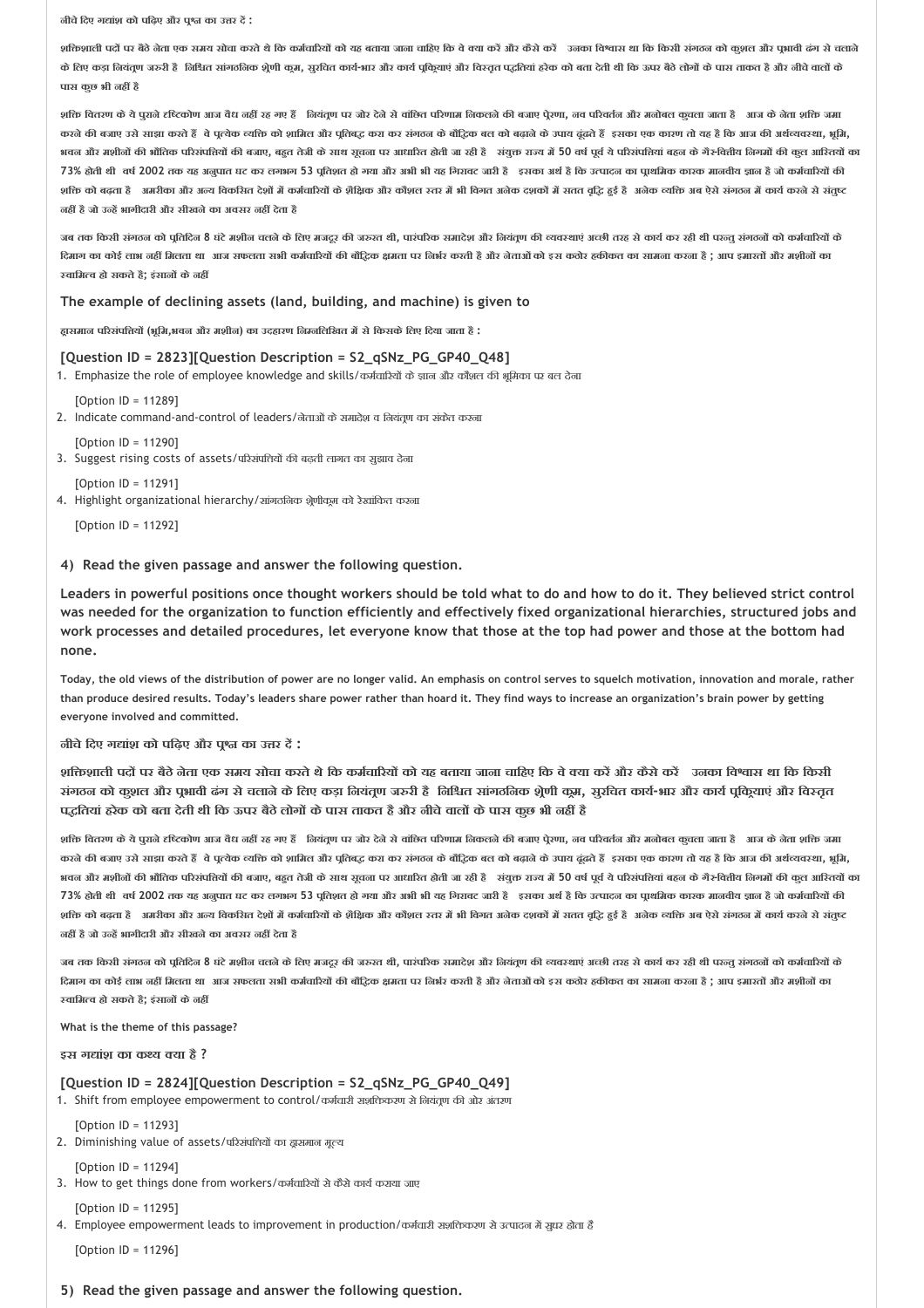नीचे दिए गद्यांश को पढ़िए और प्रश्न का उत्तर दें :

शक्तिशाली पदों पर बैठे नेता एक समय सोचा करते थे कि कर्मचारियों को यह बताया जाना चाहिए कि वे क्या करें और कैसे करें उनका विश्वास था कि किसी संगठन को कुशल और प्रभावी ढंग से चलाने के लिए कड़ा नियंत्रण जरुरी है निश्चित सांगठनिक श्रेणी क्रम, सुरचित कार्य-भार और कार्य प्रक्रियाएं और विस्तृत पद्धतियां हरेक को बता देती थी कि ऊपर बैठे लोगों के पास ताकत है और नीचे वालों के पास कुछ भी नहीं है

शक्ति वितरण के ये पुराने दृष्टिकोण आज वैध नहीं रह गए हैं नियंत्रण पर जोर देने से वांछित परिणाम निकलने की बजाए प्रेरणा, नव परिवर्तन और मनोबल कुचला जाता है आज के नेता शक्ति जमा करने की बजाए उसे साझा करते हैं वे प्रत्येक व्यक्ति को शामिल और प्रतिबद्ध करा कर संगठन के बौद्धिक बल को बढ़ाने के उपाय ढूंढते हैं इसका एक कारण तो यह है कि आज की अर्थव्यवस्था, भूमि, भवन और मशीनों की भौतिक परिसंपत्तियों की बजाए, बहुत तेजी के साथ सूचना पर आधारित होती जा रही है संयुक्त राज्य में 50 वर्ष पूर्व ये परिसंपत्तियां बहन के गैर-वित्तीय निगमों की कुल आस्तियों का 73% होती थी वर्ष 2002 तक यह अनुपात घट कर लगभग 53 प्रतिशत हो गया और अभी भी यह गिरावट जारी है इसका अर्थ है कि उत्पादन का प्राथमिक कारक मानवीय ज्ञान है जो कर्मचारियों की शक्ति को बढ़ता है अमरीका और अन्य विकसित देशों में कर्मचारियों के शैक्षिक और कौशल स्तर में भी विगत अनेक दशकों में सतत वृद्धि हुई है अनेक व्यक्ति अब ऐसे संगठन में कार्य करने से संतुष्ट नहीं है जो उन्हें भागीदारी और सीखने का अवसर नहीं देता है

जब तक किसी संगठन को प्रतिदिन 8 घंटे मशीन चलने के लिए मजदूर की जरुरत थी, पारंपरिक समादेश और नियंत्रण की व्यवस्थाएं अच्छी तरह से कार्य कर रही थी परन्तु संगठनों को कर्मचारियों के दिमाग का कोई लाभ नहीं मिलता था आज सफलता सभी कर्मचारियों की बौद्धिक क्षमता पर निर्भर करती है और नेताओं को इस कठोर हकीकत का सामना करना है ; आप इमारतों और मशीनों का स्वामित्व हो सकते है; इंसानों के नहीं

**The example of declining assets (land, building, and machine) is given to**

ह्रासमान परिसंपत्तियों (भूमि,भवन और मशीन) का उदाहरण निम्नलिखित में से किसके लिए दिया जाता है :

**[Question ID = 2823][Question Description = S2_qSNz_PG_GP40_Q48]**

1. Emphasize the role of employee knowledge and skills/कर्मचारियों के ज्ञान और कौशल की भूमिका पर बल देना

   [Option ID = 11289]
2. Indicate command-and-control of leaders/नेताओं के समादेश व नियंत्रण का संकेत करना

   [Option ID = 11290]
3. Suggest rising costs of assets/परिसंपत्तियों की बढ़ती लागत का सुझाव देना

   [Option ID = 11291]
4. Highlight organizational hierarchy/सांगठनिक श्रेणीक्रम को रेखांकित करना

   [Option ID = 11292]

**4) Read the given passage and answer the following question.**

**Leaders in powerful positions once thought workers should be told what to do and how to do it. They believed strict control was needed for the organization to function efficiently and effectively fixed organizational hierarchies, structured jobs and work processes and detailed procedures, let everyone know that those at the top had power and those at the bottom had none.**

**Today, the old views of the distribution of power are no longer valid. An emphasis on control serves to squelch motivation, innovation and morale, rather than produce desired results. Today's leaders share power rather than hoard it. They find ways to increase an organization's brain power by getting everyone involved and committed.**

**नीचे दिए गद्यांश को पढ़िए और प्रश्न का उत्तर दें :**

**शक्तिशाली पदों पर बैठे नेता एक समय सोचा करते थे कि कर्मचारियों को यह बताया जाना चाहिए कि वे क्या करें और कैसे करें उनका विश्वास था कि किसी संगठन को कुशल और प्रभावी ढंग से चलाने के लिए कड़ा नियंत्रण जरुरी है निश्चित सांगठनिक श्रेणी क्रम, सुरचित कार्य-भार और कार्य प्रक्रियाएं और विस्तृत पद्धतियां हरेक को बता देती थी कि ऊपर बैठे लोगों के पास ताकत है और नीचे वालों के पास कुछ भी नहीं है**

शक्ति वितरण के ये पुराने दृष्टिकोण आज वैध नहीं रह गए हैं नियंत्रण पर जोर देने से वांछित परिणाम निकलने की बजाए प्रेरणा, नव परिवर्तन और मनोबल कुचला जाता है आज के नेता शक्ति जमा करने की बजाए उसे साझा करते हैं वे प्रत्येक व्यक्ति को शामिल और प्रतिबद्ध करा कर संगठन के बौद्धिक बल को बढ़ाने के उपाय ढूंढते हैं इसका एक कारण तो यह है कि आज की अर्थव्यवस्था, भूमि, भवन और मशीनों की भौतिक परिसंपत्तियों की बजाए, बहुत तेजी के साथ सूचना पर आधारित होती जा रही है संयुक्त राज्य में 50 वर्ष पूर्व ये परिसंपत्तियां बहन के गैर-वित्तीय निगमों की कुल आस्तियों का 73% होती थी वर्ष 2002 तक यह अनुपात घट कर लगभग 53 प्रतिशत हो गया और अभी भी यह गिरावट जारी है इसका अर्थ है कि उत्पादन का प्राथमिक कारक मानवीय ज्ञान है जो कर्मचारियों की शक्ति को बढ़ता है अमरीका और अन्य विकसित देशों में कर्मचारियों के शैक्षिक और कौशल स्तर में भी विगत अनेक दशकों में सतत वृद्धि हुई है अनेक व्यक्ति अब ऐसे संगठन में कार्य करने से संतुष्ट नहीं है जो उन्हें भागीदारी और सीखने का अवसर नहीं देता है

जब तक किसी संगठन को प्रतिदिन 8 घंटे मशीन चलने के लिए मजदूर की जरुरत थी, पारंपरिक समादेश और नियंत्रण की व्यवस्थाएं अच्छी तरह से कार्य कर रही थी परन्तु संगठनों को कर्मचारियों के दिमाग का कोई लाभ नहीं मिलता था आज सफलता सभी कर्मचारियों की बौद्धिक क्षमता पर निर्भर करती है और नेताओं को इस कठोर हकीकत का सामना करना है ; आप इमारतों और मशीनों का स्वामित्व हो सकते है; इंसानों के नहीं

**What is the theme of this passage?**

**इस गद्यांश का कथ्य क्या है ?**

**[Question ID = 2824][Question Description = S2_qSNz_PG_GP40_Q49]**

1. Shift from employee empowerment to control/कर्मचारी सशक्तिकरण से नियंत्रण की ओर अंतरण

   [Option ID = 11293]
2. Diminishing value of assets/परिसंपत्तियों का ह्रासमान मूल्य

   [Option ID = 11294]
3. How to get things done from workers/कर्मचारियों से कैसे कार्य कराया जाए

   [Option ID = 11295]
4. Employee empowerment leads to improvement in production/कर्मचारी सशक्तिकरण से उत्पादन में सुधार होता है

   [Option ID = 11296]

**5) Read the given passage and answer the following question.**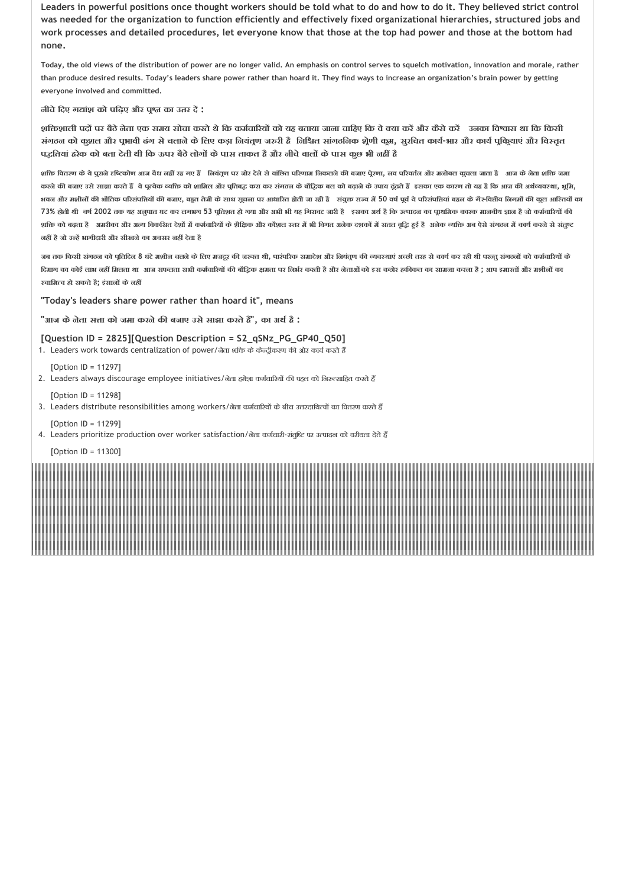**Leaders in powerful positions once thought workers should be told what to do and how to do it. They believed strict control was needed for the organization to function efficiently and effectively fixed organizational hierarchies, structured jobs and work processes and detailed procedures, let everyone know that those at the top had power and those at the bottom had none.**

**Today, the old views of the distribution of power are no longer valid. An emphasis on control serves to squelch motivation, innovation and morale, rather than produce desired results. Today's leaders share power rather than hoard it. They find ways to increase an organization's brain power by getting everyone involved and committed.**

**नीचे दिए गद्यांश को पढ़िए और प्रश्न का उत्तर दें :**

**शक्तिशाली पदों पर बैठे नेता एक समय सोचा करते थे कि कर्मचारियों को यह बताया जाना चाहिए कि वे क्या करें और कैसे करें उनका विश्वास था कि किसी संगठन को कुशल और प्रभावी ढंग से चलाने के लिए कड़ा नियंत्रण जरुरी है निश्चित सांगठनिक श्रेणी क्रम, सुरचित कार्य-भार और कार्य प्रक्रियाएं और विस्तृत पद्धतियां हरेक को बता देती थी कि ऊपर बैठे लोगों के पास ताकत है और नीचे वालों के पास कुछ भी नहीं है**

**शक्ति वितरण के ये पुराने दृष्टिकोण आज वैध नहीं रह गए हैं नियंत्रण पर जोर देने से वांछित परिणाम निकलने की बजाए प्रेरणा, नव परिवर्तन और मनोबल कुचला जाता है आज के नेता शक्ति जमा करने की बजाए उसे साझा करते हैं वे प्रत्येक व्यक्ति को शामिल और प्रतिबद्ध करा कर संगठन के बौद्धिक बल को बढ़ाने के उपाय ढूंढते हैं इसका एक कारण तो यह है कि आज की अर्थव्यवस्था, भूमि, भवन और मशीनों की भौतिक परिसंपत्तियों की बजाए, बहुत तेजी के साथ सूचना पर आधारित होती जा रही है संयुक्त राज्य में 50 वर्ष पूर्व ये परिसंपत्तियां बहन के गैर-वित्तीय निगमों की कुल आस्तियों का 73% होती थी वर्ष 2002 तक यह अनुपात घट कर लगभग 53 प्रतिशत हो गया और अभी भी यह गिरावट जारी है इसका अर्थ है कि उत्पादन का प्राथमिक कारक मानवीय ज्ञान है जो कर्मचारियों की शक्ति को बढ़ता है अमरीका और अन्य विकसित देशों में कर्मचारियों के शैक्षिक और कौशल स्तर में भी विगत अनेक दशकों में सतत वृद्धि हुई है अनेक व्यक्ति अब ऐसे संगठन में कार्य करने से संतुष्ट नहीं है जो उन्हें भागीदारी और सीखने का अवसर नहीं देता है**

**जब तक किसी संगठन को प्रतिदिन 8 घंटे मशीन चलाने के लिए मजदूर की जरुरत थी, पारंपरिक समादेश और नियंत्रण की व्यवस्थाएं अच्छी तरह से कार्य कर रही थी परन्तु संगठनों को कर्मचारियों के दिमाग का कोई लाभ नहीं मिलता था आज सफलता सभी कर्मचारियों की बौद्धिक क्षमता पर निर्भर करती है और नेताओं को इस कठोर हकीकत का सामना करना है ; आप इमारतों और मशीनों का स्वामित्व हो सकते है; इंसानों के नहीं**

**"Today's leaders share power rather than hoard it", means**

**"आज के नेता सत्ता को जमा करने की बजाए उसे साझा करते हैं", का अर्थ है :**

**[Question ID = 2825][Question Description = S2_qSNz_PG_GP40_Q50]**

1. Leaders work towards centralization of power/नेता शक्ति के केन्द्रीकरण की ओर कार्य करते हैं

   [Option ID = 11297]
2. Leaders always discourage employee initiatives/नेता हमेशा कर्मचारियों की पहल को निरुत्साहित करते हैं

   [Option ID = 11298]
3. Leaders distribute resonsibilities among workers/नेता कर्मचारियों के बीच उत्तरदायित्वों का वितरण करते हैं

   [Option ID = 11299]
4. Leaders prioritize production over worker satisfaction/नेता कर्मचारी-संतुष्टि पर उत्पादन को वरीयता देते हैं

   [Option ID = 11300]